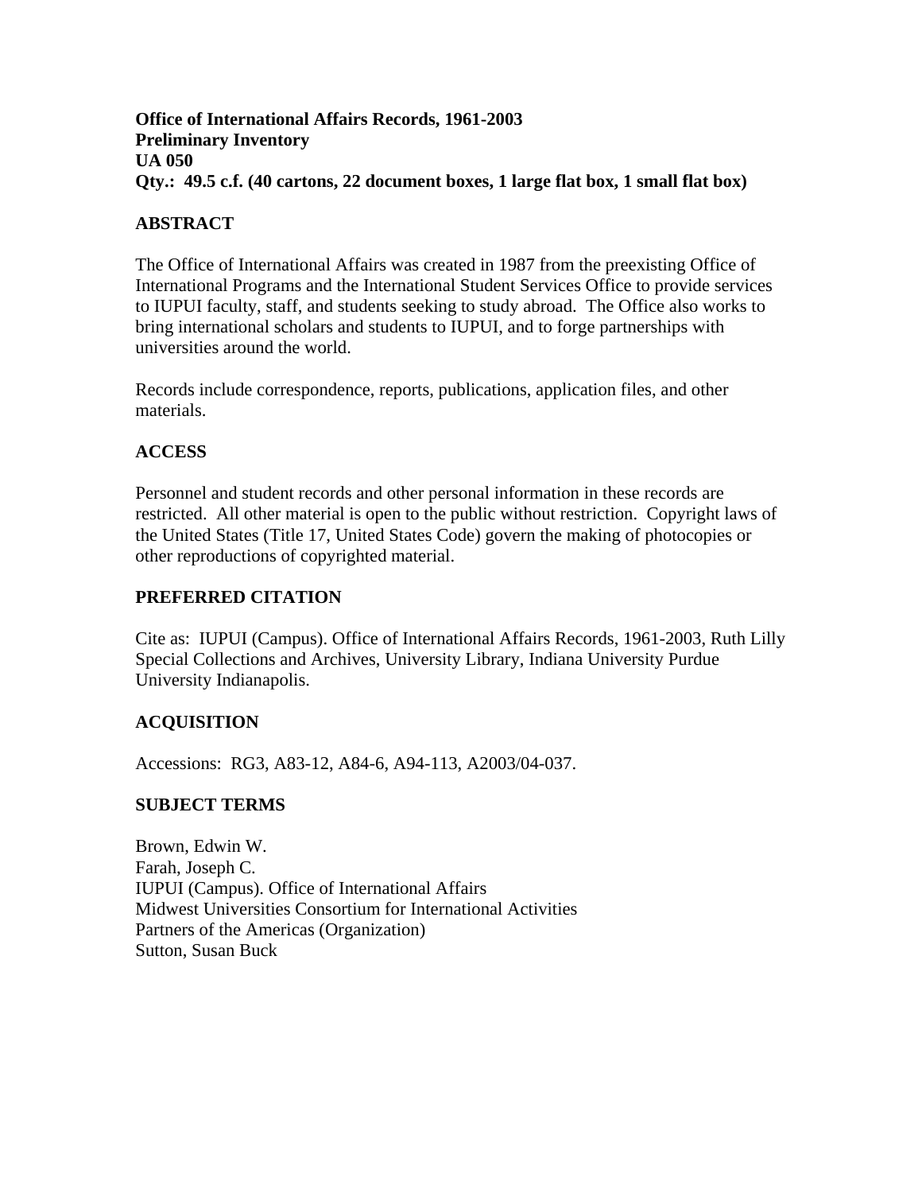**Office of International Affairs Records, 1961-2003**
**Preliminary Inventory**
**UA 050**
**Qty.: 49.5 c.f. (40 cartons, 22 document boxes, 1 large flat box, 1 small flat box)**

## ABSTRACT

The Office of International Affairs was created in 1987 from the preexisting Office of International Programs and the International Student Services Office to provide services to IUPUI faculty, staff, and students seeking to study abroad. The Office also works to bring international scholars and students to IUPUI, and to forge partnerships with universities around the world.

Records include correspondence, reports, publications, application files, and other materials.

## ACCESS

Personnel and student records and other personal information in these records are restricted. All other material is open to the public without restriction. Copyright laws of the United States (Title 17, United States Code) govern the making of photocopies or other reproductions of copyrighted material.

## PREFERRED CITATION

Cite as: IUPUI (Campus). Office of International Affairs Records, 1961-2003, Ruth Lilly Special Collections and Archives, University Library, Indiana University Purdue University Indianapolis.

## ACQUISITION

Accessions: RG3, A83-12, A84-6, A94-113, A2003/04-037.

## SUBJECT TERMS

Brown, Edwin W.
Farah, Joseph C.
IUPUI (Campus). Office of International Affairs
Midwest Universities Consortium for International Activities
Partners of the Americas (Organization)
Sutton, Susan Buck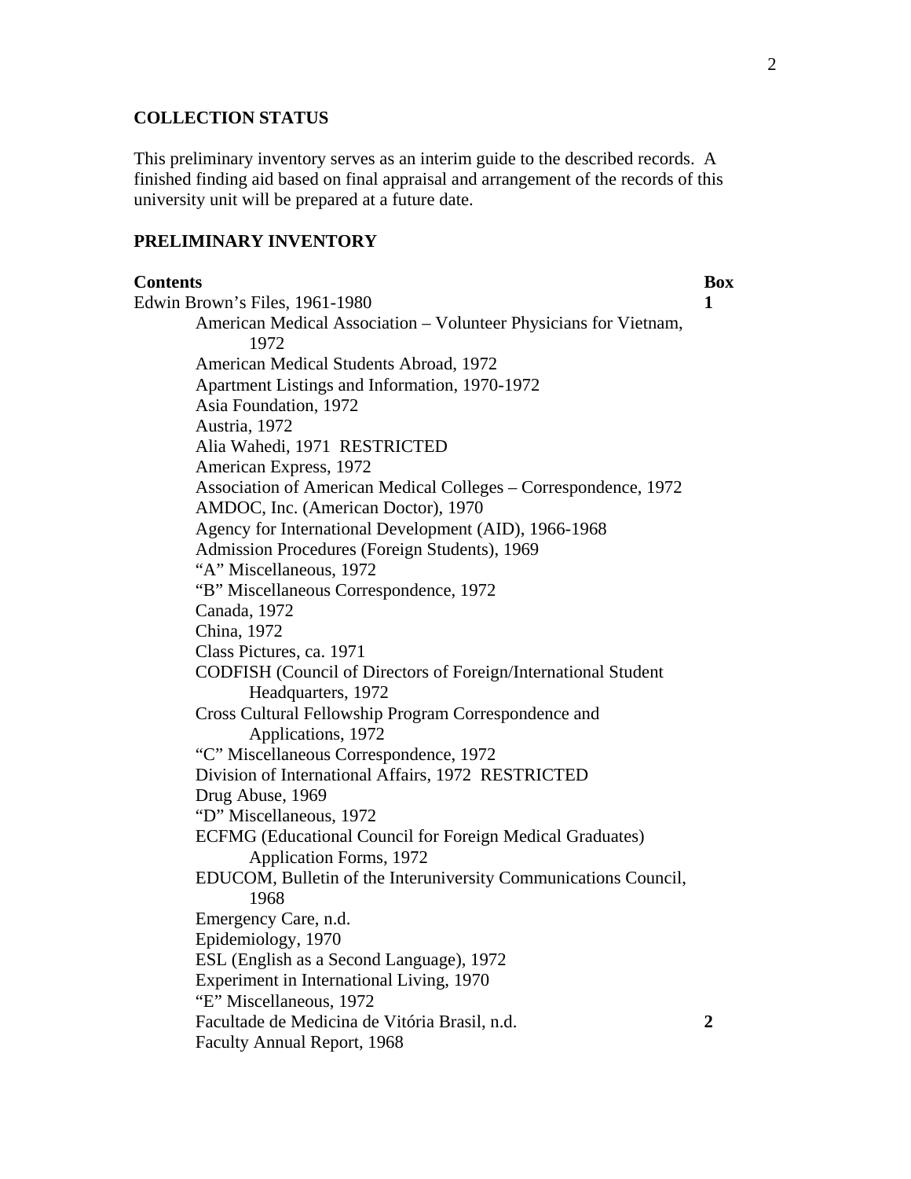## COLLECTION STATUS

This preliminary inventory serves as an interim guide to the described records. A finished finding aid based on final appraisal and arrangement of the records of this university unit will be prepared at a future date.

## PRELIMINARY INVENTORY

| Contents | Box |
|---|---|
| Edwin Brown's Files, 1961-1980 | **1** |
| American Medical Association – Volunteer Physicians for Vietnam, 1972 | |
| American Medical Students Abroad, 1972 | |
| Apartment Listings and Information, 1970-1972 | |
| Asia Foundation, 1972 | |
| Austria, 1972 | |
| Alia Wahedi, 1971 RESTRICTED | |
| American Express, 1972 | |
| Association of American Medical Colleges – Correspondence, 1972 | |
| AMDOC, Inc. (American Doctor), 1970 | |
| Agency for International Development (AID), 1966-1968 | |
| Admission Procedures (Foreign Students), 1969 | |
| "A" Miscellaneous, 1972 | |
| "B" Miscellaneous Correspondence, 1972 | |
| Canada, 1972 | |
| China, 1972 | |
| Class Pictures, ca. 1971 | |
| CODFISH (Council of Directors of Foreign/International Student Headquarters, 1972 | |
| Cross Cultural Fellowship Program Correspondence and Applications, 1972 | |
| "C" Miscellaneous Correspondence, 1972 | |
| Division of International Affairs, 1972 RESTRICTED | |
| Drug Abuse, 1969 | |
| "D" Miscellaneous, 1972 | |
| ECFMG (Educational Council for Foreign Medical Graduates) Application Forms, 1972 | |
| EDUCOM, Bulletin of the Interuniversity Communications Council, 1968 | |
| Emergency Care, n.d. | |
| Epidemiology, 1970 | |
| ESL (English as a Second Language), 1972 | |
| Experiment in International Living, 1970 | |
| "E" Miscellaneous, 1972 | |
| Facultade de Medicina de Vitória Brasil, n.d. | **2** |
| Faculty Annual Report, 1968 | |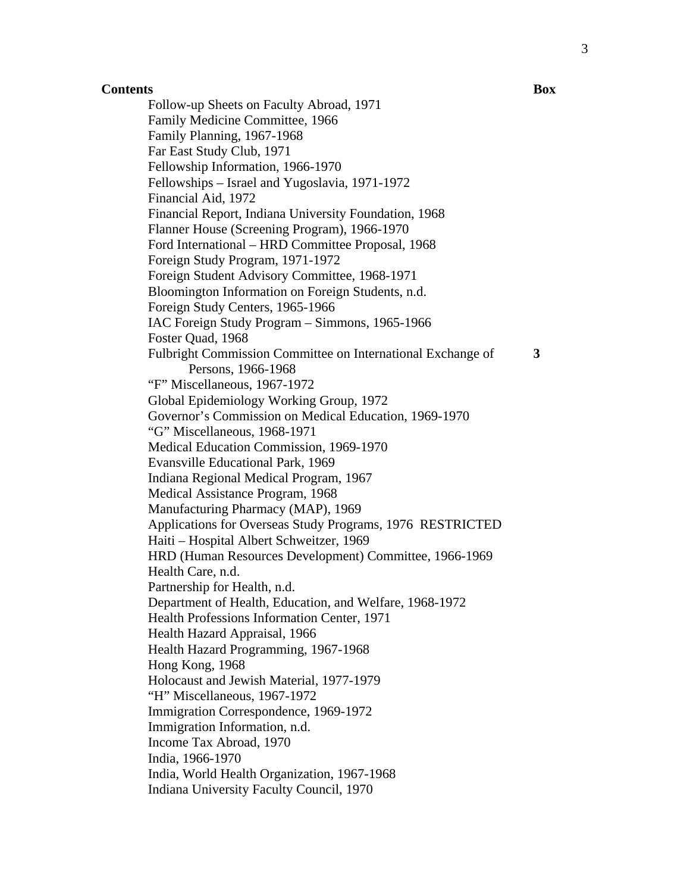| Contents | Box |
|---|---|
| Follow-up Sheets on Faculty Abroad, 1971 | |
| Family Medicine Committee, 1966 | |
| Family Planning, 1967-1968 | |
| Far East Study Club, 1971 | |
| Fellowship Information, 1966-1970 | |
| Fellowships – Israel and Yugoslavia, 1971-1972 | |
| Financial Aid, 1972 | |
| Financial Report, Indiana University Foundation, 1968 | |
| Flanner House (Screening Program), 1966-1970 | |
| Ford International – HRD Committee Proposal, 1968 | |
| Foreign Study Program, 1971-1972 | |
| Foreign Student Advisory Committee, 1968-1971 | |
| Bloomington Information on Foreign Students, n.d. | |
| Foreign Study Centers, 1965-1966 | |
| IAC Foreign Study Program – Simmons, 1965-1966 | |
| Foster Quad, 1968 | |
| Fulbright Commission Committee on International Exchange of Persons, 1966-1968 | **3** |
| "F" Miscellaneous, 1967-1972 | |
| Global Epidemiology Working Group, 1972 | |
| Governor's Commission on Medical Education, 1969-1970 | |
| "G" Miscellaneous, 1968-1971 | |
| Medical Education Commission, 1969-1970 | |
| Evansville Educational Park, 1969 | |
| Indiana Regional Medical Program, 1967 | |
| Medical Assistance Program, 1968 | |
| Manufacturing Pharmacy (MAP), 1969 | |
| Applications for Overseas Study Programs, 1976 RESTRICTED | |
| Haiti – Hospital Albert Schweitzer, 1969 | |
| HRD (Human Resources Development) Committee, 1966-1969 | |
| Health Care, n.d. | |
| Partnership for Health, n.d. | |
| Department of Health, Education, and Welfare, 1968-1972 | |
| Health Professions Information Center, 1971 | |
| Health Hazard Appraisal, 1966 | |
| Health Hazard Programming, 1967-1968 | |
| Hong Kong, 1968 | |
| Holocaust and Jewish Material, 1977-1979 | |
| "H" Miscellaneous, 1967-1972 | |
| Immigration Correspondence, 1969-1972 | |
| Immigration Information, n.d. | |
| Income Tax Abroad, 1970 | |
| India, 1966-1970 | |
| India, World Health Organization, 1967-1968 | |
| Indiana University Faculty Council, 1970 | |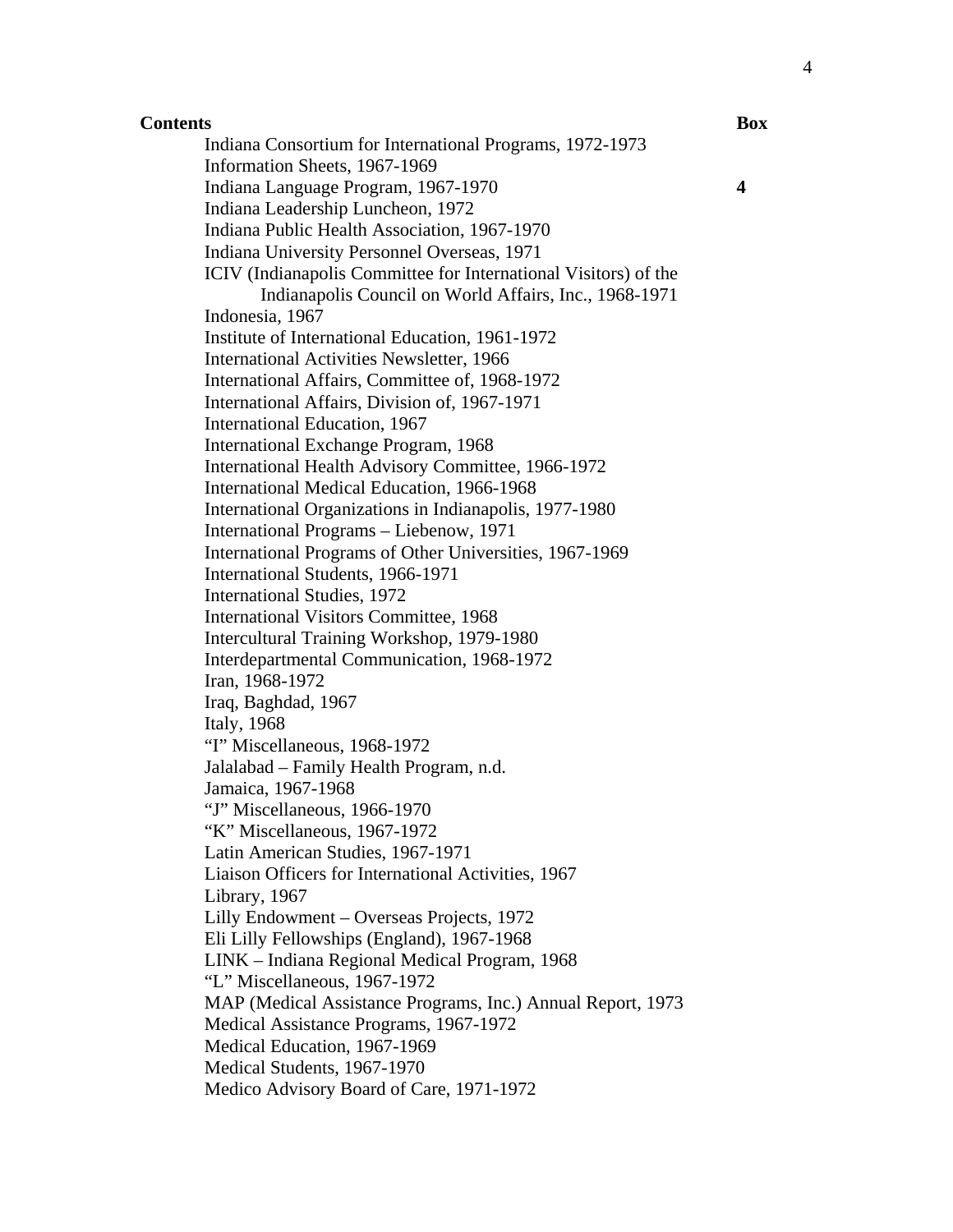| Contents | Box |
|---|---|
| Indiana Consortium for International Programs, 1972-1973 | |
| Information Sheets, 1967-1969 | |
| Indiana Language Program, 1967-1970 | **4** |
| Indiana Leadership Luncheon, 1972 | |
| Indiana Public Health Association, 1967-1970 | |
| Indiana University Personnel Overseas, 1971 | |
| ICIV (Indianapolis Committee for International Visitors) of the Indianapolis Council on World Affairs, Inc., 1968-1971 | |
| Indonesia, 1967 | |
| Institute of International Education, 1961-1972 | |
| International Activities Newsletter, 1966 | |
| International Affairs, Committee of, 1968-1972 | |
| International Affairs, Division of, 1967-1971 | |
| International Education, 1967 | |
| International Exchange Program, 1968 | |
| International Health Advisory Committee, 1966-1972 | |
| International Medical Education, 1966-1968 | |
| International Organizations in Indianapolis, 1977-1980 | |
| International Programs – Liebenow, 1971 | |
| International Programs of Other Universities, 1967-1969 | |
| International Students, 1966-1971 | |
| International Studies, 1972 | |
| International Visitors Committee, 1968 | |
| Intercultural Training Workshop, 1979-1980 | |
| Interdepartmental Communication, 1968-1972 | |
| Iran, 1968-1972 | |
| Iraq, Baghdad, 1967 | |
| Italy, 1968 | |
| "I" Miscellaneous, 1968-1972 | |
| Jalalabad – Family Health Program, n.d. | |
| Jamaica, 1967-1968 | |
| "J" Miscellaneous, 1966-1970 | |
| "K" Miscellaneous, 1967-1972 | |
| Latin American Studies, 1967-1971 | |
| Liaison Officers for International Activities, 1967 | |
| Library, 1967 | |
| Lilly Endowment – Overseas Projects, 1972 | |
| Eli Lilly Fellowships (England), 1967-1968 | |
| LINK – Indiana Regional Medical Program, 1968 | |
| "L" Miscellaneous, 1967-1972 | |
| MAP (Medical Assistance Programs, Inc.) Annual Report, 1973 | |
| Medical Assistance Programs, 1967-1972 | |
| Medical Education, 1967-1969 | |
| Medical Students, 1967-1970 | |
| Medico Advisory Board of Care, 1971-1972 | |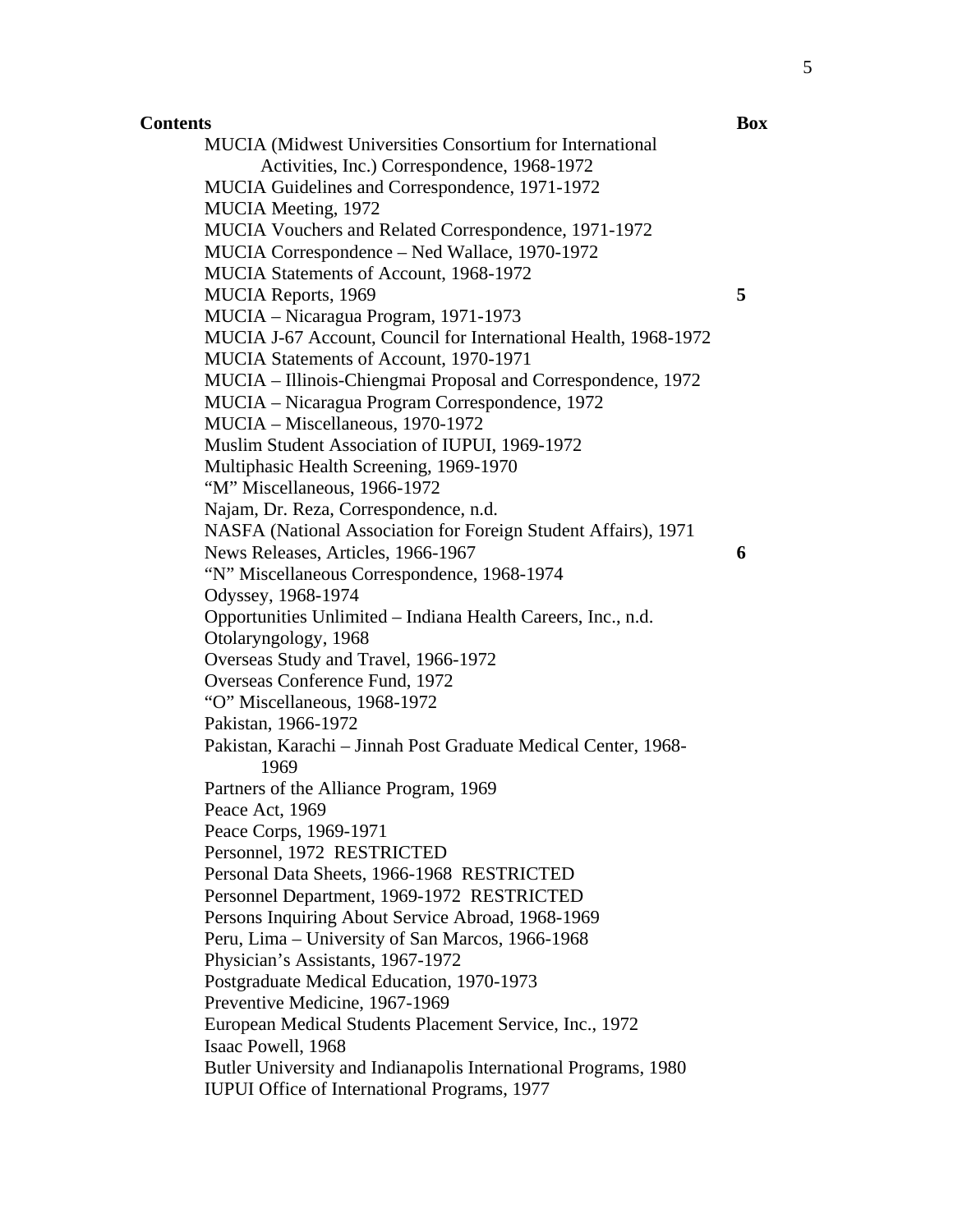| Contents | Box |
| --- | --- |
| MUCIA (Midwest Universities Consortium for International Activities, Inc.) Correspondence, 1968-1972 | |
| MUCIA Guidelines and Correspondence, 1971-1972 | |
| MUCIA Meeting, 1972 | |
| MUCIA Vouchers and Related Correspondence, 1971-1972 | |
| MUCIA Correspondence – Ned Wallace, 1970-1972 | |
| MUCIA Statements of Account, 1968-1972 | |
| MUCIA Reports, 1969 | **5** |
| MUCIA – Nicaragua Program, 1971-1973 | |
| MUCIA J-67 Account, Council for International Health, 1968-1972 | |
| MUCIA Statements of Account, 1970-1971 | |
| MUCIA – Illinois-Chiengmai Proposal and Correspondence, 1972 | |
| MUCIA – Nicaragua Program Correspondence, 1972 | |
| MUCIA – Miscellaneous, 1970-1972 | |
| Muslim Student Association of IUPUI, 1969-1972 | |
| Multiphasic Health Screening, 1969-1970 | |
| "M" Miscellaneous, 1966-1972 | |
| Najam, Dr. Reza, Correspondence, n.d. | |
| NASFA (National Association for Foreign Student Affairs), 1971 | |
| News Releases, Articles, 1966-1967 | **6** |
| "N" Miscellaneous Correspondence, 1968-1974 | |
| Odyssey, 1968-1974 | |
| Opportunities Unlimited – Indiana Health Careers, Inc., n.d. | |
| Otolaryngology, 1968 | |
| Overseas Study and Travel, 1966-1972 | |
| Overseas Conference Fund, 1972 | |
| "O" Miscellaneous, 1968-1972 | |
| Pakistan, 1966-1972 | |
| Pakistan, Karachi – Jinnah Post Graduate Medical Center, 1968-1969 | |
| Partners of the Alliance Program, 1969 | |
| Peace Act, 1969 | |
| Peace Corps, 1969-1971 | |
| Personnel, 1972 RESTRICTED | |
| Personal Data Sheets, 1966-1968 RESTRICTED | |
| Personnel Department, 1969-1972 RESTRICTED | |
| Persons Inquiring About Service Abroad, 1968-1969 | |
| Peru, Lima – University of San Marcos, 1966-1968 | |
| Physician's Assistants, 1967-1972 | |
| Postgraduate Medical Education, 1970-1973 | |
| Preventive Medicine, 1967-1969 | |
| European Medical Students Placement Service, Inc., 1972 | |
| Isaac Powell, 1968 | |
| Butler University and Indianapolis International Programs, 1980 | |
| IUPUI Office of International Programs, 1977 | |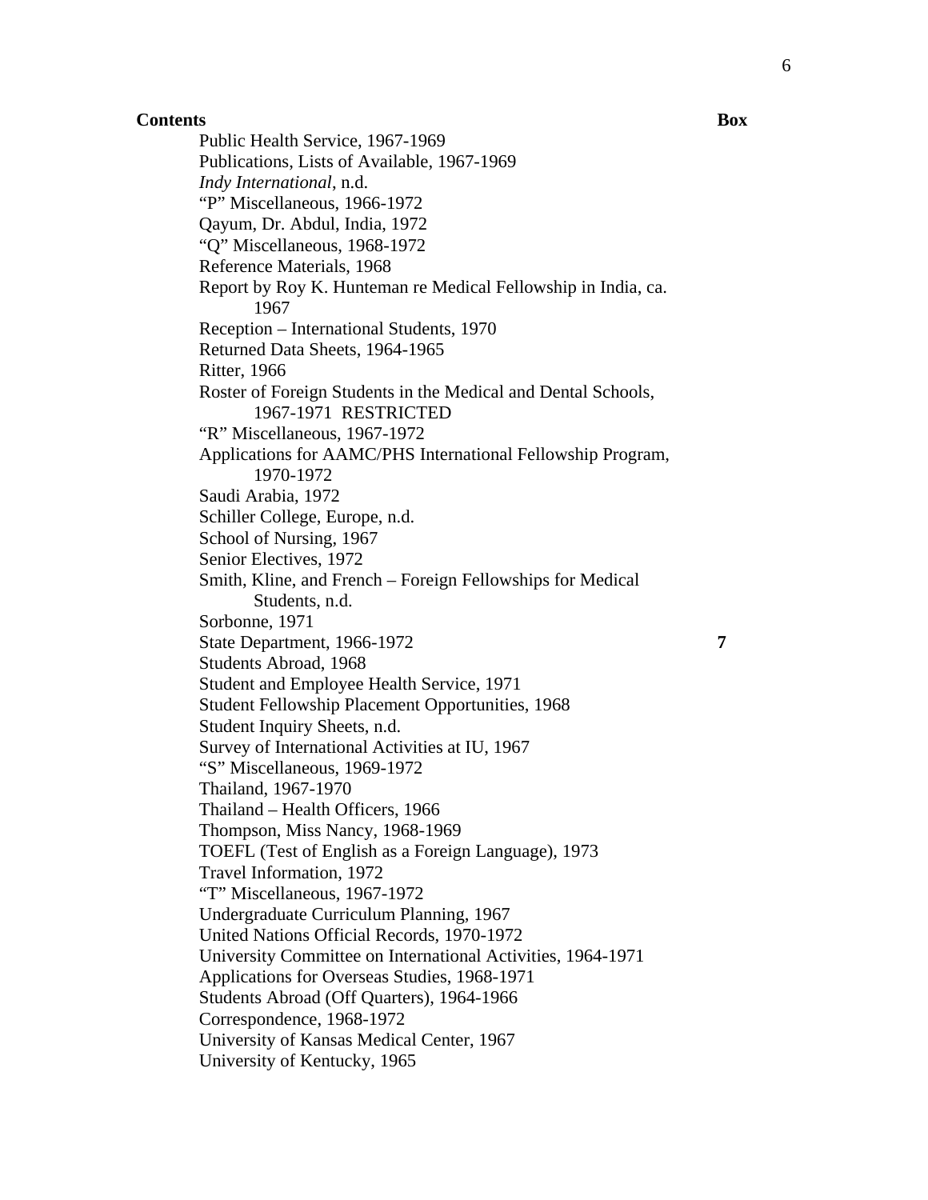| **Contents** | **Box** |
|---|---|
| Public Health Service, 1967-1969 | |
| Publications, Lists of Available, 1967-1969 | |
| *Indy International*, n.d. | |
| "P" Miscellaneous, 1966-1972 | |
| Qayum, Dr. Abdul, India, 1972 | |
| "Q" Miscellaneous, 1968-1972 | |
| Reference Materials, 1968 | |
| Report by Roy K. Hunteman re Medical Fellowship in India, ca. 1967 | |
| Reception – International Students, 1970 | |
| Returned Data Sheets, 1964-1965 | |
| Ritter, 1966 | |
| Roster of Foreign Students in the Medical and Dental Schools, 1967-1971 RESTRICTED | |
| "R" Miscellaneous, 1967-1972 | |
| Applications for AAMC/PHS International Fellowship Program, 1970-1972 | |
| Saudi Arabia, 1972 | |
| Schiller College, Europe, n.d. | |
| School of Nursing, 1967 | |
| Senior Electives, 1972 | |
| Smith, Kline, and French – Foreign Fellowships for Medical Students, n.d. | |
| Sorbonne, 1971 | |
| State Department, 1966-1972 | **7** |
| Students Abroad, 1968 | |
| Student and Employee Health Service, 1971 | |
| Student Fellowship Placement Opportunities, 1968 | |
| Student Inquiry Sheets, n.d. | |
| Survey of International Activities at IU, 1967 | |
| "S" Miscellaneous, 1969-1972 | |
| Thailand, 1967-1970 | |
| Thailand – Health Officers, 1966 | |
| Thompson, Miss Nancy, 1968-1969 | |
| TOEFL (Test of English as a Foreign Language), 1973 | |
| Travel Information, 1972 | |
| "T" Miscellaneous, 1967-1972 | |
| Undergraduate Curriculum Planning, 1967 | |
| United Nations Official Records, 1970-1972 | |
| University Committee on International Activities, 1964-1971 | |
| Applications for Overseas Studies, 1968-1971 | |
| Students Abroad (Off Quarters), 1964-1966 | |
| Correspondence, 1968-1972 | |
| University of Kansas Medical Center, 1967 | |
| University of Kentucky, 1965 | |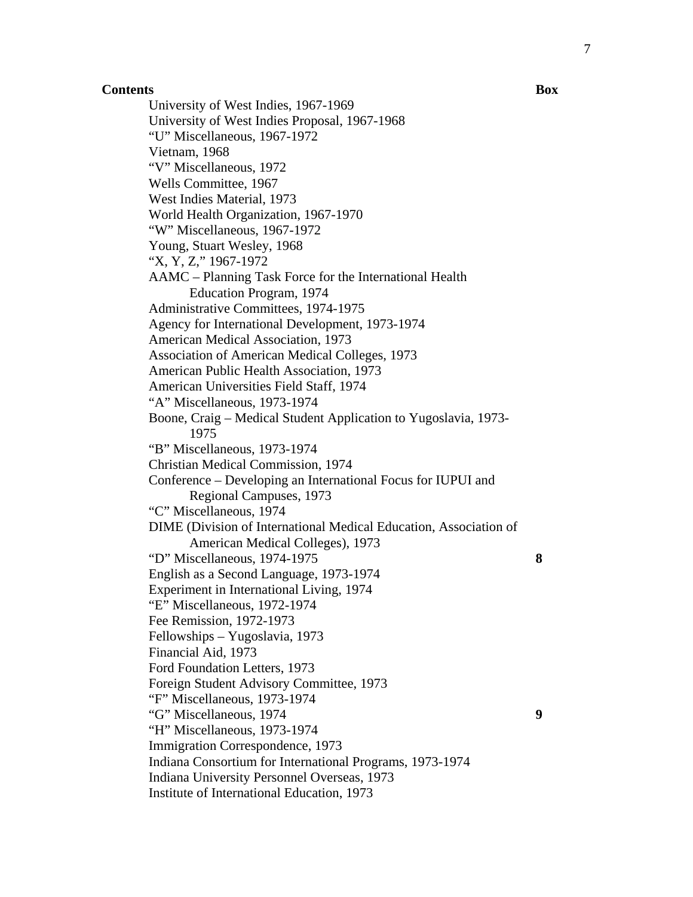| Contents | Box |
|---|---|
| University of West Indies, 1967-1969 | |
| University of West Indies Proposal, 1967-1968 | |
| "U" Miscellaneous, 1967-1972 | |
| Vietnam, 1968 | |
| "V" Miscellaneous, 1972 | |
| Wells Committee, 1967 | |
| West Indies Material, 1973 | |
| World Health Organization, 1967-1970 | |
| "W" Miscellaneous, 1967-1972 | |
| Young, Stuart Wesley, 1968 | |
| "X, Y, Z," 1967-1972 | |
| AAMC – Planning Task Force for the International Health Education Program, 1974 | |
| Administrative Committees, 1974-1975 | |
| Agency for International Development, 1973-1974 | |
| American Medical Association, 1973 | |
| Association of American Medical Colleges, 1973 | |
| American Public Health Association, 1973 | |
| American Universities Field Staff, 1974 | |
| "A" Miscellaneous, 1973-1974 | |
| Boone, Craig – Medical Student Application to Yugoslavia, 1973-1975 | |
| "B" Miscellaneous, 1973-1974 | |
| Christian Medical Commission, 1974 | |
| Conference – Developing an International Focus for IUPUI and Regional Campuses, 1973 | |
| "C" Miscellaneous, 1974 | |
| DIME (Division of International Medical Education, Association of American Medical Colleges), 1973 | |
| "D" Miscellaneous, 1974-1975 | **8** |
| English as a Second Language, 1973-1974 | |
| Experiment in International Living, 1974 | |
| "E" Miscellaneous, 1972-1974 | |
| Fee Remission, 1972-1973 | |
| Fellowships – Yugoslavia, 1973 | |
| Financial Aid, 1973 | |
| Ford Foundation Letters, 1973 | |
| Foreign Student Advisory Committee, 1973 | |
| "F" Miscellaneous, 1973-1974 | |
| "G" Miscellaneous, 1974 | **9** |
| "H" Miscellaneous, 1973-1974 | |
| Immigration Correspondence, 1973 | |
| Indiana Consortium for International Programs, 1973-1974 | |
| Indiana University Personnel Overseas, 1973 | |
| Institute of International Education, 1973 | |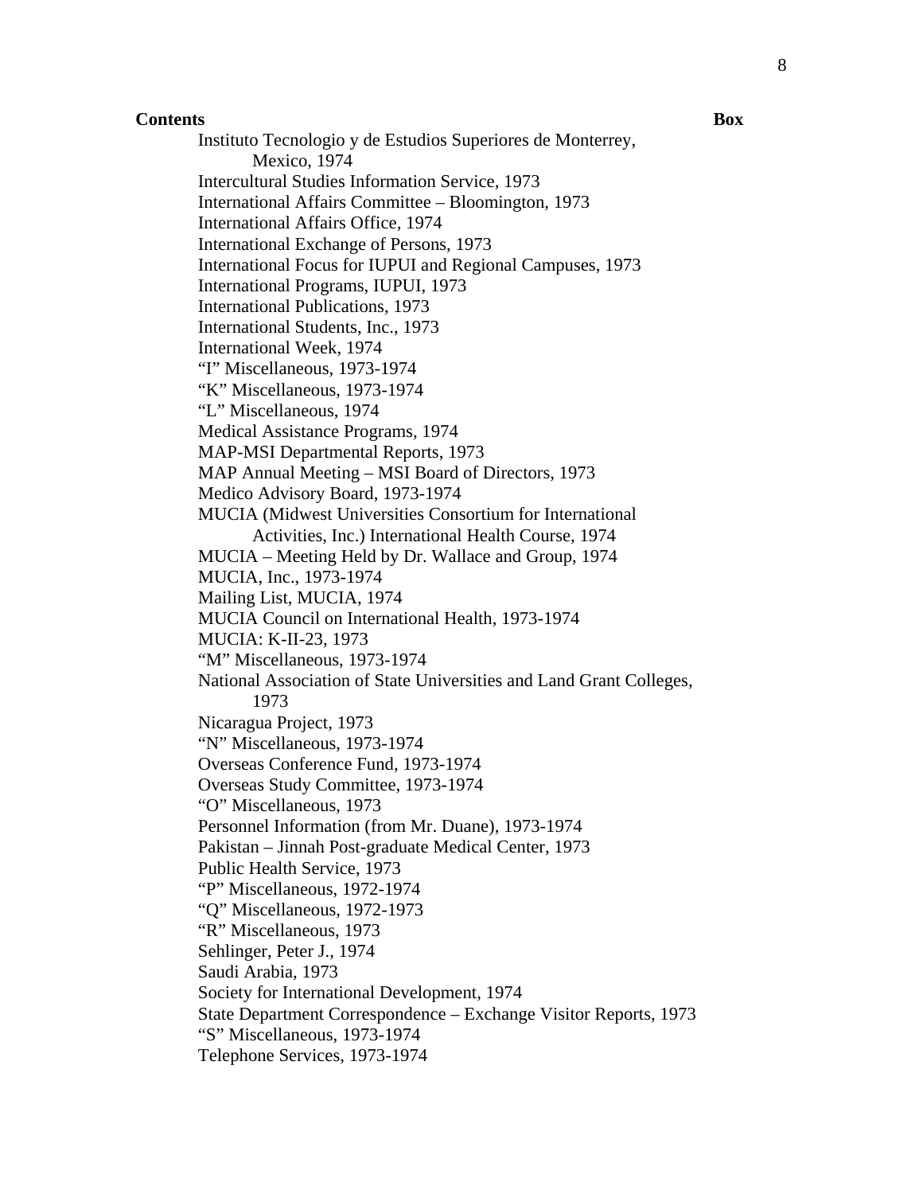**Contents** **Box**

Instituto Tecnologio y de Estudios Superiores de Monterrey, Mexico, 1974
Intercultural Studies Information Service, 1973
International Affairs Committee – Bloomington, 1973
International Affairs Office, 1974
International Exchange of Persons, 1973
International Focus for IUPUI and Regional Campuses, 1973
International Programs, IUPUI, 1973
International Publications, 1973
International Students, Inc., 1973
International Week, 1974
"I" Miscellaneous, 1973-1974
"K" Miscellaneous, 1973-1974
"L" Miscellaneous, 1974
Medical Assistance Programs, 1974
MAP-MSI Departmental Reports, 1973
MAP Annual Meeting – MSI Board of Directors, 1973
Medico Advisory Board, 1973-1974
MUCIA (Midwest Universities Consortium for International Activities, Inc.) International Health Course, 1974
MUCIA – Meeting Held by Dr. Wallace and Group, 1974
MUCIA, Inc., 1973-1974
Mailing List, MUCIA, 1974
MUCIA Council on International Health, 1973-1974
MUCIA: K-II-23, 1973
"M" Miscellaneous, 1973-1974
National Association of State Universities and Land Grant Colleges, 1973
Nicaragua Project, 1973
"N" Miscellaneous, 1973-1974
Overseas Conference Fund, 1973-1974
Overseas Study Committee, 1973-1974
"O" Miscellaneous, 1973
Personnel Information (from Mr. Duane), 1973-1974
Pakistan – Jinnah Post-graduate Medical Center, 1973
Public Health Service, 1973
"P" Miscellaneous, 1972-1974
"Q" Miscellaneous, 1972-1973
"R" Miscellaneous, 1973
Sehlinger, Peter J., 1974
Saudi Arabia, 1973
Society for International Development, 1974
State Department Correspondence – Exchange Visitor Reports, 1973
"S" Miscellaneous, 1973-1974
Telephone Services, 1973-1974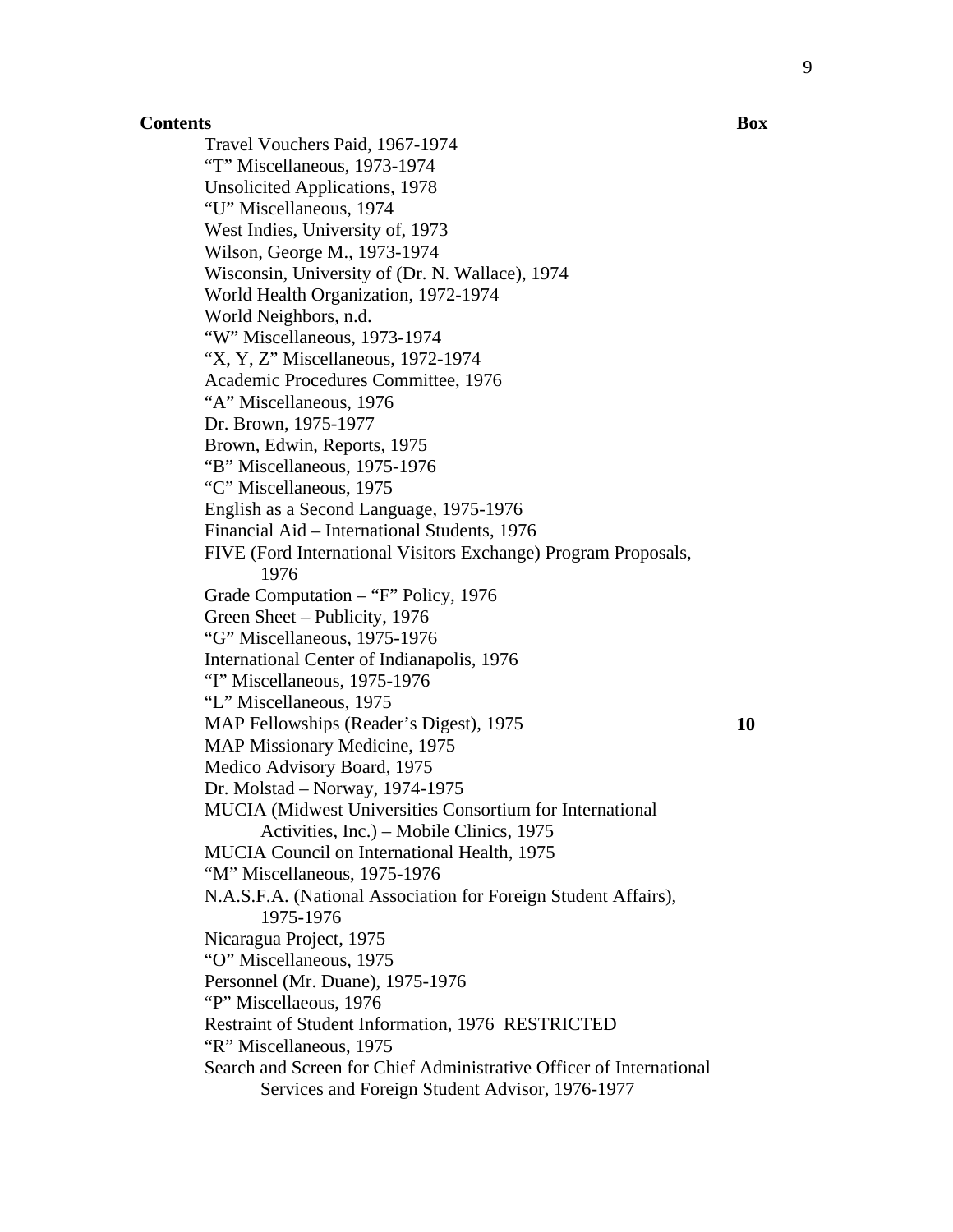| Contents | Box |
|---|---|
| Travel Vouchers Paid, 1967-1974 | |
| “T” Miscellaneous, 1973-1974 | |
| Unsolicited Applications, 1978 | |
| “U” Miscellaneous, 1974 | |
| West Indies, University of, 1973 | |
| Wilson, George M., 1973-1974 | |
| Wisconsin, University of (Dr. N. Wallace), 1974 | |
| World Health Organization, 1972-1974 | |
| World Neighbors, n.d. | |
| “W” Miscellaneous, 1973-1974 | |
| “X, Y, Z” Miscellaneous, 1972-1974 | |
| Academic Procedures Committee, 1976 | |
| “A” Miscellaneous, 1976 | |
| Dr. Brown, 1975-1977 | |
| Brown, Edwin, Reports, 1975 | |
| “B” Miscellaneous, 1975-1976 | |
| “C” Miscellaneous, 1975 | |
| English as a Second Language, 1975-1976 | |
| Financial Aid – International Students, 1976 | |
| FIVE (Ford International Visitors Exchange) Program Proposals, 1976 | |
| Grade Computation – “F” Policy, 1976 | |
| Green Sheet – Publicity, 1976 | |
| “G” Miscellaneous, 1975-1976 | |
| International Center of Indianapolis, 1976 | |
| “I” Miscellaneous, 1975-1976 | |
| “L” Miscellaneous, 1975 | |
| MAP Fellowships (Reader’s Digest), 1975 | **10** |
| MAP Missionary Medicine, 1975 | |
| Medico Advisory Board, 1975 | |
| Dr. Molstad – Norway, 1974-1975 | |
| MUCIA (Midwest Universities Consortium for International Activities, Inc.) – Mobile Clinics, 1975 | |
| MUCIA Council on International Health, 1975 | |
| “M” Miscellaneous, 1975-1976 | |
| N.A.S.F.A. (National Association for Foreign Student Affairs), 1975-1976 | |
| Nicaragua Project, 1975 | |
| “O” Miscellaneous, 1975 | |
| Personnel (Mr. Duane), 1975-1976 | |
| “P” Miscellaeous, 1976 | |
| Restraint of Student Information, 1976 RESTRICTED | |
| “R” Miscellaneous, 1975 | |
| Search and Screen for Chief Administrative Officer of International Services and Foreign Student Advisor, 1976-1977 | |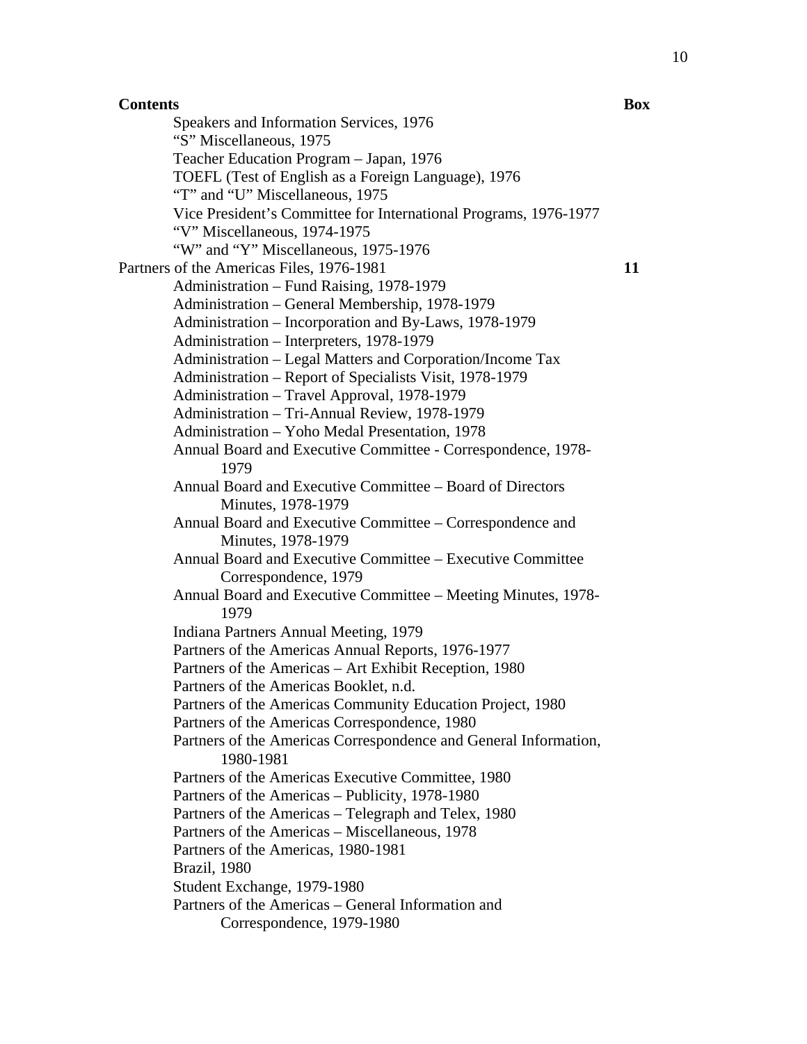| **Contents** | **Box** |
|---|---|
| Speakers and Information Services, 1976 | |
| "S" Miscellaneous, 1975 | |
| Teacher Education Program – Japan, 1976 | |
| TOEFL (Test of English as a Foreign Language), 1976 | |
| "T" and "U" Miscellaneous, 1975 | |
| Vice President's Committee for International Programs, 1976-1977 | |
| "V" Miscellaneous, 1974-1975 | |
| "W" and "Y" Miscellaneous, 1975-1976 | |
| Partners of the Americas Files, 1976-1981 | **11** |
| Administration – Fund Raising, 1978-1979 | |
| Administration – General Membership, 1978-1979 | |
| Administration – Incorporation and By-Laws, 1978-1979 | |
| Administration – Interpreters, 1978-1979 | |
| Administration – Legal Matters and Corporation/Income Tax | |
| Administration – Report of Specialists Visit, 1978-1979 | |
| Administration – Travel Approval, 1978-1979 | |
| Administration – Tri-Annual Review, 1978-1979 | |
| Administration – Yoho Medal Presentation, 1978 | |
| Annual Board and Executive Committee - Correspondence, 1978-1979 | |
| Annual Board and Executive Committee – Board of Directors Minutes, 1978-1979 | |
| Annual Board and Executive Committee – Correspondence and Minutes, 1978-1979 | |
| Annual Board and Executive Committee – Executive Committee Correspondence, 1979 | |
| Annual Board and Executive Committee – Meeting Minutes, 1978-1979 | |
| Indiana Partners Annual Meeting, 1979 | |
| Partners of the Americas Annual Reports, 1976-1977 | |
| Partners of the Americas – Art Exhibit Reception, 1980 | |
| Partners of the Americas Booklet, n.d. | |
| Partners of the Americas Community Education Project, 1980 | |
| Partners of the Americas Correspondence, 1980 | |
| Partners of the Americas Correspondence and General Information, 1980-1981 | |
| Partners of the Americas Executive Committee, 1980 | |
| Partners of the Americas – Publicity, 1978-1980 | |
| Partners of the Americas – Telegraph and Telex, 1980 | |
| Partners of the Americas – Miscellaneous, 1978 | |
| Partners of the Americas, 1980-1981 | |
| Brazil, 1980 | |
| Student Exchange, 1979-1980 | |
| Partners of the Americas – General Information and Correspondence, 1979-1980 | |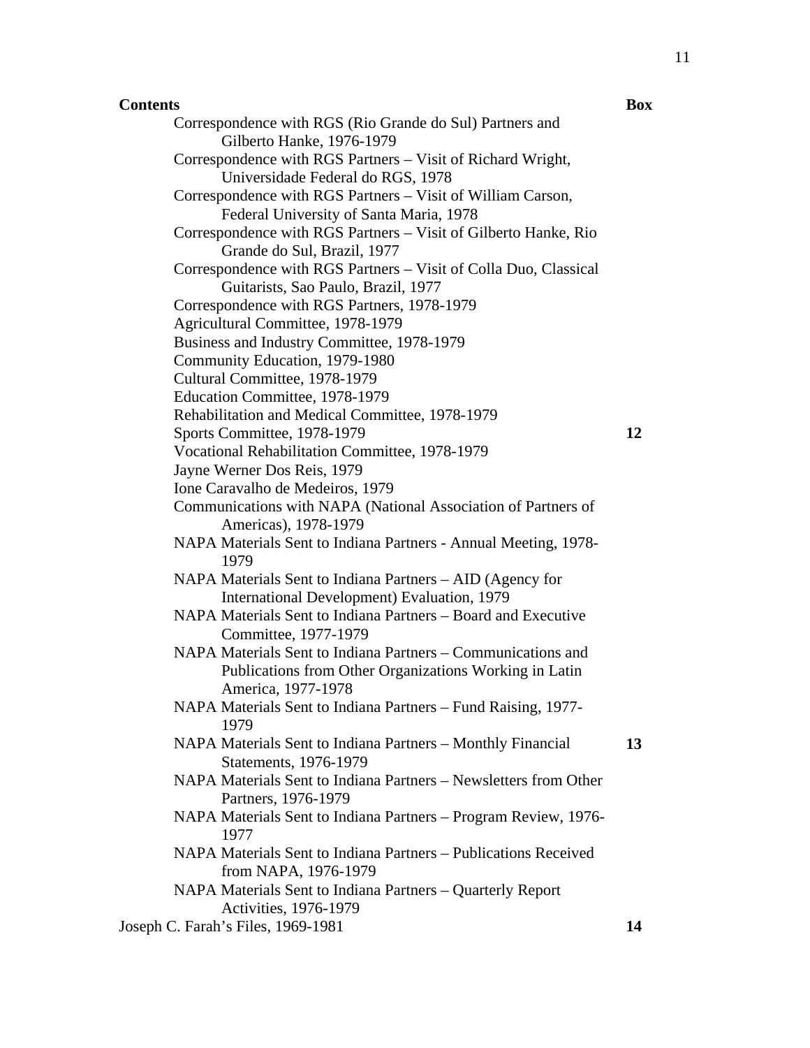| Contents | Box |
|---|---|
| Correspondence with RGS (Rio Grande do Sul) Partners and Gilberto Hanke, 1976-1979 | |
| Correspondence with RGS Partners – Visit of Richard Wright, Universidade Federal do RGS, 1978 | |
| Correspondence with RGS Partners – Visit of William Carson, Federal University of Santa Maria, 1978 | |
| Correspondence with RGS Partners – Visit of Gilberto Hanke, Rio Grande do Sul, Brazil, 1977 | |
| Correspondence with RGS Partners – Visit of Colla Duo, Classical Guitarists, Sao Paulo, Brazil, 1977 | |
| Correspondence with RGS Partners, 1978-1979 | |
| Agricultural Committee, 1978-1979 | |
| Business and Industry Committee, 1978-1979 | |
| Community Education, 1979-1980 | |
| Cultural Committee, 1978-1979 | |
| Education Committee, 1978-1979 | |
| Rehabilitation and Medical Committee, 1978-1979 | |
| Sports Committee, 1978-1979 | **12** |
| Vocational Rehabilitation Committee, 1978-1979 | |
| Jayne Werner Dos Reis, 1979 | |
| Ione Caravalho de Medeiros, 1979 | |
| Communications with NAPA (National Association of Partners of Americas), 1978-1979 | |
| NAPA Materials Sent to Indiana Partners - Annual Meeting, 1978-1979 | |
| NAPA Materials Sent to Indiana Partners – AID (Agency for International Development) Evaluation, 1979 | |
| NAPA Materials Sent to Indiana Partners – Board and Executive Committee, 1977-1979 | |
| NAPA Materials Sent to Indiana Partners – Communications and Publications from Other Organizations Working in Latin America, 1977-1978 | |
| NAPA Materials Sent to Indiana Partners – Fund Raising, 1977-1979 | |
| NAPA Materials Sent to Indiana Partners – Monthly Financial Statements, 1976-1979 | **13** |
| NAPA Materials Sent to Indiana Partners – Newsletters from Other Partners, 1976-1979 | |
| NAPA Materials Sent to Indiana Partners – Program Review, 1976-1977 | |
| NAPA Materials Sent to Indiana Partners – Publications Received from NAPA, 1976-1979 | |
| NAPA Materials Sent to Indiana Partners – Quarterly Report Activities, 1976-1979 | |
| Joseph C. Farah's Files, 1969-1981 | **14** |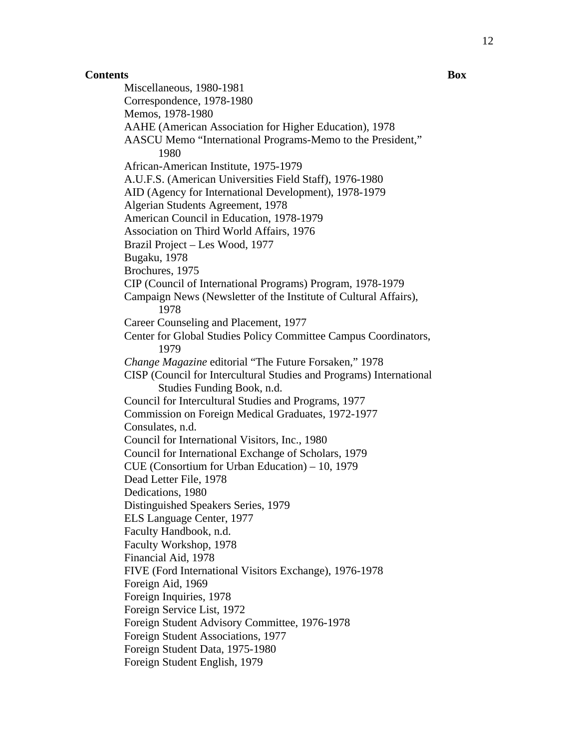**Contents** **Box**

Miscellaneous, 1980-1981
Correspondence, 1978-1980
Memos, 1978-1980
AAHE (American Association for Higher Education), 1978
AASCU Memo "International Programs-Memo to the President," 1980
African-American Institute, 1975-1979
A.U.F.S. (American Universities Field Staff), 1976-1980
AID (Agency for International Development), 1978-1979
Algerian Students Agreement, 1978
American Council in Education, 1978-1979
Association on Third World Affairs, 1976
Brazil Project – Les Wood, 1977
Bugaku, 1978
Brochures, 1975
CIP (Council of International Programs) Program, 1978-1979
Campaign News (Newsletter of the Institute of Cultural Affairs), 1978
Career Counseling and Placement, 1977
Center for Global Studies Policy Committee Campus Coordinators, 1979
*Change Magazine* editorial "The Future Forsaken," 1978
CISP (Council for Intercultural Studies and Programs) International Studies Funding Book, n.d.
Council for Intercultural Studies and Programs, 1977
Commission on Foreign Medical Graduates, 1972-1977
Consulates, n.d.
Council for International Visitors, Inc., 1980
Council for International Exchange of Scholars, 1979
CUE (Consortium for Urban Education) – 10, 1979
Dead Letter File, 1978
Dedications, 1980
Distinguished Speakers Series, 1979
ELS Language Center, 1977
Faculty Handbook, n.d.
Faculty Workshop, 1978
Financial Aid, 1978
FIVE (Ford International Visitors Exchange), 1976-1978
Foreign Aid, 1969
Foreign Inquiries, 1978
Foreign Service List, 1972
Foreign Student Advisory Committee, 1976-1978
Foreign Student Associations, 1977
Foreign Student Data, 1975-1980
Foreign Student English, 1979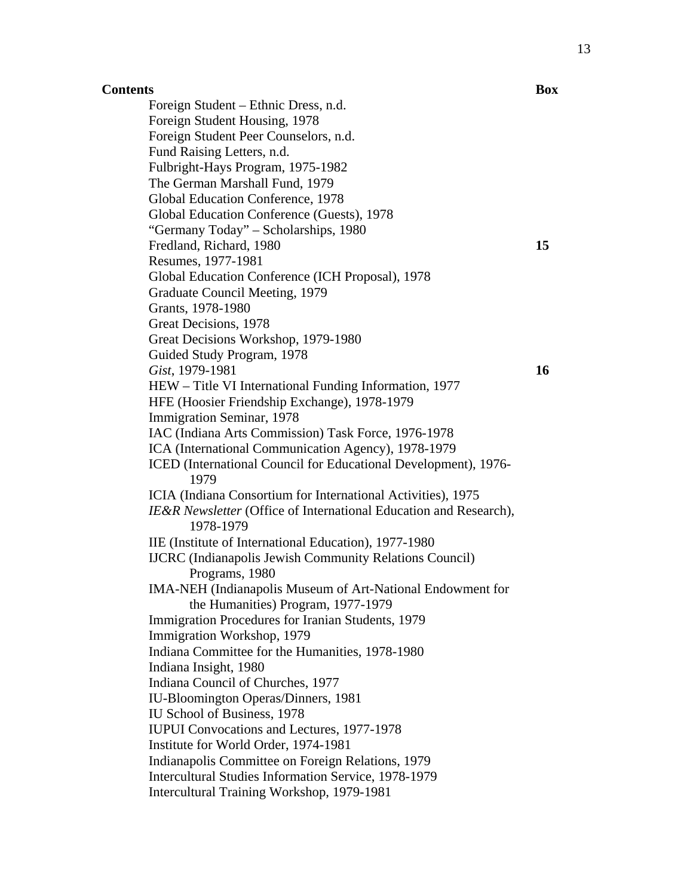| **Contents** | **Box** |
| --- | --- |
| Foreign Student – Ethnic Dress, n.d. | |
| Foreign Student Housing, 1978 | |
| Foreign Student Peer Counselors, n.d. | |
| Fund Raising Letters, n.d. | |
| Fulbright-Hays Program, 1975-1982 | |
| The German Marshall Fund, 1979 | |
| Global Education Conference, 1978 | |
| Global Education Conference (Guests), 1978 | |
| "Germany Today" – Scholarships, 1980 | |
| Fredland, Richard, 1980 | **15** |
| Resumes, 1977-1981 | |
| Global Education Conference (ICH Proposal), 1978 | |
| Graduate Council Meeting, 1979 | |
| Grants, 1978-1980 | |
| Great Decisions, 1978 | |
| Great Decisions Workshop, 1979-1980 | |
| Guided Study Program, 1978 | |
| *Gist*, 1979-1981 | **16** |
| HEW – Title VI International Funding Information, 1977 | |
| HFE (Hoosier Friendship Exchange), 1978-1979 | |
| Immigration Seminar, 1978 | |
| IAC (Indiana Arts Commission) Task Force, 1976-1978 | |
| ICA (International Communication Agency), 1978-1979 | |
| ICED (International Council for Educational Development), 1976-1979 | |
| ICIA (Indiana Consortium for International Activities), 1975 | |
| *IE&R Newsletter* (Office of International Education and Research), 1978-1979 | |
| IIE (Institute of International Education), 1977-1980 | |
| IJCRC (Indianapolis Jewish Community Relations Council) Programs, 1980 | |
| IMA-NEH (Indianapolis Museum of Art-National Endowment for the Humanities) Program, 1977-1979 | |
| Immigration Procedures for Iranian Students, 1979 | |
| Immigration Workshop, 1979 | |
| Indiana Committee for the Humanities, 1978-1980 | |
| Indiana Insight, 1980 | |
| Indiana Council of Churches, 1977 | |
| IU-Bloomington Operas/Dinners, 1981 | |
| IU School of Business, 1978 | |
| IUPUI Convocations and Lectures, 1977-1978 | |
| Institute for World Order, 1974-1981 | |
| Indianapolis Committee on Foreign Relations, 1979 | |
| Intercultural Studies Information Service, 1978-1979 | |
| Intercultural Training Workshop, 1979-1981 | |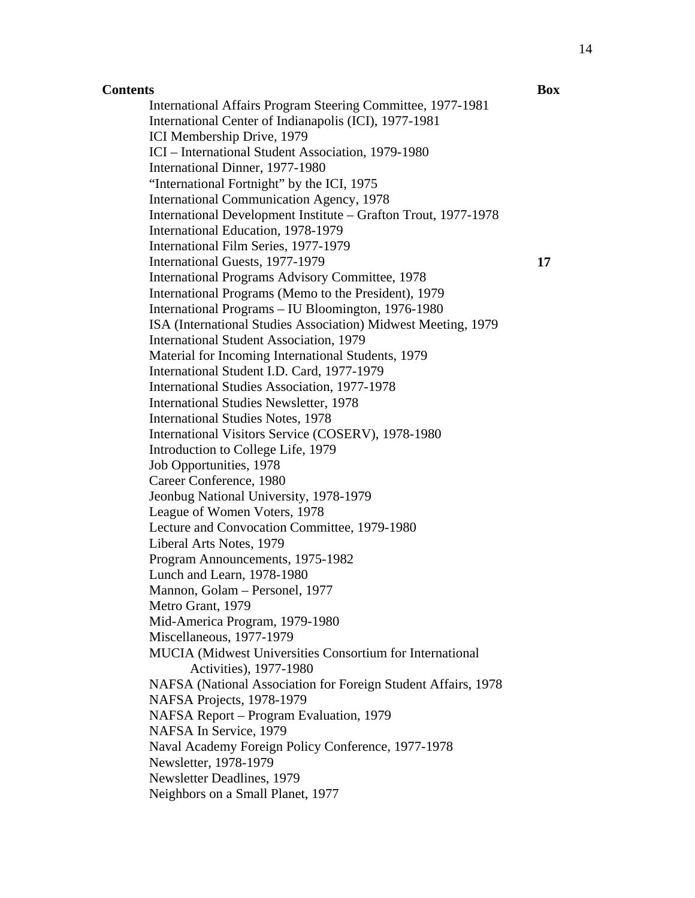**Contents** **Box**

International Affairs Program Steering Committee, 1977-1981
International Center of Indianapolis (ICI), 1977-1981
ICI Membership Drive, 1979
ICI – International Student Association, 1979-1980
International Dinner, 1977-1980
"International Fortnight" by the ICI, 1975
International Communication Agency, 1978
International Development Institute – Grafton Trout, 1977-1978
International Education, 1978-1979
International Film Series, 1977-1979
International Guests, 1977-1979 **17**
International Programs Advisory Committee, 1978
International Programs (Memo to the President), 1979
International Programs – IU Bloomington, 1976-1980
ISA (International Studies Association) Midwest Meeting, 1979
International Student Association, 1979
Material for Incoming International Students, 1979
International Student I.D. Card, 1977-1979
International Studies Association, 1977-1978
International Studies Newsletter, 1978
International Studies Notes, 1978
International Visitors Service (COSERV), 1978-1980
Introduction to College Life, 1979
Job Opportunities, 1978
Career Conference, 1980
Jeonbug National University, 1978-1979
League of Women Voters, 1978
Lecture and Convocation Committee, 1979-1980
Liberal Arts Notes, 1979
Program Announcements, 1975-1982
Lunch and Learn, 1978-1980
Mannon, Golam – Personel, 1977
Metro Grant, 1979
Mid-America Program, 1979-1980
Miscellaneous, 1977-1979
MUCIA (Midwest Universities Consortium for International Activities), 1977-1980
NAFSA (National Association for Foreign Student Affairs, 1978
NAFSA Projects, 1978-1979
NAFSA Report – Program Evaluation, 1979
NAFSA In Service, 1979
Naval Academy Foreign Policy Conference, 1977-1978
Newsletter, 1978-1979
Newsletter Deadlines, 1979
Neighbors on a Small Planet, 1977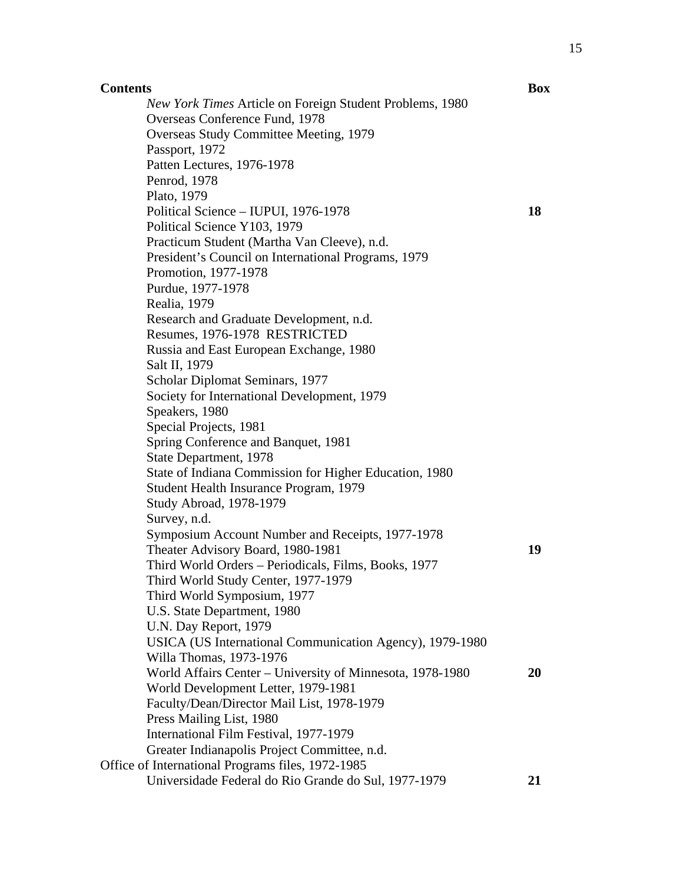| Contents | Box |
| --- | --- |
| *New York Times* Article on Foreign Student Problems, 1980 | |
| Overseas Conference Fund, 1978 | |
| Overseas Study Committee Meeting, 1979 | |
| Passport, 1972 | |
| Patten Lectures, 1976-1978 | |
| Penrod, 1978 | |
| Plato, 1979 | |
| Political Science – IUPUI, 1976-1978 | **18** |
| Political Science Y103, 1979 | |
| Practicum Student (Martha Van Cleeve), n.d. | |
| President's Council on International Programs, 1979 | |
| Promotion, 1977-1978 | |
| Purdue, 1977-1978 | |
| Realia, 1979 | |
| Research and Graduate Development, n.d. | |
| Resumes, 1976-1978 RESTRICTED | |
| Russia and East European Exchange, 1980 | |
| Salt II, 1979 | |
| Scholar Diplomat Seminars, 1977 | |
| Society for International Development, 1979 | |
| Speakers, 1980 | |
| Special Projects, 1981 | |
| Spring Conference and Banquet, 1981 | |
| State Department, 1978 | |
| State of Indiana Commission for Higher Education, 1980 | |
| Student Health Insurance Program, 1979 | |
| Study Abroad, 1978-1979 | |
| Survey, n.d. | |
| Symposium Account Number and Receipts, 1977-1978 | |
| Theater Advisory Board, 1980-1981 | **19** |
| Third World Orders – Periodicals, Films, Books, 1977 | |
| Third World Study Center, 1977-1979 | |
| Third World Symposium, 1977 | |
| U.S. State Department, 1980 | |
| U.N. Day Report, 1979 | |
| USICA (US International Communication Agency), 1979-1980 | |
| Willa Thomas, 1973-1976 | |
| World Affairs Center – University of Minnesota, 1978-1980 | **20** |
| World Development Letter, 1979-1981 | |
| Faculty/Dean/Director Mail List, 1978-1979 | |
| Press Mailing List, 1980 | |
| International Film Festival, 1977-1979 | |
| Greater Indianapolis Project Committee, n.d. | |
| Office of International Programs files, 1972-1985 | |
| Universidade Federal do Rio Grande do Sul, 1977-1979 | **21** |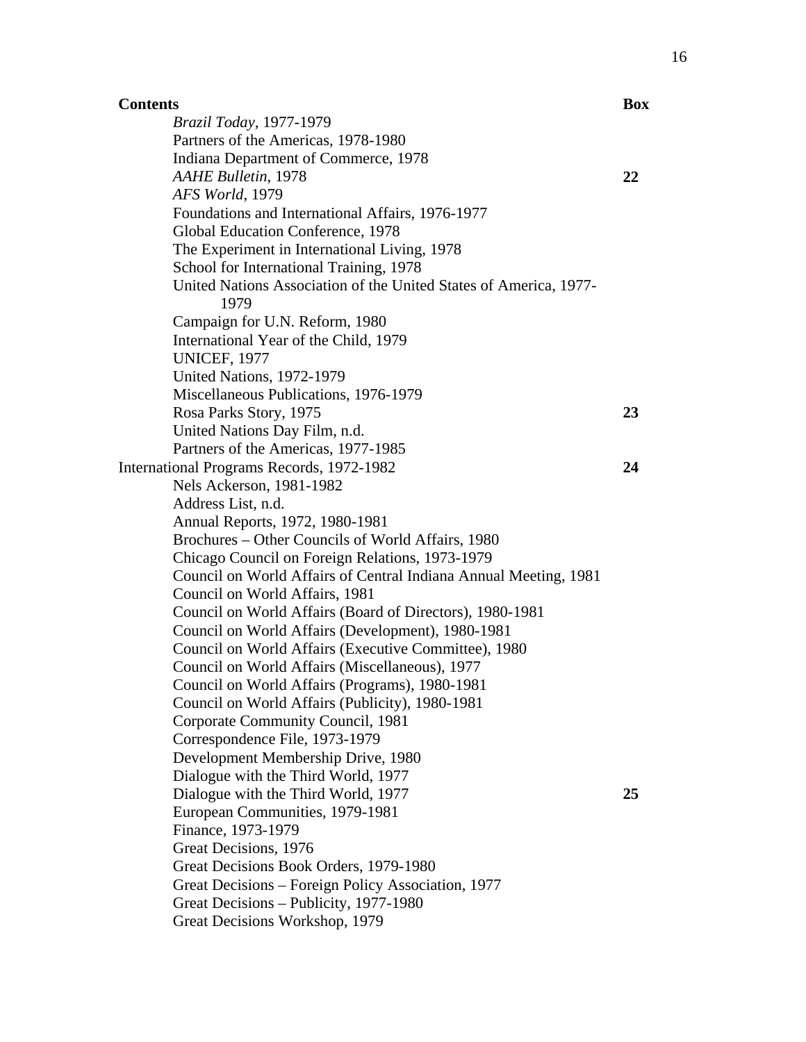| **Contents** | **Box** |
|---|---|
| *Brazil Today*, 1977-1979 | |
| Partners of the Americas, 1978-1980 | |
| Indiana Department of Commerce, 1978 | |
| *AAHE Bulletin*, 1978 | **22** |
| *AFS World*, 1979 | |
| Foundations and International Affairs, 1976-1977 | |
| Global Education Conference, 1978 | |
| The Experiment in International Living, 1978 | |
| School for International Training, 1978 | |
| United Nations Association of the United States of America, 1977-1979 | |
| Campaign for U.N. Reform, 1980 | |
| International Year of the Child, 1979 | |
| UNICEF, 1977 | |
| United Nations, 1972-1979 | |
| Miscellaneous Publications, 1976-1979 | |
| Rosa Parks Story, 1975 | **23** |
| United Nations Day Film, n.d. | |
| Partners of the Americas, 1977-1985 | |
| International Programs Records, 1972-1982 | **24** |
| Nels Ackerson, 1981-1982 | |
| Address List, n.d. | |
| Annual Reports, 1972, 1980-1981 | |
| Brochures – Other Councils of World Affairs, 1980 | |
| Chicago Council on Foreign Relations, 1973-1979 | |
| Council on World Affairs of Central Indiana Annual Meeting, 1981 | |
| Council on World Affairs, 1981 | |
| Council on World Affairs (Board of Directors), 1980-1981 | |
| Council on World Affairs (Development), 1980-1981 | |
| Council on World Affairs (Executive Committee), 1980 | |
| Council on World Affairs (Miscellaneous), 1977 | |
| Council on World Affairs (Programs), 1980-1981 | |
| Council on World Affairs (Publicity), 1980-1981 | |
| Corporate Community Council, 1981 | |
| Correspondence File, 1973-1979 | |
| Development Membership Drive, 1980 | |
| Dialogue with the Third World, 1977 | |
| Dialogue with the Third World, 1977 | **25** |
| European Communities, 1979-1981 | |
| Finance, 1973-1979 | |
| Great Decisions, 1976 | |
| Great Decisions Book Orders, 1979-1980 | |
| Great Decisions – Foreign Policy Association, 1977 | |
| Great Decisions – Publicity, 1977-1980 | |
| Great Decisions Workshop, 1979 | |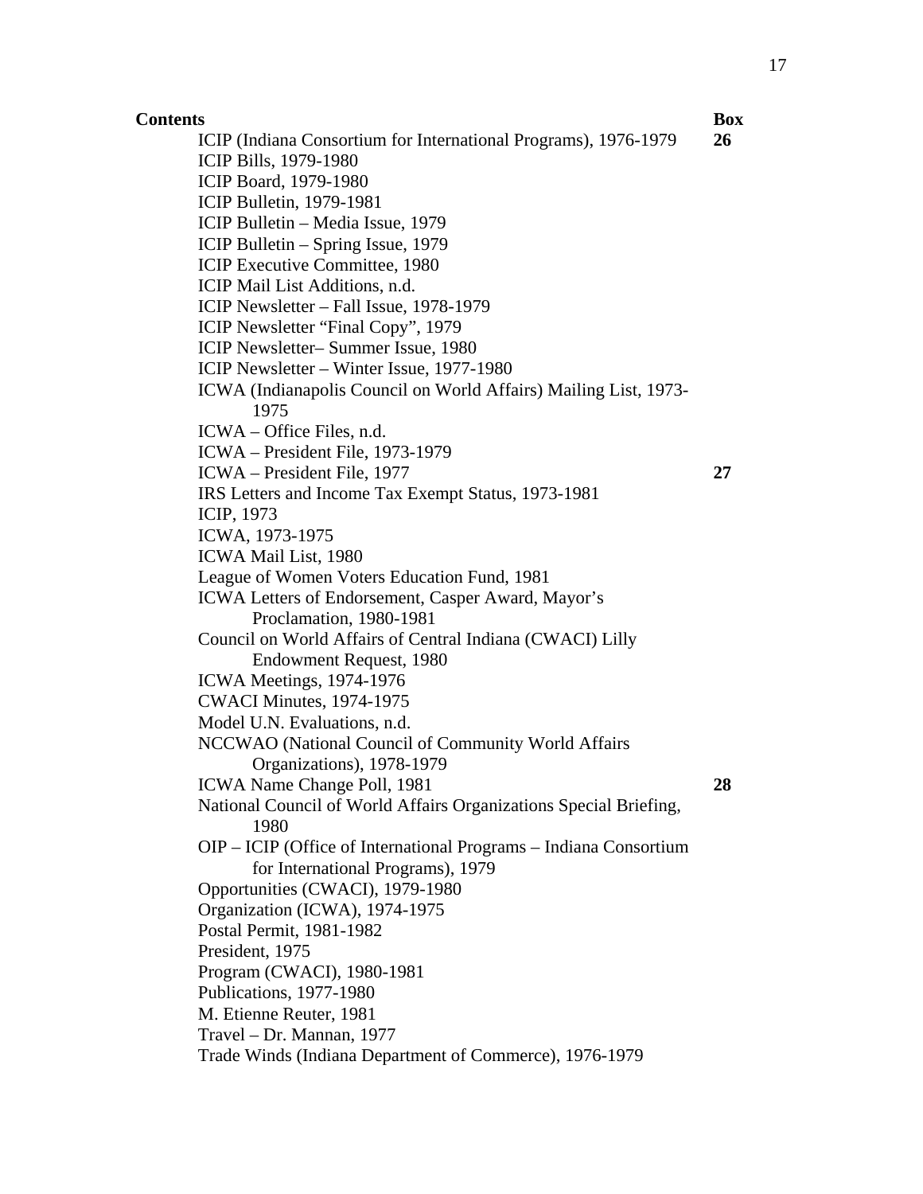| Contents | Box |
| --- | --- |
| ICIP (Indiana Consortium for International Programs), 1976-1979 | 26 |
| ICIP Bills, 1979-1980 | |
| ICIP Board, 1979-1980 | |
| ICIP Bulletin, 1979-1981 | |
| ICIP Bulletin – Media Issue, 1979 | |
| ICIP Bulletin – Spring Issue, 1979 | |
| ICIP Executive Committee, 1980 | |
| ICIP Mail List Additions, n.d. | |
| ICIP Newsletter – Fall Issue, 1978-1979 | |
| ICIP Newsletter “Final Copy”, 1979 | |
| ICIP Newsletter– Summer Issue, 1980 | |
| ICIP Newsletter – Winter Issue, 1977-1980 | |
| ICWA (Indianapolis Council on World Affairs) Mailing List, 1973-1975 | |
| ICWA – Office Files, n.d. | |
| ICWA – President File, 1973-1979 | |
| ICWA – President File, 1977 | 27 |
| IRS Letters and Income Tax Exempt Status, 1973-1981 | |
| ICIP, 1973 | |
| ICWA, 1973-1975 | |
| ICWA Mail List, 1980 | |
| League of Women Voters Education Fund, 1981 | |
| ICWA Letters of Endorsement, Casper Award, Mayor’s Proclamation, 1980-1981 | |
| Council on World Affairs of Central Indiana (CWACI) Lilly Endowment Request, 1980 | |
| ICWA Meetings, 1974-1976 | |
| CWACI Minutes, 1974-1975 | |
| Model U.N. Evaluations, n.d. | |
| NCCWAO (National Council of Community World Affairs Organizations), 1978-1979 | |
| ICWA Name Change Poll, 1981 | 28 |
| National Council of World Affairs Organizations Special Briefing, 1980 | |
| OIP – ICIP (Office of International Programs – Indiana Consortium for International Programs), 1979 | |
| Opportunities (CWACI), 1979-1980 | |
| Organization (ICWA), 1974-1975 | |
| Postal Permit, 1981-1982 | |
| President, 1975 | |
| Program (CWACI), 1980-1981 | |
| Publications, 1977-1980 | |
| M. Etienne Reuter, 1981 | |
| Travel – Dr. Mannan, 1977 | |
| Trade Winds (Indiana Department of Commerce), 1976-1979 | |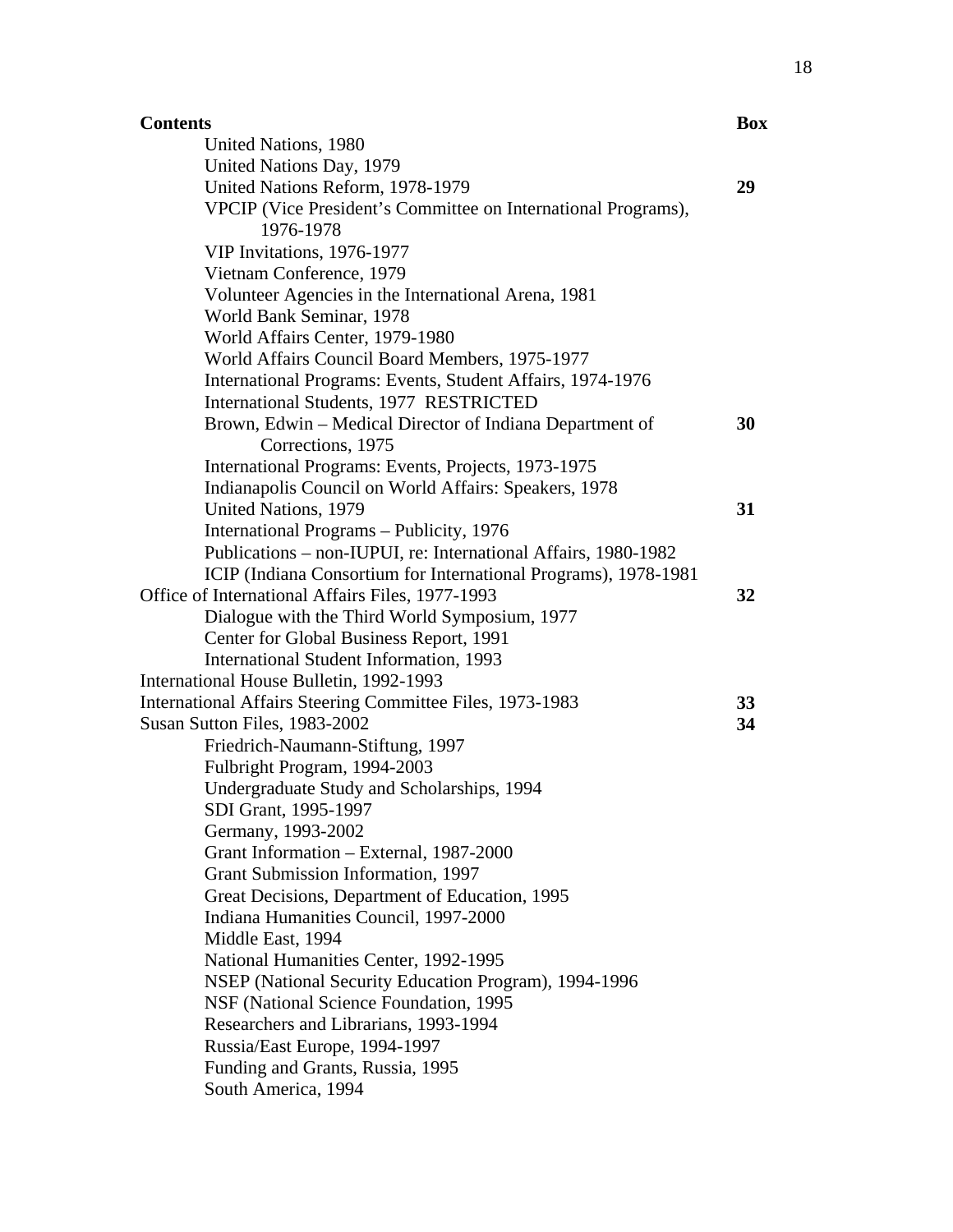| **Contents** | **Box** |
| --- | --- |
| United Nations, 1980 | |
| United Nations Day, 1979 | |
| United Nations Reform, 1978-1979 | **29** |
| VPCIP (Vice President's Committee on International Programs), 1976-1978 | |
| VIP Invitations, 1976-1977 | |
| Vietnam Conference, 1979 | |
| Volunteer Agencies in the International Arena, 1981 | |
| World Bank Seminar, 1978 | |
| World Affairs Center, 1979-1980 | |
| World Affairs Council Board Members, 1975-1977 | |
| International Programs: Events, Student Affairs, 1974-1976 | |
| International Students, 1977 RESTRICTED | |
| Brown, Edwin – Medical Director of Indiana Department of Corrections, 1975 | **30** |
| International Programs: Events, Projects, 1973-1975 | |
| Indianapolis Council on World Affairs: Speakers, 1978 | |
| United Nations, 1979 | **31** |
| International Programs – Publicity, 1976 | |
| Publications – non-IUPUI, re: International Affairs, 1980-1982 | |
| ICIP (Indiana Consortium for International Programs), 1978-1981 | |
| Office of International Affairs Files, 1977-1993 | **32** |
| Dialogue with the Third World Symposium, 1977 | |
| Center for Global Business Report, 1991 | |
| International Student Information, 1993 | |
| International House Bulletin, 1992-1993 | |
| International Affairs Steering Committee Files, 1973-1983 | **33** |
| Susan Sutton Files, 1983-2002 | **34** |
| Friedrich-Naumann-Stiftung, 1997 | |
| Fulbright Program, 1994-2003 | |
| Undergraduate Study and Scholarships, 1994 | |
| SDI Grant, 1995-1997 | |
| Germany, 1993-2002 | |
| Grant Information – External, 1987-2000 | |
| Grant Submission Information, 1997 | |
| Great Decisions, Department of Education, 1995 | |
| Indiana Humanities Council, 1997-2000 | |
| Middle East, 1994 | |
| National Humanities Center, 1992-1995 | |
| NSEP (National Security Education Program), 1994-1996 | |
| NSF (National Science Foundation, 1995 | |
| Researchers and Librarians, 1993-1994 | |
| Russia/East Europe, 1994-1997 | |
| Funding and Grants, Russia, 1995 | |
| South America, 1994 | |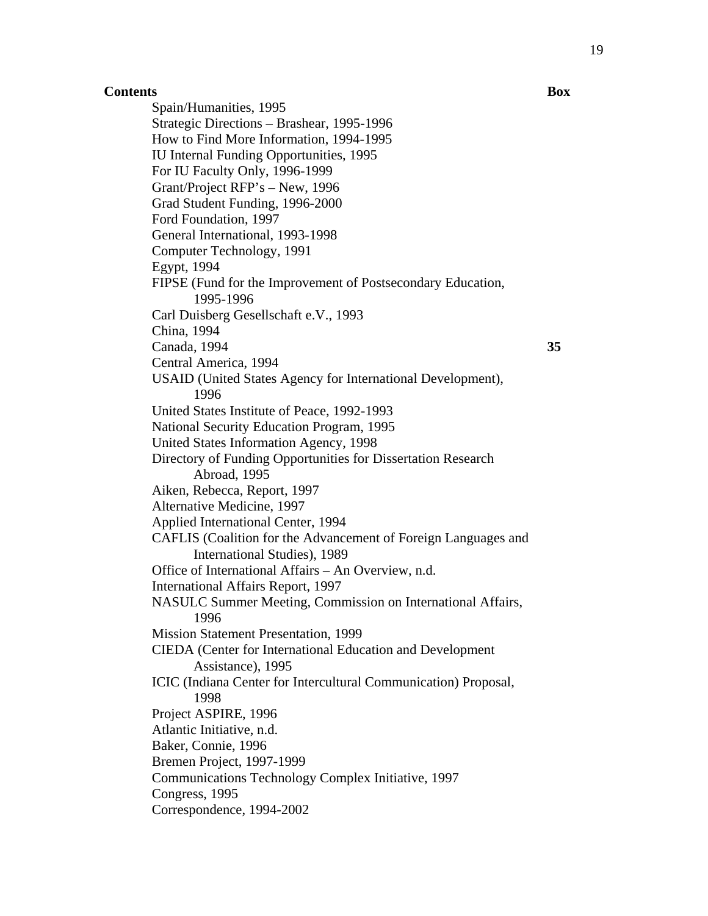| Contents | Box |
| --- | --- |
| Spain/Humanities, 1995 | |
| Strategic Directions – Brashear, 1995-1996 | |
| How to Find More Information, 1994-1995 | |
| IU Internal Funding Opportunities, 1995 | |
| For IU Faculty Only, 1996-1999 | |
| Grant/Project RFP's – New, 1996 | |
| Grad Student Funding, 1996-2000 | |
| Ford Foundation, 1997 | |
| General International, 1993-1998 | |
| Computer Technology, 1991 | |
| Egypt, 1994 | |
| FIPSE (Fund for the Improvement of Postsecondary Education, 1995-1996 | |
| Carl Duisberg Gesellschaft e.V., 1993 | |
| China, 1994 | |
| Canada, 1994 | **35** |
| Central America, 1994 | |
| USAID (United States Agency for International Development), 1996 | |
| United States Institute of Peace, 1992-1993 | |
| National Security Education Program, 1995 | |
| United States Information Agency, 1998 | |
| Directory of Funding Opportunities for Dissertation Research Abroad, 1995 | |
| Aiken, Rebecca, Report, 1997 | |
| Alternative Medicine, 1997 | |
| Applied International Center, 1994 | |
| CAFLIS (Coalition for the Advancement of Foreign Languages and International Studies), 1989 | |
| Office of International Affairs – An Overview, n.d. | |
| International Affairs Report, 1997 | |
| NASULC Summer Meeting, Commission on International Affairs, 1996 | |
| Mission Statement Presentation, 1999 | |
| CIEDA (Center for International Education and Development Assistance), 1995 | |
| ICIC (Indiana Center for Intercultural Communication) Proposal, 1998 | |
| Project ASPIRE, 1996 | |
| Atlantic Initiative, n.d. | |
| Baker, Connie, 1996 | |
| Bremen Project, 1997-1999 | |
| Communications Technology Complex Initiative, 1997 | |
| Congress, 1995 | |
| Correspondence, 1994-2002 | |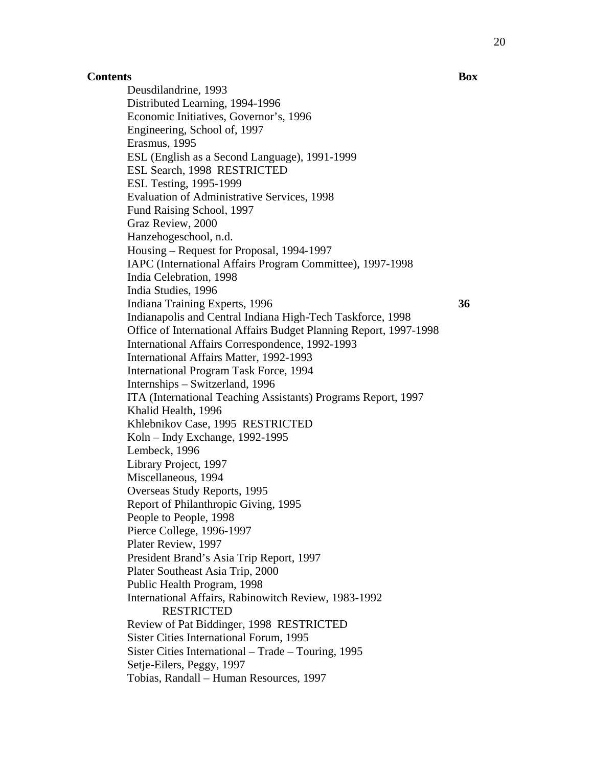| Contents | Box |
|---|---|
| Deusdilandrine, 1993 | |
| Distributed Learning, 1994-1996 | |
| Economic Initiatives, Governor's, 1996 | |
| Engineering, School of, 1997 | |
| Erasmus, 1995 | |
| ESL (English as a Second Language), 1991-1999 | |
| ESL Search, 1998 RESTRICTED | |
| ESL Testing, 1995-1999 | |
| Evaluation of Administrative Services, 1998 | |
| Fund Raising School, 1997 | |
| Graz Review, 2000 | |
| Hanzehogeschool, n.d. | |
| Housing – Request for Proposal, 1994-1997 | |
| IAPC (International Affairs Program Committee), 1997-1998 | |
| India Celebration, 1998 | |
| India Studies, 1996 | |
| Indiana Training Experts, 1996 | **36** |
| Indianapolis and Central Indiana High-Tech Taskforce, 1998 | |
| Office of International Affairs Budget Planning Report, 1997-1998 | |
| International Affairs Correspondence, 1992-1993 | |
| International Affairs Matter, 1992-1993 | |
| International Program Task Force, 1994 | |
| Internships – Switzerland, 1996 | |
| ITA (International Teaching Assistants) Programs Report, 1997 | |
| Khalid Health, 1996 | |
| Khlebnikov Case, 1995 RESTRICTED | |
| Koln – Indy Exchange, 1992-1995 | |
| Lembeck, 1996 | |
| Library Project, 1997 | |
| Miscellaneous, 1994 | |
| Overseas Study Reports, 1995 | |
| Report of Philanthropic Giving, 1995 | |
| People to People, 1998 | |
| Pierce College, 1996-1997 | |
| Plater Review, 1997 | |
| President Brand's Asia Trip Report, 1997 | |
| Plater Southeast Asia Trip, 2000 | |
| Public Health Program, 1998 | |
| International Affairs, Rabinowitch Review, 1983-1992 RESTRICTED | |
| Review of Pat Biddinger, 1998 RESTRICTED | |
| Sister Cities International Forum, 1995 | |
| Sister Cities International – Trade – Touring, 1995 | |
| Setje-Eilers, Peggy, 1997 | |
| Tobias, Randall – Human Resources, 1997 | |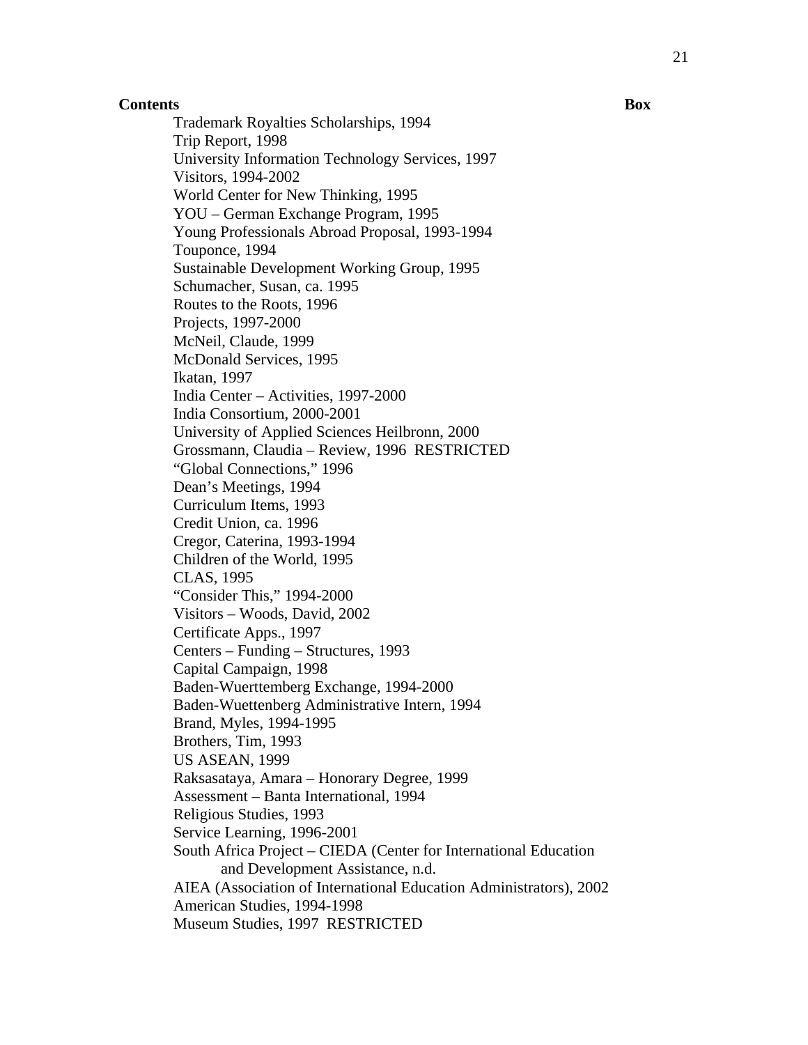**Contents** **Box**

Trademark Royalties Scholarships, 1994
Trip Report, 1998
University Information Technology Services, 1997
Visitors, 1994-2002
World Center for New Thinking, 1995
YOU – German Exchange Program, 1995
Young Professionals Abroad Proposal, 1993-1994
Touponce, 1994
Sustainable Development Working Group, 1995
Schumacher, Susan, ca. 1995
Routes to the Roots, 1996
Projects, 1997-2000
McNeil, Claude, 1999
McDonald Services, 1995
Ikatan, 1997
India Center – Activities, 1997-2000
India Consortium, 2000-2001
University of Applied Sciences Heilbronn, 2000
Grossmann, Claudia – Review, 1996 RESTRICTED
"Global Connections," 1996
Dean's Meetings, 1994
Curriculum Items, 1993
Credit Union, ca. 1996
Cregor, Caterina, 1993-1994
Children of the World, 1995
CLAS, 1995
"Consider This," 1994-2000
Visitors – Woods, David, 2002
Certificate Apps., 1997
Centers – Funding – Structures, 1993
Capital Campaign, 1998
Baden-Wuerttemberg Exchange, 1994-2000
Baden-Wuettenberg Administrative Intern, 1994
Brand, Myles, 1994-1995
Brothers, Tim, 1993
US ASEAN, 1999
Raksasataya, Amara – Honorary Degree, 1999
Assessment – Banta International, 1994
Religious Studies, 1993
Service Learning, 1996-2001
South Africa Project – CIEDA (Center for International Education
 and Development Assistance, n.d.
AIEA (Association of International Education Administrators), 2002
American Studies, 1994-1998
Museum Studies, 1997 RESTRICTED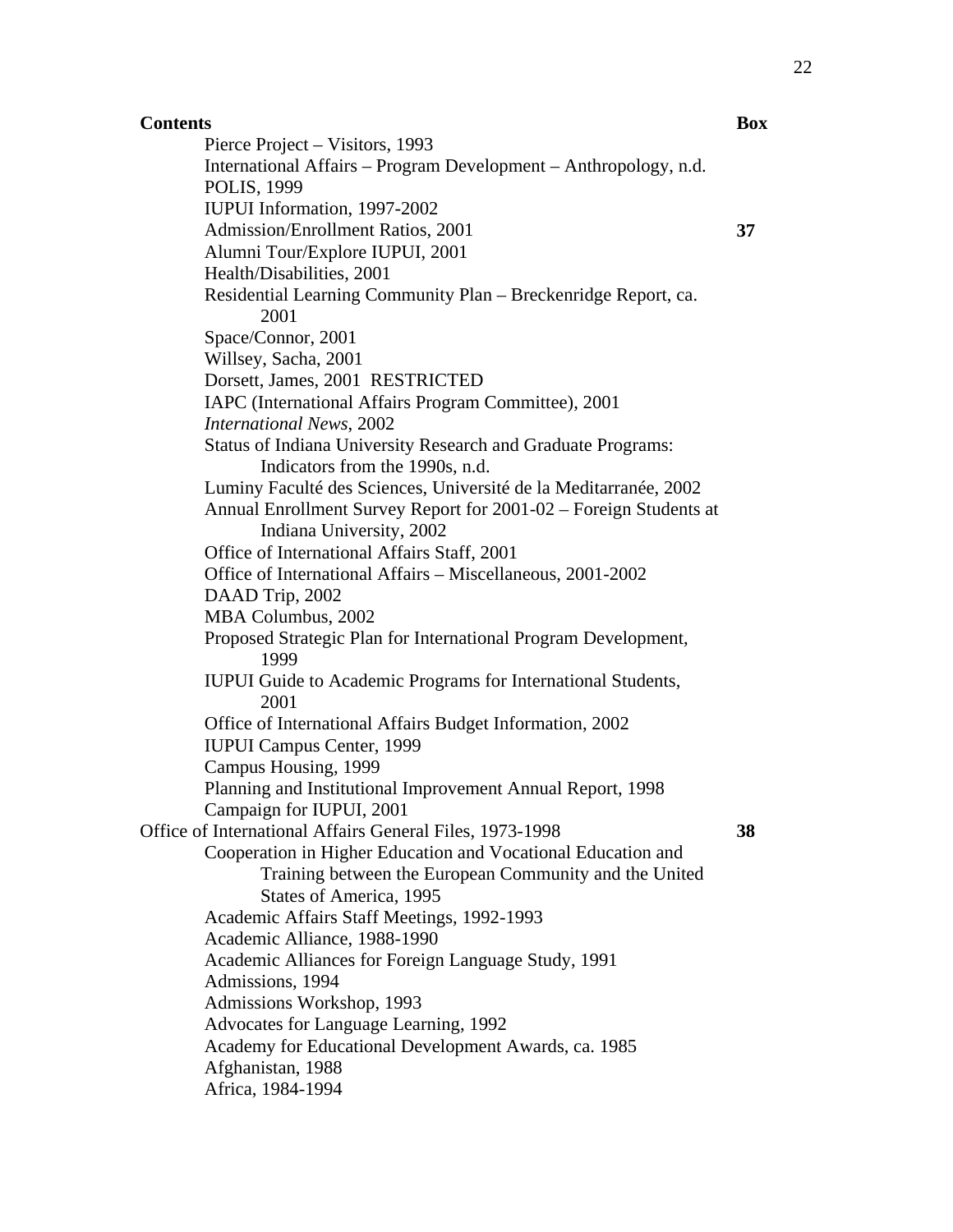| Contents | Box |
|---|---|
| Pierce Project – Visitors, 1993 | |
| International Affairs – Program Development – Anthropology, n.d. | |
| POLIS, 1999 | |
| IUPUI Information, 1997-2002 | |
| Admission/Enrollment Ratios, 2001 | **37** |
| Alumni Tour/Explore IUPUI, 2001 | |
| Health/Disabilities, 2001 | |
| Residential Learning Community Plan – Breckenridge Report, ca. 2001 | |
| Space/Connor, 2001 | |
| Willsey, Sacha, 2001 | |
| Dorsett, James, 2001 RESTRICTED | |
| IAPC (International Affairs Program Committee), 2001 | |
| *International News*, 2002 | |
| Status of Indiana University Research and Graduate Programs: Indicators from the 1990s, n.d. | |
| Luminy Faculté des Sciences, Université de la Meditarranée, 2002 | |
| Annual Enrollment Survey Report for 2001-02 – Foreign Students at Indiana University, 2002 | |
| Office of International Affairs Staff, 2001 | |
| Office of International Affairs – Miscellaneous, 2001-2002 | |
| DAAD Trip, 2002 | |
| MBA Columbus, 2002 | |
| Proposed Strategic Plan for International Program Development, 1999 | |
| IUPUI Guide to Academic Programs for International Students, 2001 | |
| Office of International Affairs Budget Information, 2002 | |
| IUPUI Campus Center, 1999 | |
| Campus Housing, 1999 | |
| Planning and Institutional Improvement Annual Report, 1998 | |
| Campaign for IUPUI, 2001 | |
| Office of International Affairs General Files, 1973-1998 | **38** |
| Cooperation in Higher Education and Vocational Education and Training between the European Community and the United States of America, 1995 | |
| Academic Affairs Staff Meetings, 1992-1993 | |
| Academic Alliance, 1988-1990 | |
| Academic Alliances for Foreign Language Study, 1991 | |
| Admissions, 1994 | |
| Admissions Workshop, 1993 | |
| Advocates for Language Learning, 1992 | |
| Academy for Educational Development Awards, ca. 1985 | |
| Afghanistan, 1988 | |
| Africa, 1984-1994 | |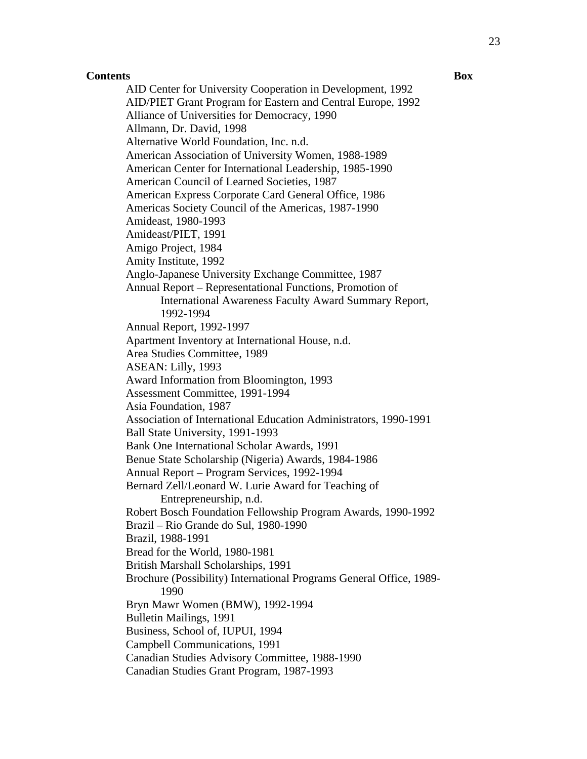**Contents** **Box**

AID Center for University Cooperation in Development, 1992
AID/PIET Grant Program for Eastern and Central Europe, 1992
Alliance of Universities for Democracy, 1990
Allmann, Dr. David, 1998
Alternative World Foundation, Inc. n.d.
American Association of University Women, 1988-1989
American Center for International Leadership, 1985-1990
American Council of Learned Societies, 1987
American Express Corporate Card General Office, 1986
Americas Society Council of the Americas, 1987-1990
Amideast, 1980-1993
Amideast/PIET, 1991
Amigo Project, 1984
Amity Institute, 1992
Anglo-Japanese University Exchange Committee, 1987
Annual Report – Representational Functions, Promotion of International Awareness Faculty Award Summary Report, 1992-1994
Annual Report, 1992-1997
Apartment Inventory at International House, n.d.
Area Studies Committee, 1989
ASEAN: Lilly, 1993
Award Information from Bloomington, 1993
Assessment Committee, 1991-1994
Asia Foundation, 1987
Association of International Education Administrators, 1990-1991
Ball State University, 1991-1993
Bank One International Scholar Awards, 1991
Benue State Scholarship (Nigeria) Awards, 1984-1986
Annual Report – Program Services, 1992-1994
Bernard Zell/Leonard W. Lurie Award for Teaching of Entrepreneurship, n.d.
Robert Bosch Foundation Fellowship Program Awards, 1990-1992
Brazil – Rio Grande do Sul, 1980-1990
Brazil, 1988-1991
Bread for the World, 1980-1981
British Marshall Scholarships, 1991
Brochure (Possibility) International Programs General Office, 1989-1990
Bryn Mawr Women (BMW), 1992-1994
Bulletin Mailings, 1991
Business, School of, IUPUI, 1994
Campbell Communications, 1991
Canadian Studies Advisory Committee, 1988-1990
Canadian Studies Grant Program, 1987-1993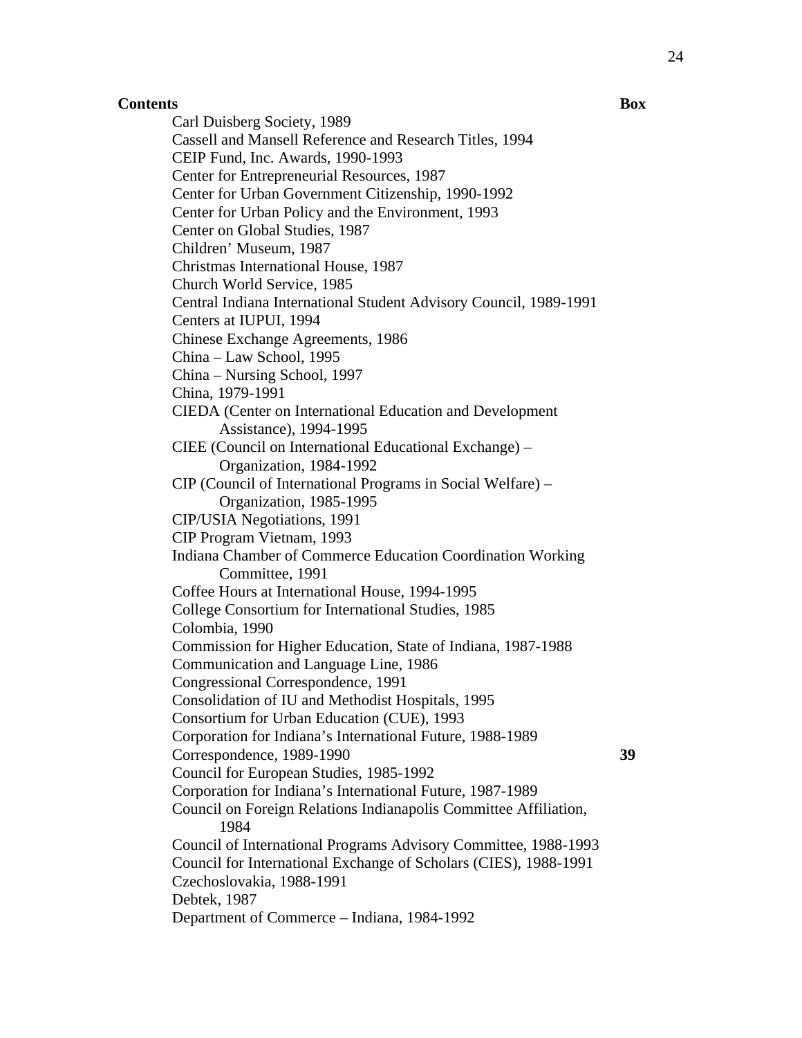| Contents | Box |
|---|---|
| Carl Duisberg Society, 1989 | |
| Cassell and Mansell Reference and Research Titles, 1994 | |
| CEIP Fund, Inc. Awards, 1990-1993 | |
| Center for Entrepreneurial Resources, 1987 | |
| Center for Urban Government Citizenship, 1990-1992 | |
| Center for Urban Policy and the Environment, 1993 | |
| Center on Global Studies, 1987 | |
| Children' Museum, 1987 | |
| Christmas International House, 1987 | |
| Church World Service, 1985 | |
| Central Indiana International Student Advisory Council, 1989-1991 | |
| Centers at IUPUI, 1994 | |
| Chinese Exchange Agreements, 1986 | |
| China – Law School, 1995 | |
| China – Nursing School, 1997 | |
| China, 1979-1991 | |
| CIEDA (Center on International Education and Development Assistance), 1994-1995 | |
| CIEE (Council on International Educational Exchange) – Organization, 1984-1992 | |
| CIP (Council of International Programs in Social Welfare) – Organization, 1985-1995 | |
| CIP/USIA Negotiations, 1991 | |
| CIP Program Vietnam, 1993 | |
| Indiana Chamber of Commerce Education Coordination Working Committee, 1991 | |
| Coffee Hours at International House, 1994-1995 | |
| College Consortium for International Studies, 1985 | |
| Colombia, 1990 | |
| Commission for Higher Education, State of Indiana, 1987-1988 | |
| Communication and Language Line, 1986 | |
| Congressional Correspondence, 1991 | |
| Consolidation of IU and Methodist Hospitals, 1995 | |
| Consortium for Urban Education (CUE), 1993 | |
| Corporation for Indiana's International Future, 1988-1989 | |
| Correspondence, 1989-1990 | **39** |
| Council for European Studies, 1985-1992 | |
| Corporation for Indiana's International Future, 1987-1989 | |
| Council on Foreign Relations Indianapolis Committee Affiliation, 1984 | |
| Council of International Programs Advisory Committee, 1988-1993 | |
| Council for International Exchange of Scholars (CIES), 1988-1991 | |
| Czechoslovakia, 1988-1991 | |
| Debtek, 1987 | |
| Department of Commerce – Indiana, 1984-1992 | |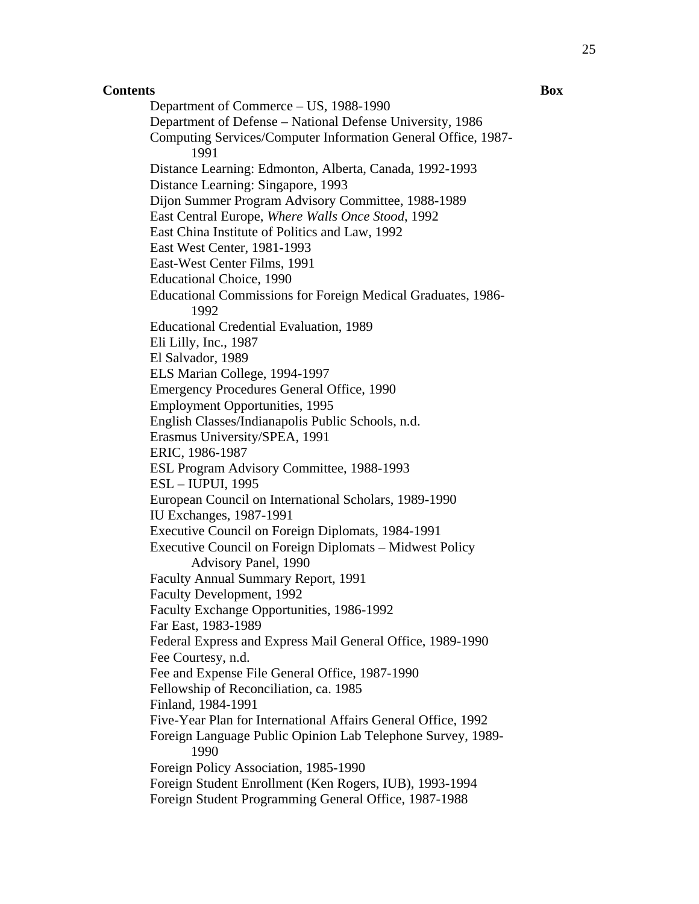**Contents** **Box**

Department of Commerce – US, 1988-1990
Department of Defense – National Defense University, 1986
Computing Services/Computer Information General Office, 1987-1991
Distance Learning: Edmonton, Alberta, Canada, 1992-1993
Distance Learning: Singapore, 1993
Dijon Summer Program Advisory Committee, 1988-1989
East Central Europe, *Where Walls Once Stood*, 1992
East China Institute of Politics and Law, 1992
East West Center, 1981-1993
East-West Center Films, 1991
Educational Choice, 1990
Educational Commissions for Foreign Medical Graduates, 1986-1992
Educational Credential Evaluation, 1989
Eli Lilly, Inc., 1987
El Salvador, 1989
ELS Marian College, 1994-1997
Emergency Procedures General Office, 1990
Employment Opportunities, 1995
English Classes/Indianapolis Public Schools, n.d.
Erasmus University/SPEA, 1991
ERIC, 1986-1987
ESL Program Advisory Committee, 1988-1993
ESL – IUPUI, 1995
European Council on International Scholars, 1989-1990
IU Exchanges, 1987-1991
Executive Council on Foreign Diplomats, 1984-1991
Executive Council on Foreign Diplomats – Midwest Policy Advisory Panel, 1990
Faculty Annual Summary Report, 1991
Faculty Development, 1992
Faculty Exchange Opportunities, 1986-1992
Far East, 1983-1989
Federal Express and Express Mail General Office, 1989-1990
Fee Courtesy, n.d.
Fee and Expense File General Office, 1987-1990
Fellowship of Reconciliation, ca. 1985
Finland, 1984-1991
Five-Year Plan for International Affairs General Office, 1992
Foreign Language Public Opinion Lab Telephone Survey, 1989-1990
Foreign Policy Association, 1985-1990
Foreign Student Enrollment (Ken Rogers, IUB), 1993-1994
Foreign Student Programming General Office, 1987-1988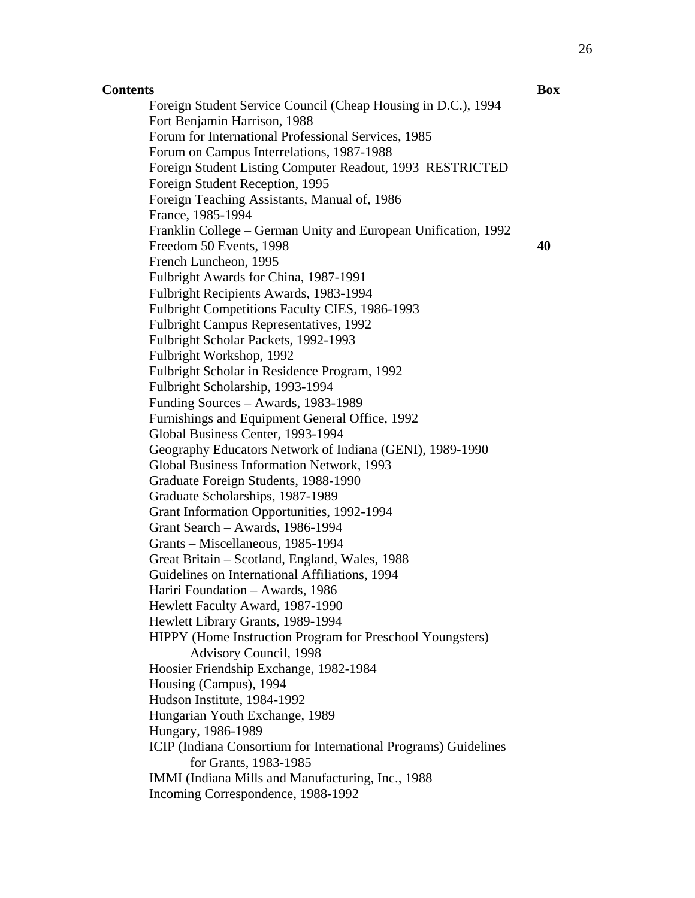| Contents | Box |
|---|---|
| Foreign Student Service Council (Cheap Housing in D.C.), 1994 | |
| Fort Benjamin Harrison, 1988 | |
| Forum for International Professional Services, 1985 | |
| Forum on Campus Interrelations, 1987-1988 | |
| Foreign Student Listing Computer Readout, 1993 RESTRICTED | |
| Foreign Student Reception, 1995 | |
| Foreign Teaching Assistants, Manual of, 1986 | |
| France, 1985-1994 | |
| Franklin College – German Unity and European Unification, 1992 | |
| Freedom 50 Events, 1998 | **40** |
| French Luncheon, 1995 | |
| Fulbright Awards for China, 1987-1991 | |
| Fulbright Recipients Awards, 1983-1994 | |
| Fulbright Competitions Faculty CIES, 1986-1993 | |
| Fulbright Campus Representatives, 1992 | |
| Fulbright Scholar Packets, 1992-1993 | |
| Fulbright Workshop, 1992 | |
| Fulbright Scholar in Residence Program, 1992 | |
| Fulbright Scholarship, 1993-1994 | |
| Funding Sources – Awards, 1983-1989 | |
| Furnishings and Equipment General Office, 1992 | |
| Global Business Center, 1993-1994 | |
| Geography Educators Network of Indiana (GENI), 1989-1990 | |
| Global Business Information Network, 1993 | |
| Graduate Foreign Students, 1988-1990 | |
| Graduate Scholarships, 1987-1989 | |
| Grant Information Opportunities, 1992-1994 | |
| Grant Search – Awards, 1986-1994 | |
| Grants – Miscellaneous, 1985-1994 | |
| Great Britain – Scotland, England, Wales, 1988 | |
| Guidelines on International Affiliations, 1994 | |
| Hariri Foundation – Awards, 1986 | |
| Hewlett Faculty Award, 1987-1990 | |
| Hewlett Library Grants, 1989-1994 | |
| HIPPY (Home Instruction Program for Preschool Youngsters) Advisory Council, 1998 | |
| Hoosier Friendship Exchange, 1982-1984 | |
| Housing (Campus), 1994 | |
| Hudson Institute, 1984-1992 | |
| Hungarian Youth Exchange, 1989 | |
| Hungary, 1986-1989 | |
| ICIP (Indiana Consortium for International Programs) Guidelines for Grants, 1983-1985 | |
| IMMI (Indiana Mills and Manufacturing, Inc., 1988 | |
| Incoming Correspondence, 1988-1992 | |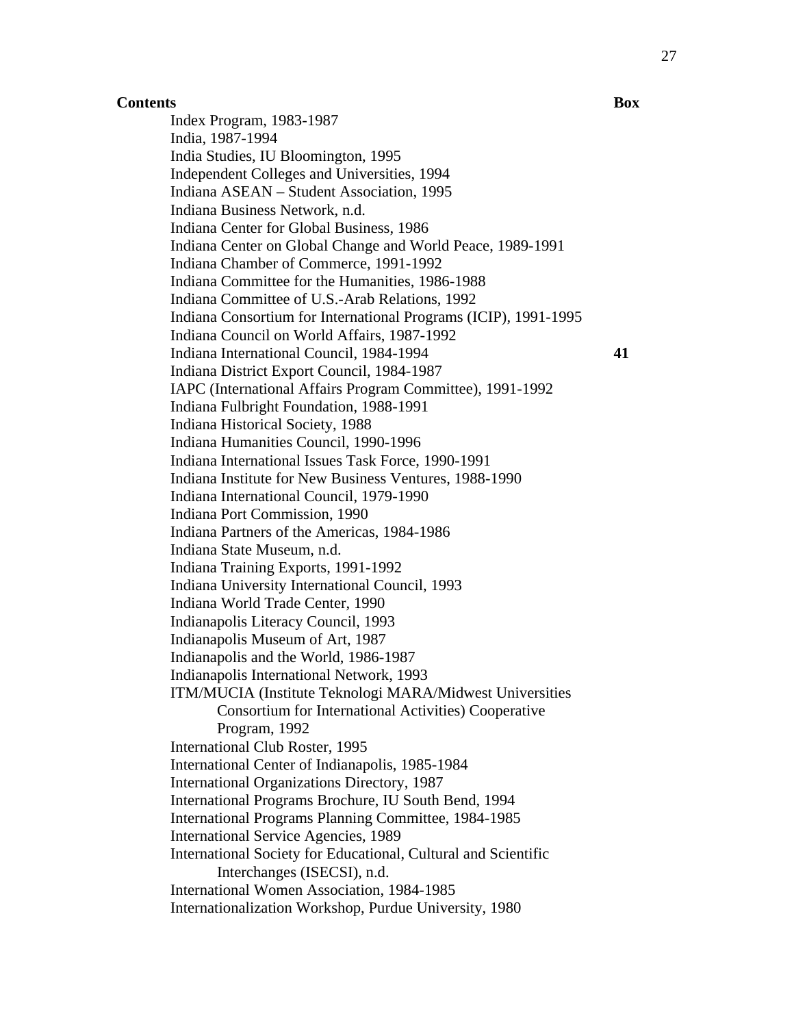| Contents | Box |
| --- | --- |
| Index Program, 1983-1987 | |
| India, 1987-1994 | |
| India Studies, IU Bloomington, 1995 | |
| Independent Colleges and Universities, 1994 | |
| Indiana ASEAN – Student Association, 1995 | |
| Indiana Business Network, n.d. | |
| Indiana Center for Global Business, 1986 | |
| Indiana Center on Global Change and World Peace, 1989-1991 | |
| Indiana Chamber of Commerce, 1991-1992 | |
| Indiana Committee for the Humanities, 1986-1988 | |
| Indiana Committee of U.S.-Arab Relations, 1992 | |
| Indiana Consortium for International Programs (ICIP), 1991-1995 | |
| Indiana Council on World Affairs, 1987-1992 | |
| Indiana International Council, 1984-1994 | **41** |
| Indiana District Export Council, 1984-1987 | |
| IAPC (International Affairs Program Committee), 1991-1992 | |
| Indiana Fulbright Foundation, 1988-1991 | |
| Indiana Historical Society, 1988 | |
| Indiana Humanities Council, 1990-1996 | |
| Indiana International Issues Task Force, 1990-1991 | |
| Indiana Institute for New Business Ventures, 1988-1990 | |
| Indiana International Council, 1979-1990 | |
| Indiana Port Commission, 1990 | |
| Indiana Partners of the Americas, 1984-1986 | |
| Indiana State Museum, n.d. | |
| Indiana Training Exports, 1991-1992 | |
| Indiana University International Council, 1993 | |
| Indiana World Trade Center, 1990 | |
| Indianapolis Literacy Council, 1993 | |
| Indianapolis Museum of Art, 1987 | |
| Indianapolis and the World, 1986-1987 | |
| Indianapolis International Network, 1993 | |
| ITM/MUCIA (Institute Teknologi MARA/Midwest Universities Consortium for International Activities) Cooperative Program, 1992 | |
| International Club Roster, 1995 | |
| International Center of Indianapolis, 1985-1984 | |
| International Organizations Directory, 1987 | |
| International Programs Brochure, IU South Bend, 1994 | |
| International Programs Planning Committee, 1984-1985 | |
| International Service Agencies, 1989 | |
| International Society for Educational, Cultural and Scientific Interchanges (ISECSI), n.d. | |
| International Women Association, 1984-1985 | |
| Internationalization Workshop, Purdue University, 1980 | |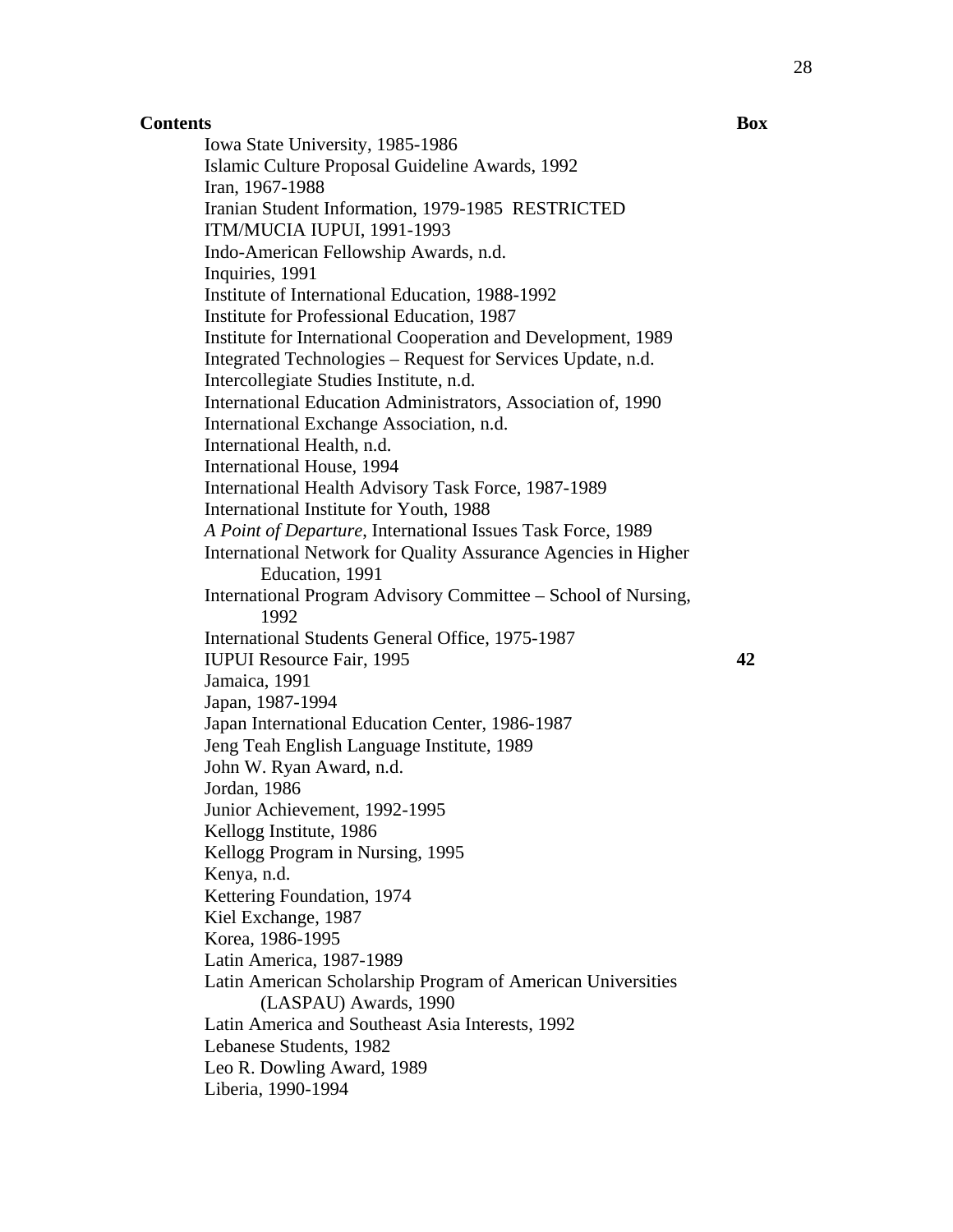| Contents | Box |
|---|---|
| Iowa State University, 1985-1986 | |
| Islamic Culture Proposal Guideline Awards, 1992 | |
| Iran, 1967-1988 | |
| Iranian Student Information, 1979-1985 RESTRICTED | |
| ITM/MUCIA IUPUI, 1991-1993 | |
| Indo-American Fellowship Awards, n.d. | |
| Inquiries, 1991 | |
| Institute of International Education, 1988-1992 | |
| Institute for Professional Education, 1987 | |
| Institute for International Cooperation and Development, 1989 | |
| Integrated Technologies – Request for Services Update, n.d. | |
| Intercollegiate Studies Institute, n.d. | |
| International Education Administrators, Association of, 1990 | |
| International Exchange Association, n.d. | |
| International Health, n.d. | |
| International House, 1994 | |
| International Health Advisory Task Force, 1987-1989 | |
| International Institute for Youth, 1988 | |
| *A Point of Departure*, International Issues Task Force, 1989 | |
| International Network for Quality Assurance Agencies in Higher Education, 1991 | |
| International Program Advisory Committee – School of Nursing, 1992 | |
| International Students General Office, 1975-1987 | |
| IUPUI Resource Fair, 1995 | **42** |
| Jamaica, 1991 | |
| Japan, 1987-1994 | |
| Japan International Education Center, 1986-1987 | |
| Jeng Teah English Language Institute, 1989 | |
| John W. Ryan Award, n.d. | |
| Jordan, 1986 | |
| Junior Achievement, 1992-1995 | |
| Kellogg Institute, 1986 | |
| Kellogg Program in Nursing, 1995 | |
| Kenya, n.d. | |
| Kettering Foundation, 1974 | |
| Kiel Exchange, 1987 | |
| Korea, 1986-1995 | |
| Latin America, 1987-1989 | |
| Latin American Scholarship Program of American Universities (LASPAU) Awards, 1990 | |
| Latin America and Southeast Asia Interests, 1992 | |
| Lebanese Students, 1982 | |
| Leo R. Dowling Award, 1989 | |
| Liberia, 1990-1994 | |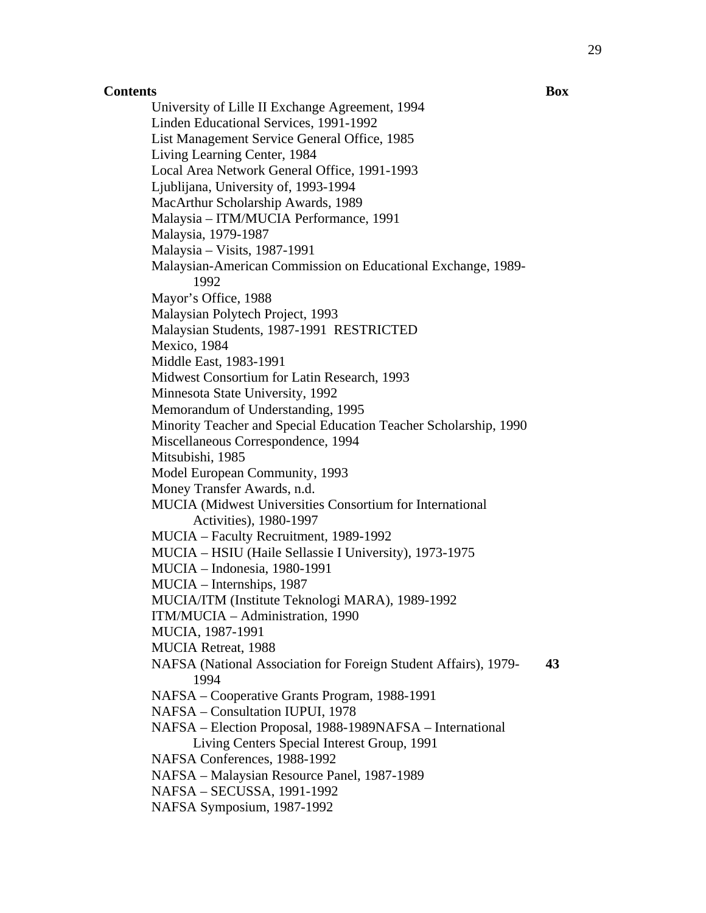| Contents | Box |
|---|---|
| University of Lille II Exchange Agreement, 1994 | |
| Linden Educational Services, 1991-1992 | |
| List Management Service General Office, 1985 | |
| Living Learning Center, 1984 | |
| Local Area Network General Office, 1991-1993 | |
| Ljublijana, University of, 1993-1994 | |
| MacArthur Scholarship Awards, 1989 | |
| Malaysia – ITM/MUCIA Performance, 1991 | |
| Malaysia, 1979-1987 | |
| Malaysia – Visits, 1987-1991 | |
| Malaysian-American Commission on Educational Exchange, 1989-1992 | |
| Mayor's Office, 1988 | |
| Malaysian Polytech Project, 1993 | |
| Malaysian Students, 1987-1991 RESTRICTED | |
| Mexico, 1984 | |
| Middle East, 1983-1991 | |
| Midwest Consortium for Latin Research, 1993 | |
| Minnesota State University, 1992 | |
| Memorandum of Understanding, 1995 | |
| Minority Teacher and Special Education Teacher Scholarship, 1990 | |
| Miscellaneous Correspondence, 1994 | |
| Mitsubishi, 1985 | |
| Model European Community, 1993 | |
| Money Transfer Awards, n.d. | |
| MUCIA (Midwest Universities Consortium for International Activities), 1980-1997 | |
| MUCIA – Faculty Recruitment, 1989-1992 | |
| MUCIA – HSIU (Haile Sellassie I University), 1973-1975 | |
| MUCIA – Indonesia, 1980-1991 | |
| MUCIA – Internships, 1987 | |
| MUCIA/ITM (Institute Teknologi MARA), 1989-1992 | |
| ITM/MUCIA – Administration, 1990 | |
| MUCIA, 1987-1991 | |
| MUCIA Retreat, 1988 | |
| NAFSA (National Association for Foreign Student Affairs), 1979-1994 | **43** |
| NAFSA – Cooperative Grants Program, 1988-1991 | |
| NAFSA – Consultation IUPUI, 1978 | |
| NAFSA – Election Proposal, 1988-1989NAFSA – International Living Centers Special Interest Group, 1991 | |
| NAFSA Conferences, 1988-1992 | |
| NAFSA – Malaysian Resource Panel, 1987-1989 | |
| NAFSA – SECUSSA, 1991-1992 | |
| NAFSA Symposium, 1987-1992 | |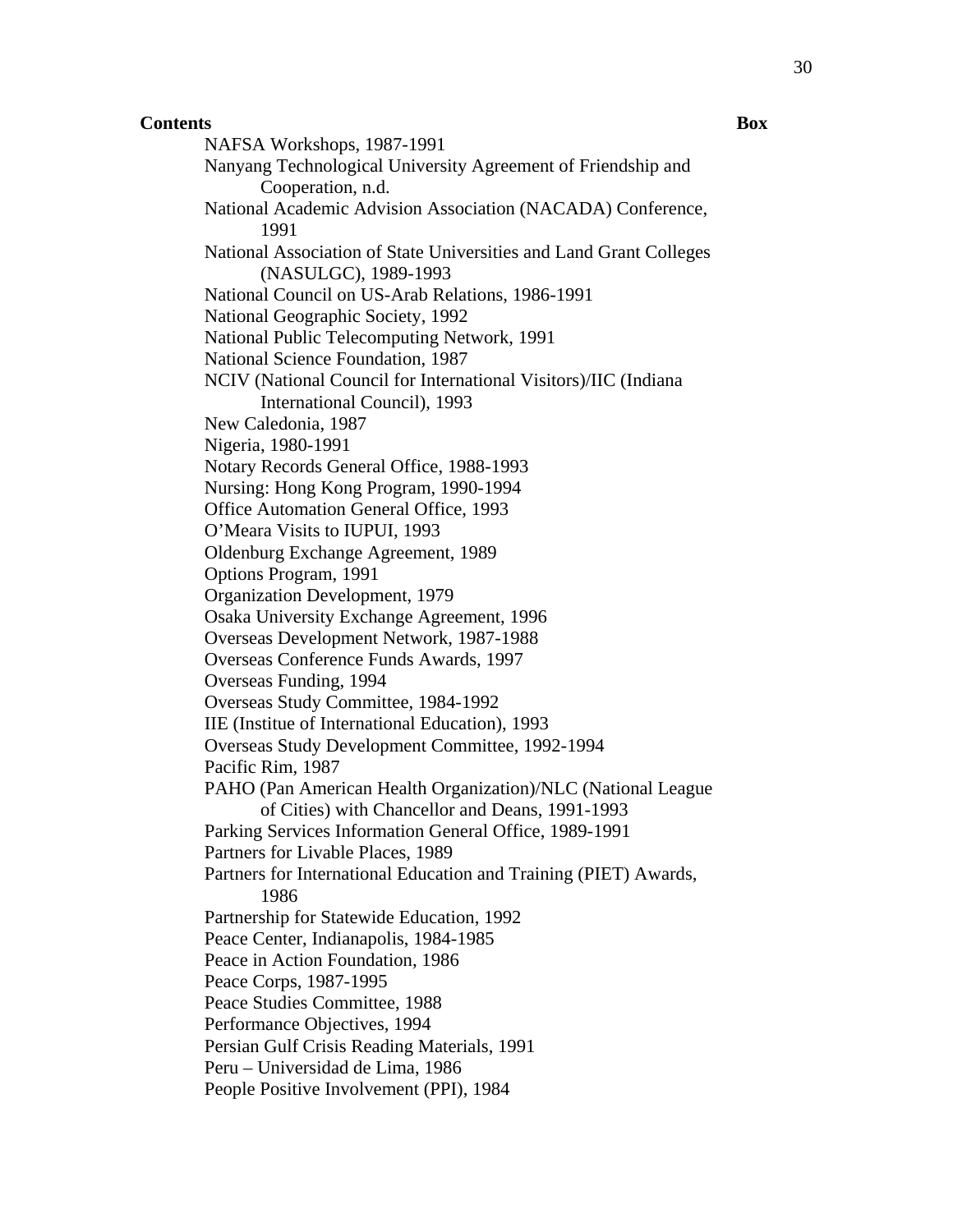**Contents** **Box**

NAFSA Workshops, 1987-1991
Nanyang Technological University Agreement of Friendship and Cooperation, n.d.
National Academic Advision Association (NACADA) Conference, 1991
National Association of State Universities and Land Grant Colleges (NASULGC), 1989-1993
National Council on US-Arab Relations, 1986-1991
National Geographic Society, 1992
National Public Telecomputing Network, 1991
National Science Foundation, 1987
NCIV (National Council for International Visitors)/IIC (Indiana International Council), 1993
New Caledonia, 1987
Nigeria, 1980-1991
Notary Records General Office, 1988-1993
Nursing: Hong Kong Program, 1990-1994
Office Automation General Office, 1993
O'Meara Visits to IUPUI, 1993
Oldenburg Exchange Agreement, 1989
Options Program, 1991
Organization Development, 1979
Osaka University Exchange Agreement, 1996
Overseas Development Network, 1987-1988
Overseas Conference Funds Awards, 1997
Overseas Funding, 1994
Overseas Study Committee, 1984-1992
IIE (Institue of International Education), 1993
Overseas Study Development Committee, 1992-1994
Pacific Rim, 1987
PAHO (Pan American Health Organization)/NLC (National League of Cities) with Chancellor and Deans, 1991-1993
Parking Services Information General Office, 1989-1991
Partners for Livable Places, 1989
Partners for International Education and Training (PIET) Awards, 1986
Partnership for Statewide Education, 1992
Peace Center, Indianapolis, 1984-1985
Peace in Action Foundation, 1986
Peace Corps, 1987-1995
Peace Studies Committee, 1988
Performance Objectives, 1994
Persian Gulf Crisis Reading Materials, 1991
Peru – Universidad de Lima, 1986
People Positive Involvement (PPI), 1984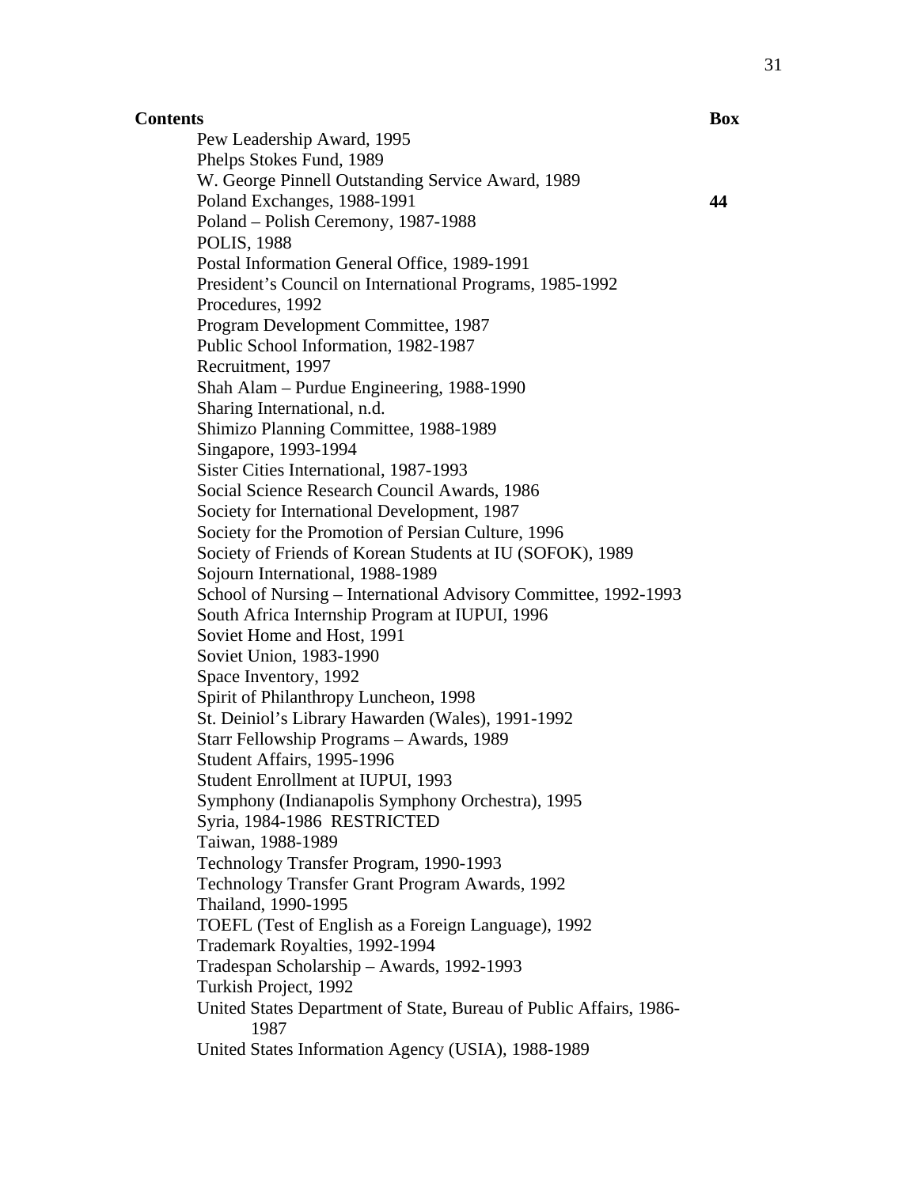| Contents | Box |
| --- | --- |
| Pew Leadership Award, 1995 | |
| Phelps Stokes Fund, 1989 | |
| W. George Pinnell Outstanding Service Award, 1989 | |
| Poland Exchanges, 1988-1991 | **44** |
| Poland – Polish Ceremony, 1987-1988 | |
| POLIS, 1988 | |
| Postal Information General Office, 1989-1991 | |
| President's Council on International Programs, 1985-1992 | |
| Procedures, 1992 | |
| Program Development Committee, 1987 | |
| Public School Information, 1982-1987 | |
| Recruitment, 1997 | |
| Shah Alam – Purdue Engineering, 1988-1990 | |
| Sharing International, n.d. | |
| Shimizo Planning Committee, 1988-1989 | |
| Singapore, 1993-1994 | |
| Sister Cities International, 1987-1993 | |
| Social Science Research Council Awards, 1986 | |
| Society for International Development, 1987 | |
| Society for the Promotion of Persian Culture, 1996 | |
| Society of Friends of Korean Students at IU (SOFOK), 1989 | |
| Sojourn International, 1988-1989 | |
| School of Nursing – International Advisory Committee, 1992-1993 | |
| South Africa Internship Program at IUPUI, 1996 | |
| Soviet Home and Host, 1991 | |
| Soviet Union, 1983-1990 | |
| Space Inventory, 1992 | |
| Spirit of Philanthropy Luncheon, 1998 | |
| St. Deiniol's Library Hawarden (Wales), 1991-1992 | |
| Starr Fellowship Programs – Awards, 1989 | |
| Student Affairs, 1995-1996 | |
| Student Enrollment at IUPUI, 1993 | |
| Symphony (Indianapolis Symphony Orchestra), 1995 | |
| Syria, 1984-1986 RESTRICTED | |
| Taiwan, 1988-1989 | |
| Technology Transfer Program, 1990-1993 | |
| Technology Transfer Grant Program Awards, 1992 | |
| Thailand, 1990-1995 | |
| TOEFL (Test of English as a Foreign Language), 1992 | |
| Trademark Royalties, 1992-1994 | |
| Tradespan Scholarship – Awards, 1992-1993 | |
| Turkish Project, 1992 | |
| United States Department of State, Bureau of Public Affairs, 1986-1987 | |
| United States Information Agency (USIA), 1988-1989 | |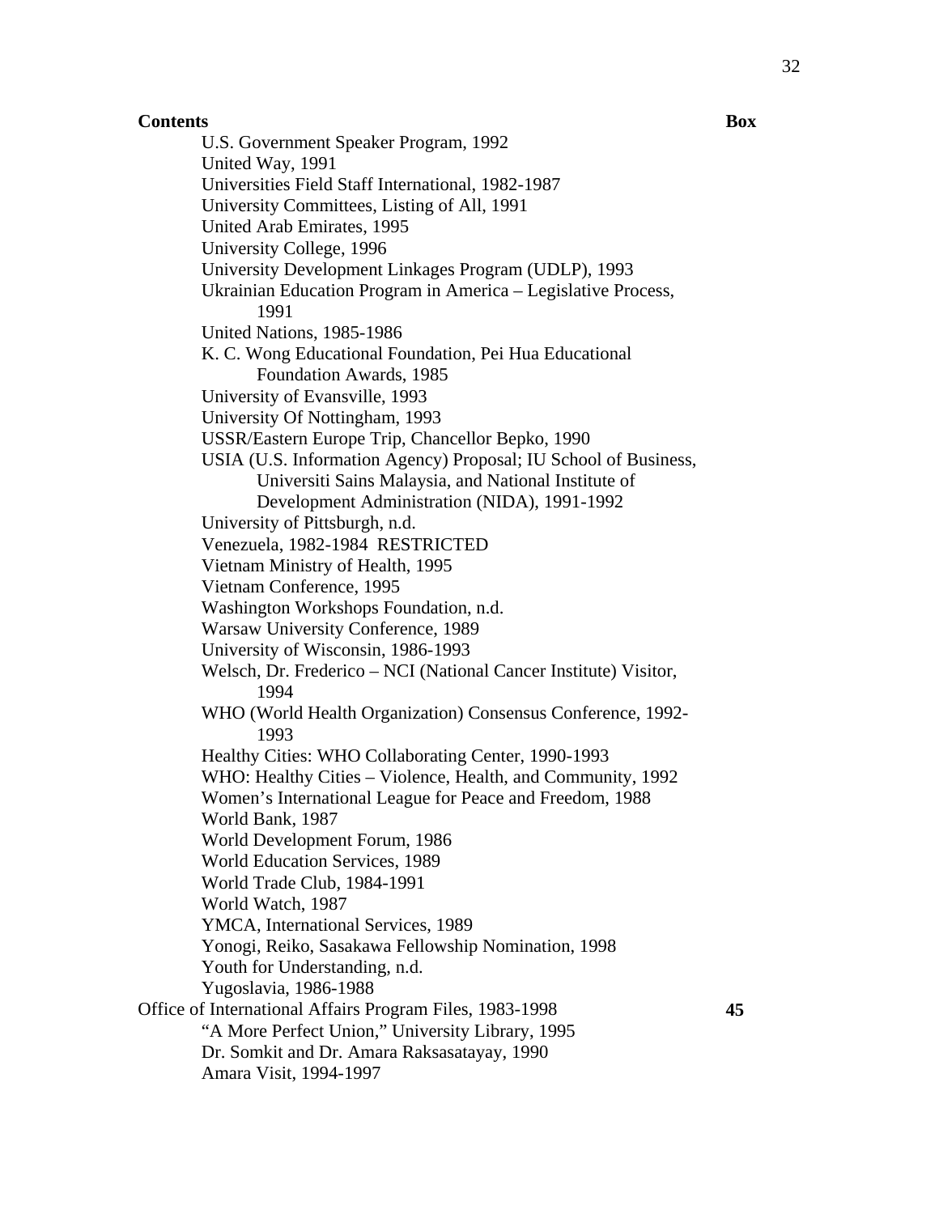| Contents | Box |
|---|---|
| U.S. Government Speaker Program, 1992 | |
| United Way, 1991 | |
| Universities Field Staff International, 1982-1987 | |
| University Committees, Listing of All, 1991 | |
| United Arab Emirates, 1995 | |
| University College, 1996 | |
| University Development Linkages Program (UDLP), 1993 | |
| Ukrainian Education Program in America – Legislative Process, 1991 | |
| United Nations, 1985-1986 | |
| K. C. Wong Educational Foundation, Pei Hua Educational Foundation Awards, 1985 | |
| University of Evansville, 1993 | |
| University Of Nottingham, 1993 | |
| USSR/Eastern Europe Trip, Chancellor Bepko, 1990 | |
| USIA (U.S. Information Agency) Proposal; IU School of Business, Universiti Sains Malaysia, and National Institute of Development Administration (NIDA), 1991-1992 | |
| University of Pittsburgh, n.d. | |
| Venezuela, 1982-1984 RESTRICTED | |
| Vietnam Ministry of Health, 1995 | |
| Vietnam Conference, 1995 | |
| Washington Workshops Foundation, n.d. | |
| Warsaw University Conference, 1989 | |
| University of Wisconsin, 1986-1993 | |
| Welsch, Dr. Frederico – NCI (National Cancer Institute) Visitor, 1994 | |
| WHO (World Health Organization) Consensus Conference, 1992-1993 | |
| Healthy Cities: WHO Collaborating Center, 1990-1993 | |
| WHO: Healthy Cities – Violence, Health, and Community, 1992 | |
| Women's International League for Peace and Freedom, 1988 | |
| World Bank, 1987 | |
| World Development Forum, 1986 | |
| World Education Services, 1989 | |
| World Trade Club, 1984-1991 | |
| World Watch, 1987 | |
| YMCA, International Services, 1989 | |
| Yonogi, Reiko, Sasakawa Fellowship Nomination, 1998 | |
| Youth for Understanding, n.d. | |
| Yugoslavia, 1986-1988 | |
| Office of International Affairs Program Files, 1983-1998 | **45** |
| "A More Perfect Union," University Library, 1995 | |
| Dr. Somkit and Dr. Amara Raksasatayay, 1990 | |
| Amara Visit, 1994-1997 | |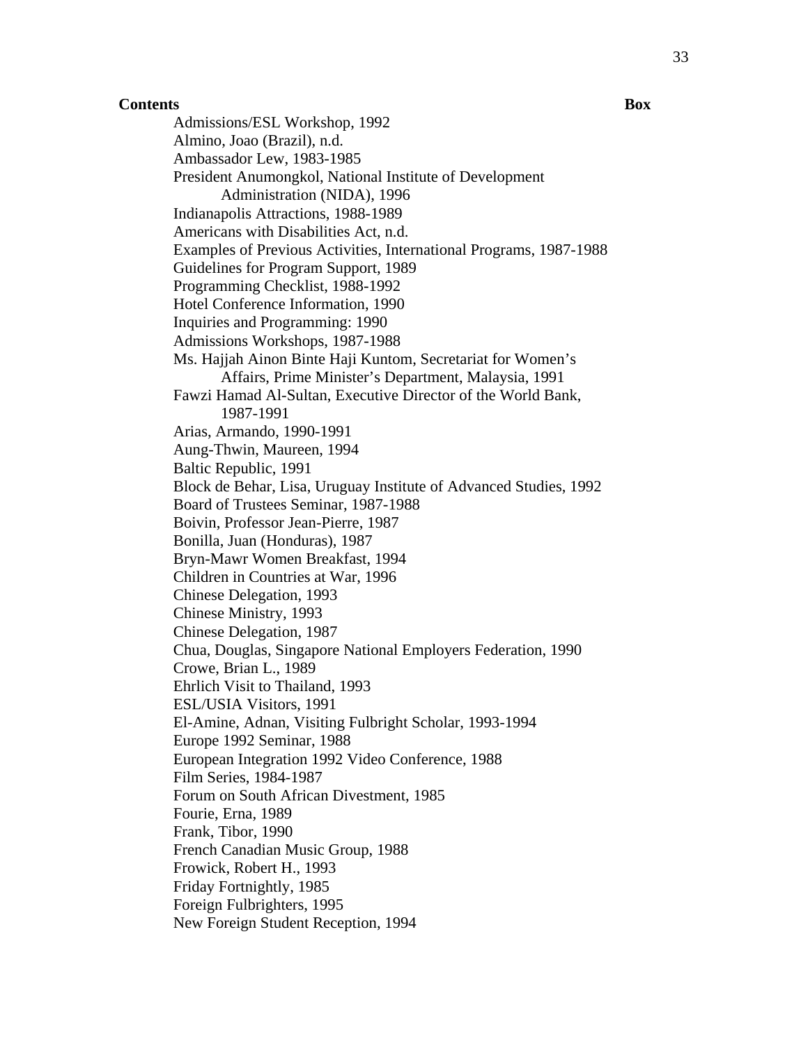**Contents** **Box**

Admissions/ESL Workshop, 1992
Almino, Joao (Brazil), n.d.
Ambassador Lew, 1983-1985
President Anumongkol, National Institute of Development Administration (NIDA), 1996
Indianapolis Attractions, 1988-1989
Americans with Disabilities Act, n.d.
Examples of Previous Activities, International Programs, 1987-1988
Guidelines for Program Support, 1989
Programming Checklist, 1988-1992
Hotel Conference Information, 1990
Inquiries and Programming: 1990
Admissions Workshops, 1987-1988
Ms. Hajjah Ainon Binte Haji Kuntom, Secretariat for Women's Affairs, Prime Minister's Department, Malaysia, 1991
Fawzi Hamad Al-Sultan, Executive Director of the World Bank, 1987-1991
Arias, Armando, 1990-1991
Aung-Thwin, Maureen, 1994
Baltic Republic, 1991
Block de Behar, Lisa, Uruguay Institute of Advanced Studies, 1992
Board of Trustees Seminar, 1987-1988
Boivin, Professor Jean-Pierre, 1987
Bonilla, Juan (Honduras), 1987
Bryn-Mawr Women Breakfast, 1994
Children in Countries at War, 1996
Chinese Delegation, 1993
Chinese Ministry, 1993
Chinese Delegation, 1987
Chua, Douglas, Singapore National Employers Federation, 1990
Crowe, Brian L., 1989
Ehrlich Visit to Thailand, 1993
ESL/USIA Visitors, 1991
El-Amine, Adnan, Visiting Fulbright Scholar, 1993-1994
Europe 1992 Seminar, 1988
European Integration 1992 Video Conference, 1988
Film Series, 1984-1987
Forum on South African Divestment, 1985
Fourie, Erna, 1989
Frank, Tibor, 1990
French Canadian Music Group, 1988
Frowick, Robert H., 1993
Friday Fortnightly, 1985
Foreign Fulbrighters, 1995
New Foreign Student Reception, 1994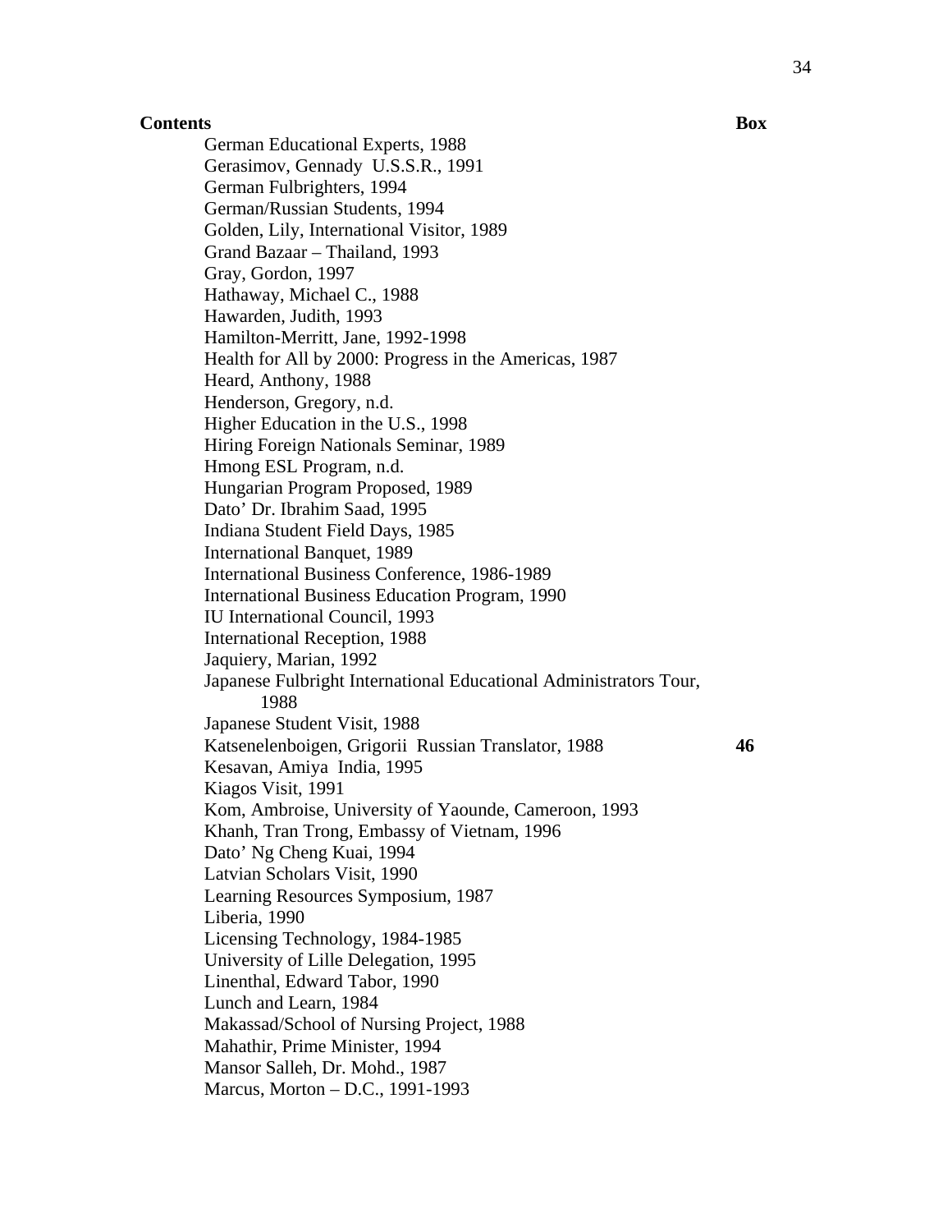**Contents** **Box**

German Educational Experts, 1988
Gerasimov, Gennady U.S.S.R., 1991
German Fulbrighters, 1994
German/Russian Students, 1994
Golden, Lily, International Visitor, 1989
Grand Bazaar – Thailand, 1993
Gray, Gordon, 1997
Hathaway, Michael C., 1988
Hawarden, Judith, 1993
Hamilton-Merritt, Jane, 1992-1998
Health for All by 2000: Progress in the Americas, 1987
Heard, Anthony, 1988
Henderson, Gregory, n.d.
Higher Education in the U.S., 1998
Hiring Foreign Nationals Seminar, 1989
Hmong ESL Program, n.d.
Hungarian Program Proposed, 1989
Dato' Dr. Ibrahim Saad, 1995
Indiana Student Field Days, 1985
International Banquet, 1989
International Business Conference, 1986-1989
International Business Education Program, 1990
IU International Council, 1993
International Reception, 1988
Jaquiery, Marian, 1992
Japanese Fulbright International Educational Administrators Tour, 1988
Japanese Student Visit, 1988
Katsenelenboigen, Grigorii Russian Translator, 1988 **46**
Kesavan, Amiya India, 1995
Kiagos Visit, 1991
Kom, Ambroise, University of Yaounde, Cameroon, 1993
Khanh, Tran Trong, Embassy of Vietnam, 1996
Dato' Ng Cheng Kuai, 1994
Latvian Scholars Visit, 1990
Learning Resources Symposium, 1987
Liberia, 1990
Licensing Technology, 1984-1985
University of Lille Delegation, 1995
Linenthal, Edward Tabor, 1990
Lunch and Learn, 1984
Makassad/School of Nursing Project, 1988
Mahathir, Prime Minister, 1994
Mansor Salleh, Dr. Mohd., 1987
Marcus, Morton – D.C., 1991-1993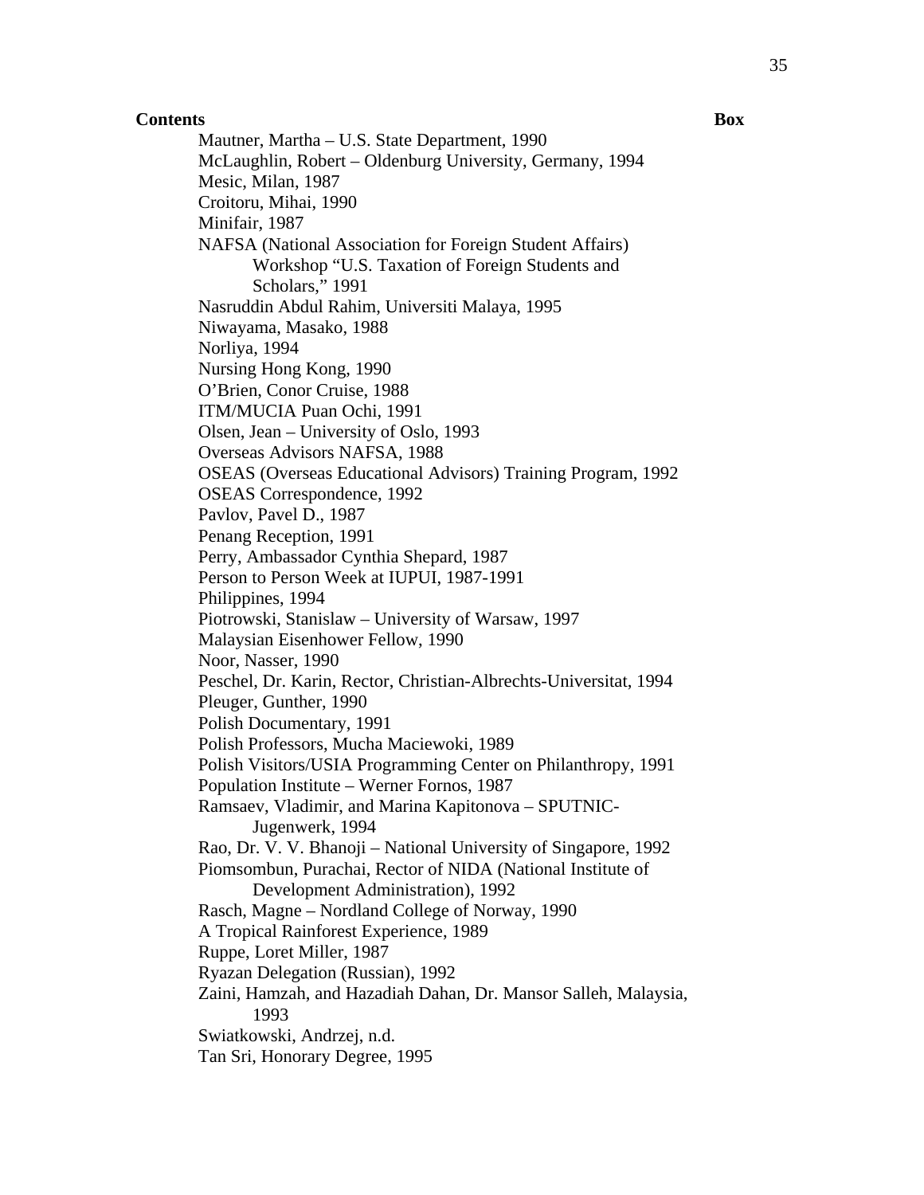**Contents** **Box**

Mautner, Martha – U.S. State Department, 1990
McLaughlin, Robert – Oldenburg University, Germany, 1994
Mesic, Milan, 1987
Croitoru, Mihai, 1990
Minifair, 1987
NAFSA (National Association for Foreign Student Affairs)
  Workshop "U.S. Taxation of Foreign Students and
  Scholars," 1991
Nasruddin Abdul Rahim, Universiti Malaya, 1995
Niwayama, Masako, 1988
Norliya, 1994
Nursing Hong Kong, 1990
O'Brien, Conor Cruise, 1988
ITM/MUCIA Puan Ochi, 1991
Olsen, Jean – University of Oslo, 1993
Overseas Advisors NAFSA, 1988
OSEAS (Overseas Educational Advisors) Training Program, 1992
OSEAS Correspondence, 1992
Pavlov, Pavel D., 1987
Penang Reception, 1991
Perry, Ambassador Cynthia Shepard, 1987
Person to Person Week at IUPUI, 1987-1991
Philippines, 1994
Piotrowski, Stanislaw – University of Warsaw, 1997
Malaysian Eisenhower Fellow, 1990
Noor, Nasser, 1990
Peschel, Dr. Karin, Rector, Christian-Albrechts-Universitat, 1994
Pleuger, Gunther, 1990
Polish Documentary, 1991
Polish Professors, Mucha Maciewoki, 1989
Polish Visitors/USIA Programming Center on Philanthropy, 1991
Population Institute – Werner Fornos, 1987
Ramsaev, Vladimir, and Marina Kapitonova – SPUTNIC-
  Jugenwerk, 1994
Rao, Dr. V. V. Bhanoji – National University of Singapore, 1992
Piomsombun, Purachai, Rector of NIDA (National Institute of
  Development Administration), 1992
Rasch, Magne – Nordland College of Norway, 1990
A Tropical Rainforest Experience, 1989
Ruppe, Loret Miller, 1987
Ryazan Delegation (Russian), 1992
Zaini, Hamzah, and Hazadiah Dahan, Dr. Mansor Salleh, Malaysia,
  1993
Swiatkowski, Andrzej, n.d.
Tan Sri, Honorary Degree, 1995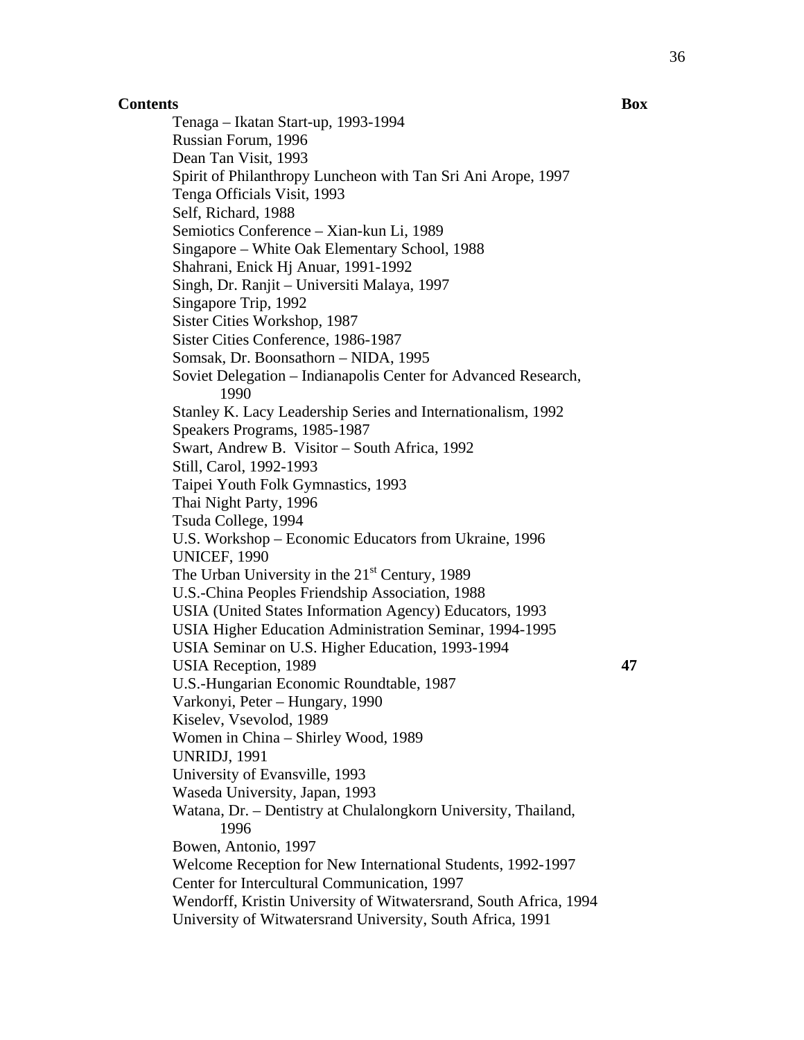| Contents | Box |
|---|---|
| Tenaga – Ikatan Start-up, 1993-1994 | |
| Russian Forum, 1996 | |
| Dean Tan Visit, 1993 | |
| Spirit of Philanthropy Luncheon with Tan Sri Ani Arope, 1997 | |
| Tenga Officials Visit, 1993 | |
| Self, Richard, 1988 | |
| Semiotics Conference – Xian-kun Li, 1989 | |
| Singapore – White Oak Elementary School, 1988 | |
| Shahrani, Enick Hj Anuar, 1991-1992 | |
| Singh, Dr. Ranjit – Universiti Malaya, 1997 | |
| Singapore Trip, 1992 | |
| Sister Cities Workshop, 1987 | |
| Sister Cities Conference, 1986-1987 | |
| Somsak, Dr. Boonsathorn – NIDA, 1995 | |
| Soviet Delegation – Indianapolis Center for Advanced Research, 1990 | |
| Stanley K. Lacy Leadership Series and Internationalism, 1992 | |
| Speakers Programs, 1985-1987 | |
| Swart, Andrew B. Visitor – South Africa, 1992 | |
| Still, Carol, 1992-1993 | |
| Taipei Youth Folk Gymnastics, 1993 | |
| Thai Night Party, 1996 | |
| Tsuda College, 1994 | |
| U.S. Workshop – Economic Educators from Ukraine, 1996 | |
| UNICEF, 1990 | |
| The Urban University in the 21st Century, 1989 | |
| U.S.-China Peoples Friendship Association, 1988 | |
| USIA (United States Information Agency) Educators, 1993 | |
| USIA Higher Education Administration Seminar, 1994-1995 | |
| USIA Seminar on U.S. Higher Education, 1993-1994 | |
| USIA Reception, 1989 | **47** |
| U.S.-Hungarian Economic Roundtable, 1987 | |
| Varkonyi, Peter – Hungary, 1990 | |
| Kiselev, Vsevolod, 1989 | |
| Women in China – Shirley Wood, 1989 | |
| UNRIDJ, 1991 | |
| University of Evansville, 1993 | |
| Waseda University, Japan, 1993 | |
| Watana, Dr. – Dentistry at Chulalongkorn University, Thailand, 1996 | |
| Bowen, Antonio, 1997 | |
| Welcome Reception for New International Students, 1992-1997 | |
| Center for Intercultural Communication, 1997 | |
| Wendorff, Kristin University of Witwatersrand, South Africa, 1994 | |
| University of Witwatersrand University, South Africa, 1991 | |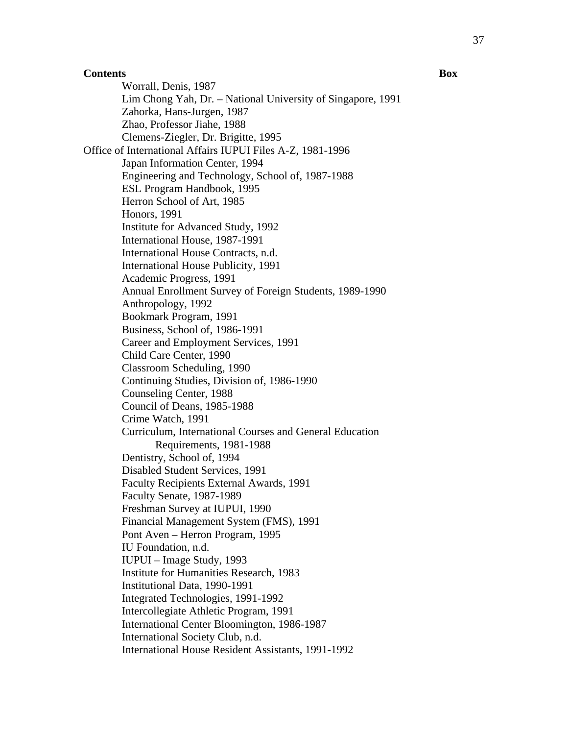**Contents** **Box**

- Worrall, Denis, 1987
- Lim Chong Yah, Dr. – National University of Singapore, 1991
- Zahorka, Hans-Jurgen, 1987
- Zhao, Professor Jiahe, 1988
- Clemens-Ziegler, Dr. Brigitte, 1995

Office of International Affairs IUPUI Files A-Z, 1981-1996

- Japan Information Center, 1994
- Engineering and Technology, School of, 1987-1988
- ESL Program Handbook, 1995
- Herron School of Art, 1985
- Honors, 1991
- Institute for Advanced Study, 1992
- International House, 1987-1991
- International House Contracts, n.d.
- International House Publicity, 1991
- Academic Progress, 1991
- Annual Enrollment Survey of Foreign Students, 1989-1990
- Anthropology, 1992
- Bookmark Program, 1991
- Business, School of, 1986-1991
- Career and Employment Services, 1991
- Child Care Center, 1990
- Classroom Scheduling, 1990
- Continuing Studies, Division of, 1986-1990
- Counseling Center, 1988
- Council of Deans, 1985-1988
- Crime Watch, 1991
- Curriculum, International Courses and General Education Requirements, 1981-1988
- Dentistry, School of, 1994
- Disabled Student Services, 1991
- Faculty Recipients External Awards, 1991
- Faculty Senate, 1987-1989
- Freshman Survey at IUPUI, 1990
- Financial Management System (FMS), 1991
- Pont Aven – Herron Program, 1995
- IU Foundation, n.d.
- IUPUI – Image Study, 1993
- Institute for Humanities Research, 1983
- Institutional Data, 1990-1991
- Integrated Technologies, 1991-1992
- Intercollegiate Athletic Program, 1991
- International Center Bloomington, 1986-1987
- International Society Club, n.d.
- International House Resident Assistants, 1991-1992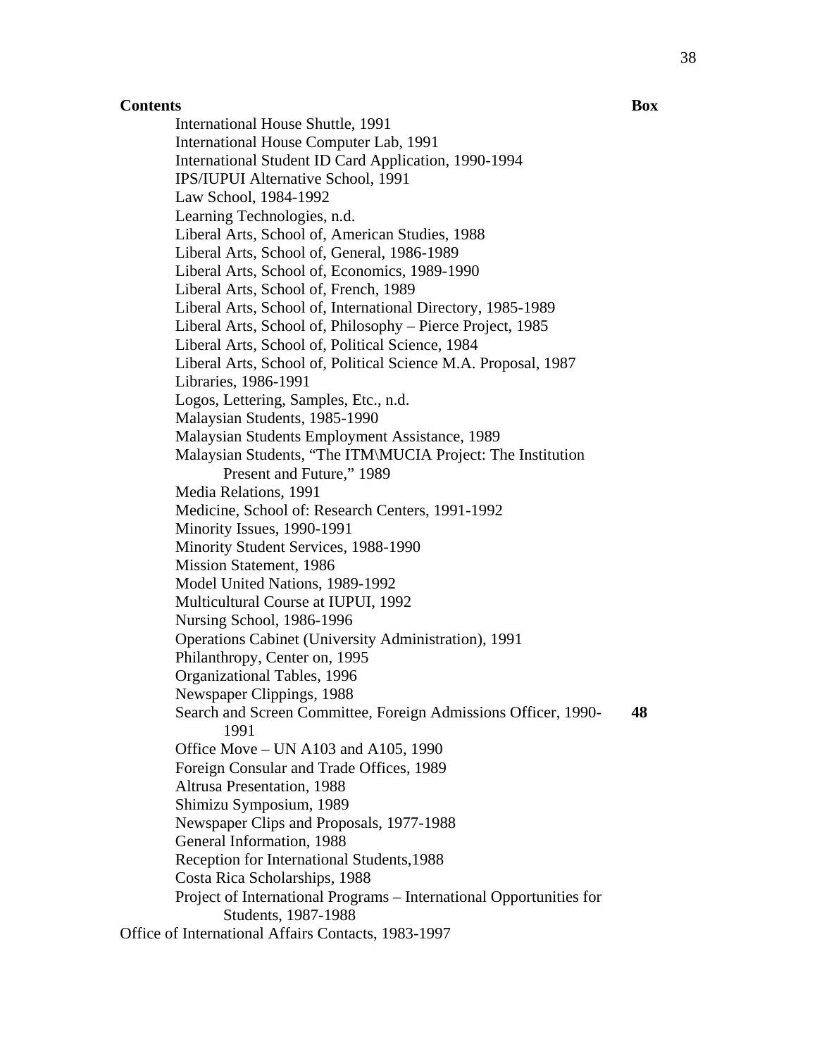| **Contents** | **Box** |
|---|---|
| International House Shuttle, 1991 | |
| International House Computer Lab, 1991 | |
| International Student ID Card Application, 1990-1994 | |
| IPS/IUPUI Alternative School, 1991 | |
| Law School, 1984-1992 | |
| Learning Technologies, n.d. | |
| Liberal Arts, School of, American Studies, 1988 | |
| Liberal Arts, School of, General, 1986-1989 | |
| Liberal Arts, School of, Economics, 1989-1990 | |
| Liberal Arts, School of, French, 1989 | |
| Liberal Arts, School of, International Directory, 1985-1989 | |
| Liberal Arts, School of, Philosophy – Pierce Project, 1985 | |
| Liberal Arts, School of, Political Science, 1984 | |
| Liberal Arts, School of, Political Science M.A. Proposal, 1987 | |
| Libraries, 1986-1991 | |
| Logos, Lettering, Samples, Etc., n.d. | |
| Malaysian Students, 1985-1990 | |
| Malaysian Students Employment Assistance, 1989 | |
| Malaysian Students, "The ITM\MUCIA Project: The Institution Present and Future," 1989 | |
| Media Relations, 1991 | |
| Medicine, School of: Research Centers, 1991-1992 | |
| Minority Issues, 1990-1991 | |
| Minority Student Services, 1988-1990 | |
| Mission Statement, 1986 | |
| Model United Nations, 1989-1992 | |
| Multicultural Course at IUPUI, 1992 | |
| Nursing School, 1986-1996 | |
| Operations Cabinet (University Administration), 1991 | |
| Philanthropy, Center on, 1995 | |
| Organizational Tables, 1996 | |
| Newspaper Clippings, 1988 | |
| Search and Screen Committee, Foreign Admissions Officer, 1990-1991 | **48** |
| Office Move – UN A103 and A105, 1990 | |
| Foreign Consular and Trade Offices, 1989 | |
| Altrusa Presentation, 1988 | |
| Shimizu Symposium, 1989 | |
| Newspaper Clips and Proposals, 1977-1988 | |
| General Information, 1988 | |
| Reception for International Students,1988 | |
| Costa Rica Scholarships, 1988 | |
| Project of International Programs – International Opportunities for Students, 1987-1988 | |
| Office of International Affairs Contacts, 1983-1997 | |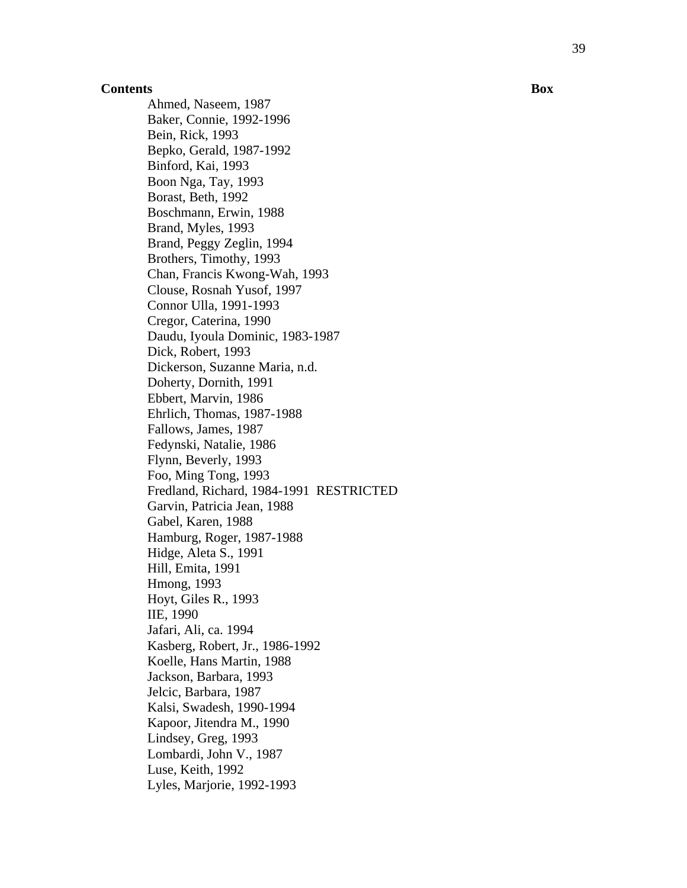**Contents** **Box**

Ahmed, Naseem, 1987
Baker, Connie, 1992-1996
Bein, Rick, 1993
Bepko, Gerald, 1987-1992
Binford, Kai, 1993
Boon Nga, Tay, 1993
Borast, Beth, 1992
Boschmann, Erwin, 1988
Brand, Myles, 1993
Brand, Peggy Zeglin, 1994
Brothers, Timothy, 1993
Chan, Francis Kwong-Wah, 1993
Clouse, Rosnah Yusof, 1997
Connor Ulla, 1991-1993
Cregor, Caterina, 1990
Daudu, Iyoula Dominic, 1983-1987
Dick, Robert, 1993
Dickerson, Suzanne Maria, n.d.
Doherty, Dornith, 1991
Ebbert, Marvin, 1986
Ehrlich, Thomas, 1987-1988
Fallows, James, 1987
Fedynski, Natalie, 1986
Flynn, Beverly, 1993
Foo, Ming Tong, 1993
Fredland, Richard, 1984-1991 RESTRICTED
Garvin, Patricia Jean, 1988
Gabel, Karen, 1988
Hamburg, Roger, 1987-1988
Hidge, Aleta S., 1991
Hill, Emita, 1991
Hmong, 1993
Hoyt, Giles R., 1993
IIE, 1990
Jafari, Ali, ca. 1994
Kasberg, Robert, Jr., 1986-1992
Koelle, Hans Martin, 1988
Jackson, Barbara, 1993
Jelcic, Barbara, 1987
Kalsi, Swadesh, 1990-1994
Kapoor, Jitendra M., 1990
Lindsey, Greg, 1993
Lombardi, John V., 1987
Luse, Keith, 1992
Lyles, Marjorie, 1992-1993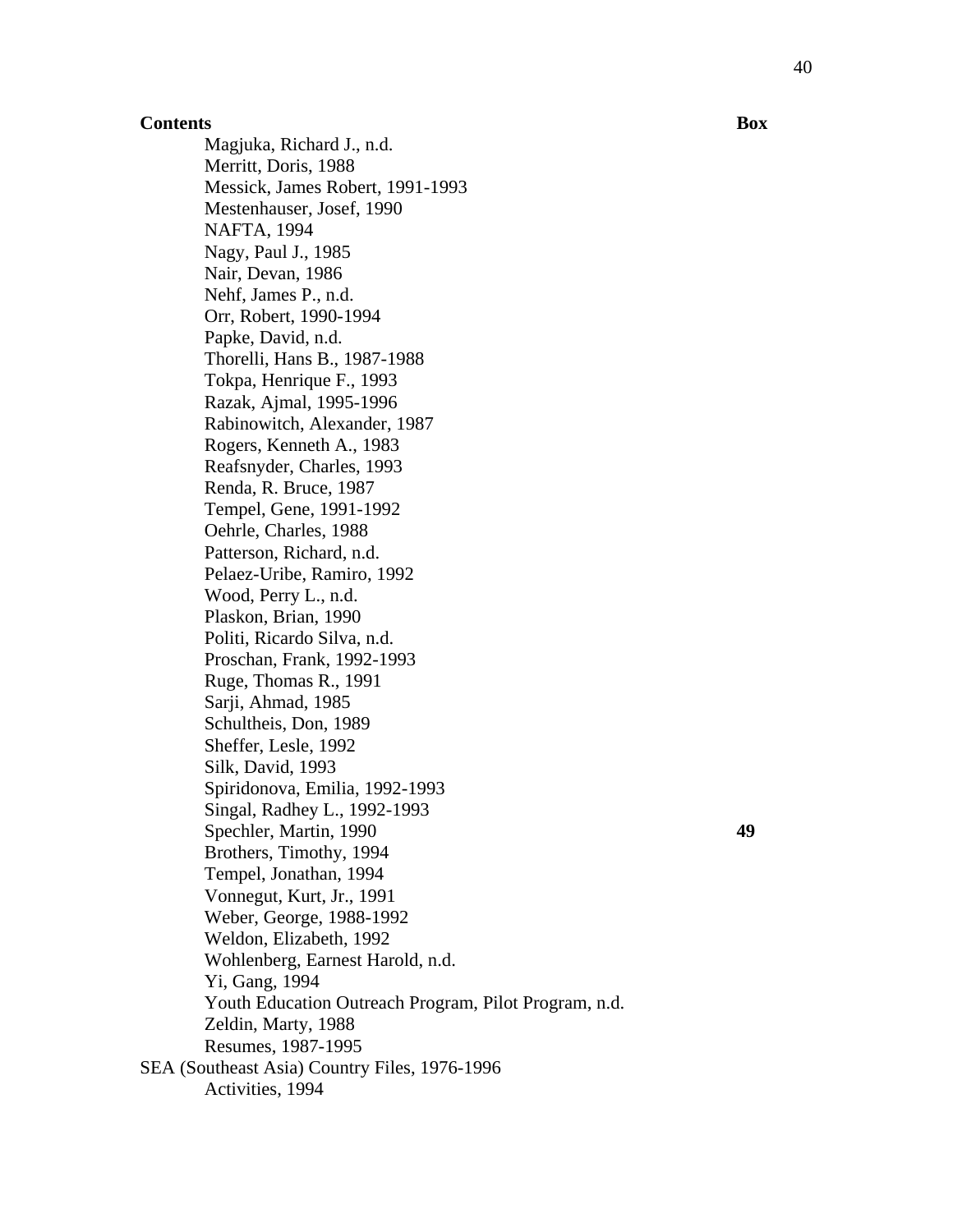| Contents | Box |
| --- | --- |
| Magjuka, Richard J., n.d. | |
| Merritt, Doris, 1988 | |
| Messick, James Robert, 1991-1993 | |
| Mestenhauser, Josef, 1990 | |
| NAFTA, 1994 | |
| Nagy, Paul J., 1985 | |
| Nair, Devan, 1986 | |
| Nehf, James P., n.d. | |
| Orr, Robert, 1990-1994 | |
| Papke, David, n.d. | |
| Thorelli, Hans B., 1987-1988 | |
| Tokpa, Henrique F., 1993 | |
| Razak, Ajmal, 1995-1996 | |
| Rabinowitch, Alexander, 1987 | |
| Rogers, Kenneth A., 1983 | |
| Reafsnyder, Charles, 1993 | |
| Renda, R. Bruce, 1987 | |
| Tempel, Gene, 1991-1992 | |
| Oehrle, Charles, 1988 | |
| Patterson, Richard, n.d. | |
| Pelaez-Uribe, Ramiro, 1992 | |
| Wood, Perry L., n.d. | |
| Plaskon, Brian, 1990 | |
| Politi, Ricardo Silva, n.d. | |
| Proschan, Frank, 1992-1993 | |
| Ruge, Thomas R., 1991 | |
| Sarji, Ahmad, 1985 | |
| Schultheis, Don, 1989 | |
| Sheffer, Lesle, 1992 | |
| Silk, David, 1993 | |
| Spiridonova, Emilia, 1992-1993 | |
| Singal, Radhey L., 1992-1993 | |
| Spechler, Martin, 1990 | **49** |
| Brothers, Timothy, 1994 | |
| Tempel, Jonathan, 1994 | |
| Vonnegut, Kurt, Jr., 1991 | |
| Weber, George, 1988-1992 | |
| Weldon, Elizabeth, 1992 | |
| Wohlenberg, Earnest Harold, n.d. | |
| Yi, Gang, 1994 | |
| Youth Education Outreach Program, Pilot Program, n.d. | |
| Zeldin, Marty, 1988 | |
| Resumes, 1987-1995 | |
| SEA (Southeast Asia) Country Files, 1976-1996 | |
| Activities, 1994 | |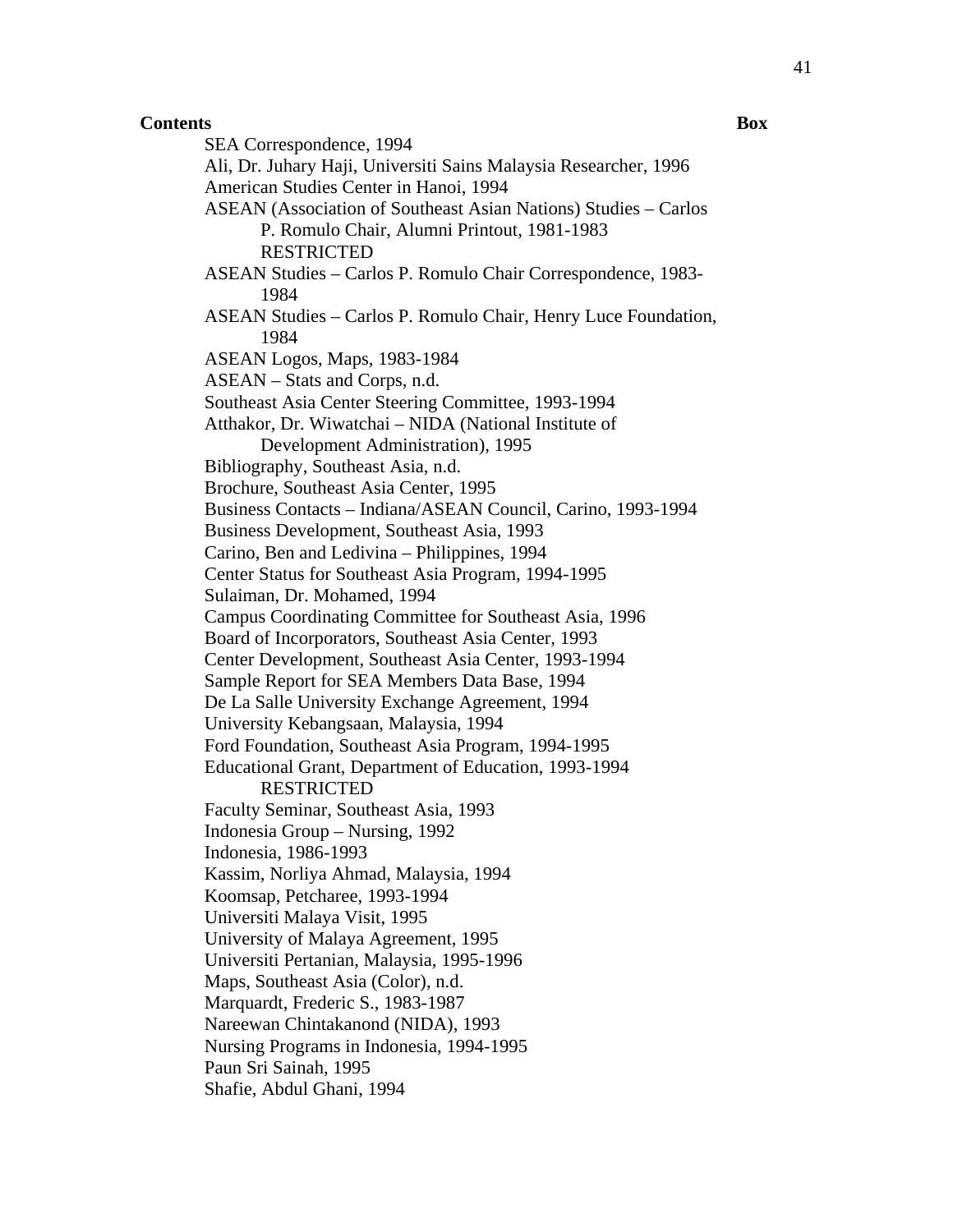**Contents** **Box**

SEA Correspondence, 1994
Ali, Dr. Juhary Haji, Universiti Sains Malaysia Researcher, 1996
American Studies Center in Hanoi, 1994
ASEAN (Association of Southeast Asian Nations) Studies – Carlos P. Romulo Chair, Alumni Printout, 1981-1983 RESTRICTED
ASEAN Studies – Carlos P. Romulo Chair Correspondence, 1983-1984
ASEAN Studies – Carlos P. Romulo Chair, Henry Luce Foundation, 1984
ASEAN Logos, Maps, 1983-1984
ASEAN – Stats and Corps, n.d.
Southeast Asia Center Steering Committee, 1993-1994
Atthakor, Dr. Wiwatchai – NIDA (National Institute of Development Administration), 1995
Bibliography, Southeast Asia, n.d.
Brochure, Southeast Asia Center, 1995
Business Contacts – Indiana/ASEAN Council, Carino, 1993-1994
Business Development, Southeast Asia, 1993
Carino, Ben and Ledivina – Philippines, 1994
Center Status for Southeast Asia Program, 1994-1995
Sulaiman, Dr. Mohamed, 1994
Campus Coordinating Committee for Southeast Asia, 1996
Board of Incorporators, Southeast Asia Center, 1993
Center Development, Southeast Asia Center, 1993-1994
Sample Report for SEA Members Data Base, 1994
De La Salle University Exchange Agreement, 1994
University Kebangsaan, Malaysia, 1994
Ford Foundation, Southeast Asia Program, 1994-1995
Educational Grant, Department of Education, 1993-1994 RESTRICTED
Faculty Seminar, Southeast Asia, 1993
Indonesia Group – Nursing, 1992
Indonesia, 1986-1993
Kassim, Norliya Ahmad, Malaysia, 1994
Koomsap, Petcharee, 1993-1994
Universiti Malaya Visit, 1995
University of Malaya Agreement, 1995
Universiti Pertanian, Malaysia, 1995-1996
Maps, Southeast Asia (Color), n.d.
Marquardt, Frederic S., 1983-1987
Nareewan Chintakanond (NIDA), 1993
Nursing Programs in Indonesia, 1994-1995
Paun Sri Sainah, 1995
Shafie, Abdul Ghani, 1994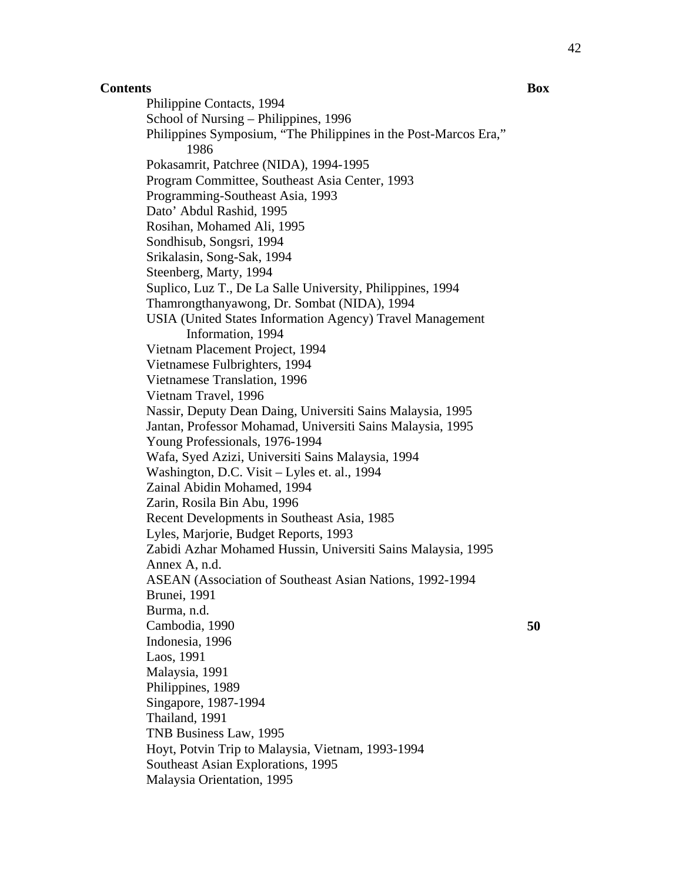**Contents** **Box**

Philippine Contacts, 1994
School of Nursing – Philippines, 1996
Philippines Symposium, "The Philippines in the Post-Marcos Era," 1986
Pokasamrit, Patchree (NIDA), 1994-1995
Program Committee, Southeast Asia Center, 1993
Programming-Southeast Asia, 1993
Dato' Abdul Rashid, 1995
Rosihan, Mohamed Ali, 1995
Sondhisub, Songsri, 1994
Srikalasin, Song-Sak, 1994
Steenberg, Marty, 1994
Suplico, Luz T., De La Salle University, Philippines, 1994
Thamrongthanyawong, Dr. Sombat (NIDA), 1994
USIA (United States Information Agency) Travel Management Information, 1994
Vietnam Placement Project, 1994
Vietnamese Fulbrighters, 1994
Vietnamese Translation, 1996
Vietnam Travel, 1996
Nassir, Deputy Dean Daing, Universiti Sains Malaysia, 1995
Jantan, Professor Mohamad, Universiti Sains Malaysia, 1995
Young Professionals, 1976-1994
Wafa, Syed Azizi, Universiti Sains Malaysia, 1994
Washington, D.C. Visit – Lyles et. al., 1994
Zainal Abidin Mohamed, 1994
Zarin, Rosila Bin Abu, 1996
Recent Developments in Southeast Asia, 1985
Lyles, Marjorie, Budget Reports, 1993
Zabidi Azhar Mohamed Hussin, Universiti Sains Malaysia, 1995
Annex A, n.d.
ASEAN (Association of Southeast Asian Nations, 1992-1994
Brunei, 1991
Burma, n.d.
Cambodia, 1990 **50**
Indonesia, 1996
Laos, 1991
Malaysia, 1991
Philippines, 1989
Singapore, 1987-1994
Thailand, 1991
TNB Business Law, 1995
Hoyt, Potvin Trip to Malaysia, Vietnam, 1993-1994
Southeast Asian Explorations, 1995
Malaysia Orientation, 1995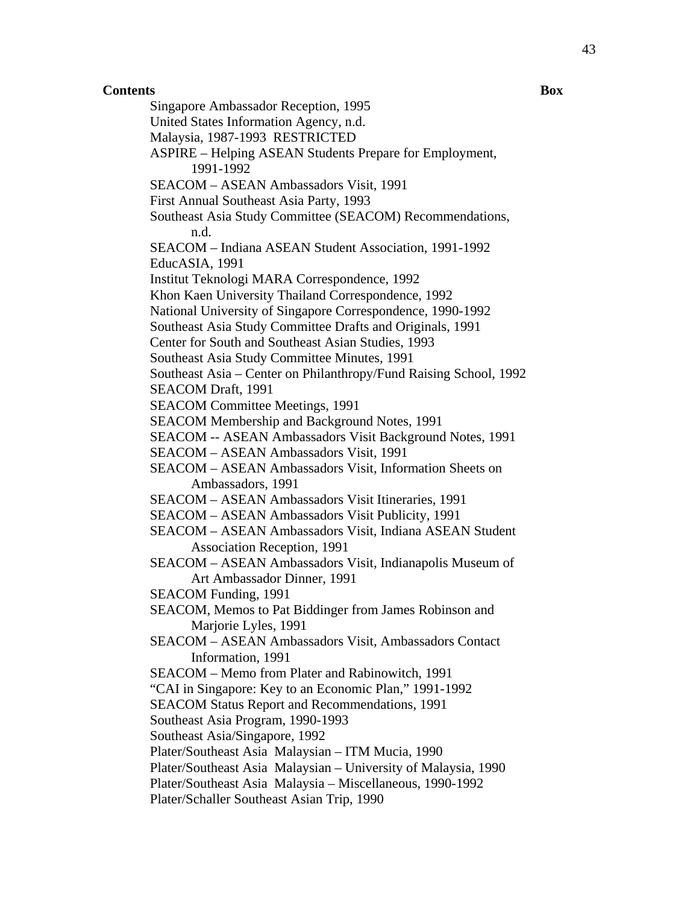**Contents** **Box**

- Singapore Ambassador Reception, 1995
- United States Information Agency, n.d.
- Malaysia, 1987-1993 RESTRICTED
- ASPIRE – Helping ASEAN Students Prepare for Employment, 1991-1992
- SEACOM – ASEAN Ambassadors Visit, 1991
- First Annual Southeast Asia Party, 1993
- Southeast Asia Study Committee (SEACOM) Recommendations, n.d.
- SEACOM – Indiana ASEAN Student Association, 1991-1992
- EducASIA, 1991
- Institut Teknologi MARA Correspondence, 1992
- Khon Kaen University Thailand Correspondence, 1992
- National University of Singapore Correspondence, 1990-1992
- Southeast Asia Study Committee Drafts and Originals, 1991
- Center for South and Southeast Asian Studies, 1993
- Southeast Asia Study Committee Minutes, 1991
- Southeast Asia – Center on Philanthropy/Fund Raising School, 1992
- SEACOM Draft, 1991
- SEACOM Committee Meetings, 1991
- SEACOM Membership and Background Notes, 1991
- SEACOM -- ASEAN Ambassadors Visit Background Notes, 1991
- SEACOM – ASEAN Ambassadors Visit, 1991
- SEACOM – ASEAN Ambassadors Visit, Information Sheets on Ambassadors, 1991
- SEACOM – ASEAN Ambassadors Visit Itineraries, 1991
- SEACOM – ASEAN Ambassadors Visit Publicity, 1991
- SEACOM – ASEAN Ambassadors Visit, Indiana ASEAN Student Association Reception, 1991
- SEACOM – ASEAN Ambassadors Visit, Indianapolis Museum of Art Ambassador Dinner, 1991
- SEACOM Funding, 1991
- SEACOM, Memos to Pat Biddinger from James Robinson and Marjorie Lyles, 1991
- SEACOM – ASEAN Ambassadors Visit, Ambassadors Contact Information, 1991
- SEACOM – Memo from Plater and Rabinowitch, 1991
- "CAI in Singapore: Key to an Economic Plan," 1991-1992
- SEACOM Status Report and Recommendations, 1991
- Southeast Asia Program, 1990-1993
- Southeast Asia/Singapore, 1992
- Plater/Southeast Asia Malaysian – ITM Mucia, 1990
- Plater/Southeast Asia Malaysian – University of Malaysia, 1990
- Plater/Southeast Asia Malaysia – Miscellaneous, 1990-1992
- Plater/Schaller Southeast Asian Trip, 1990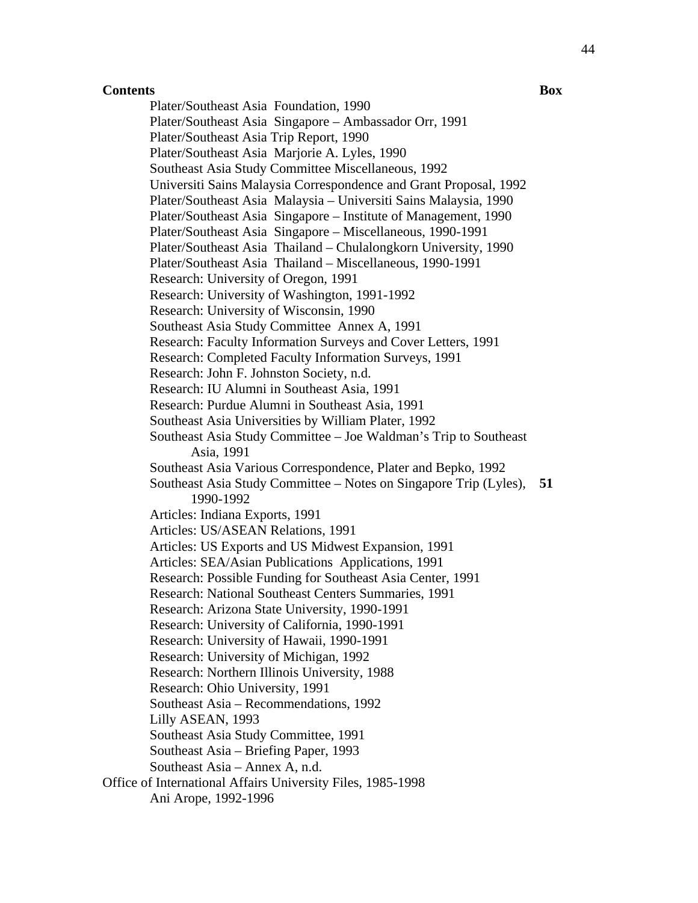| Contents | Box |
|---|---|
| Plater/Southeast Asia Foundation, 1990 | |
| Plater/Southeast Asia Singapore – Ambassador Orr, 1991 | |
| Plater/Southeast Asia Trip Report, 1990 | |
| Plater/Southeast Asia Marjorie A. Lyles, 1990 | |
| Southeast Asia Study Committee Miscellaneous, 1992 | |
| Universiti Sains Malaysia Correspondence and Grant Proposal, 1992 | |
| Plater/Southeast Asia Malaysia – Universiti Sains Malaysia, 1990 | |
| Plater/Southeast Asia Singapore – Institute of Management, 1990 | |
| Plater/Southeast Asia Singapore – Miscellaneous, 1990-1991 | |
| Plater/Southeast Asia Thailand – Chulalongkorn University, 1990 | |
| Plater/Southeast Asia Thailand – Miscellaneous, 1990-1991 | |
| Research: University of Oregon, 1991 | |
| Research: University of Washington, 1991-1992 | |
| Research: University of Wisconsin, 1990 | |
| Southeast Asia Study Committee Annex A, 1991 | |
| Research: Faculty Information Surveys and Cover Letters, 1991 | |
| Research: Completed Faculty Information Surveys, 1991 | |
| Research: John F. Johnston Society, n.d. | |
| Research: IU Alumni in Southeast Asia, 1991 | |
| Research: Purdue Alumni in Southeast Asia, 1991 | |
| Southeast Asia Universities by William Plater, 1992 | |
| Southeast Asia Study Committee – Joe Waldman's Trip to Southeast Asia, 1991 | |
| Southeast Asia Various Correspondence, Plater and Bepko, 1992 | |
| Southeast Asia Study Committee – Notes on Singapore Trip (Lyles), 1990-1992 | **51** |
| Articles: Indiana Exports, 1991 | |
| Articles: US/ASEAN Relations, 1991 | |
| Articles: US Exports and US Midwest Expansion, 1991 | |
| Articles: SEA/Asian Publications Applications, 1991 | |
| Research: Possible Funding for Southeast Asia Center, 1991 | |
| Research: National Southeast Centers Summaries, 1991 | |
| Research: Arizona State University, 1990-1991 | |
| Research: University of California, 1990-1991 | |
| Research: University of Hawaii, 1990-1991 | |
| Research: University of Michigan, 1992 | |
| Research: Northern Illinois University, 1988 | |
| Research: Ohio University, 1991 | |
| Southeast Asia – Recommendations, 1992 | |
| Lilly ASEAN, 1993 | |
| Southeast Asia Study Committee, 1991 | |
| Southeast Asia – Briefing Paper, 1993 | |
| Southeast Asia – Annex A, n.d. | |
| Office of International Affairs University Files, 1985-1998 | |
| Ani Arope, 1992-1996 | |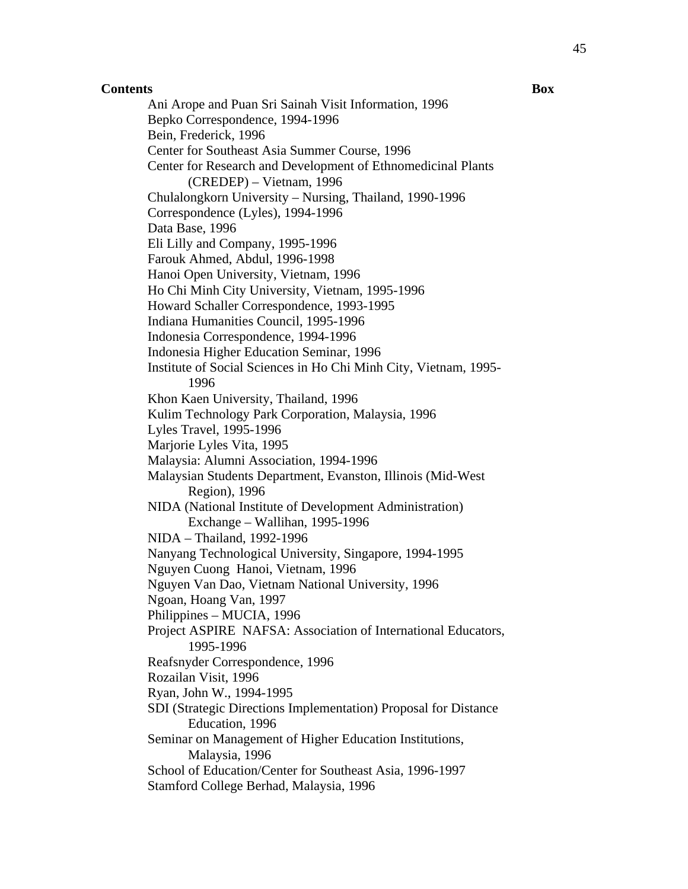**Contents** **Box**

Ani Arope and Puan Sri Sainah Visit Information, 1996
Bepko Correspondence, 1994-1996
Bein, Frederick, 1996
Center for Southeast Asia Summer Course, 1996
Center for Research and Development of Ethnomedicinal Plants (CREDEP) – Vietnam, 1996
Chulalongkorn University – Nursing, Thailand, 1990-1996
Correspondence (Lyles), 1994-1996
Data Base, 1996
Eli Lilly and Company, 1995-1996
Farouk Ahmed, Abdul, 1996-1998
Hanoi Open University, Vietnam, 1996
Ho Chi Minh City University, Vietnam, 1995-1996
Howard Schaller Correspondence, 1993-1995
Indiana Humanities Council, 1995-1996
Indonesia Correspondence, 1994-1996
Indonesia Higher Education Seminar, 1996
Institute of Social Sciences in Ho Chi Minh City, Vietnam, 1995-1996
Khon Kaen University, Thailand, 1996
Kulim Technology Park Corporation, Malaysia, 1996
Lyles Travel, 1995-1996
Marjorie Lyles Vita, 1995
Malaysia: Alumni Association, 1994-1996
Malaysian Students Department, Evanston, Illinois (Mid-West Region), 1996
NIDA (National Institute of Development Administration) Exchange – Wallihan, 1995-1996
NIDA – Thailand, 1992-1996
Nanyang Technological University, Singapore, 1994-1995
Nguyen Cuong Hanoi, Vietnam, 1996
Nguyen Van Dao, Vietnam National University, 1996
Ngoan, Hoang Van, 1997
Philippines – MUCIA, 1996
Project ASPIRE NAFSA: Association of International Educators, 1995-1996
Reafsnyder Correspondence, 1996
Rozailan Visit, 1996
Ryan, John W., 1994-1995
SDI (Strategic Directions Implementation) Proposal for Distance Education, 1996
Seminar on Management of Higher Education Institutions, Malaysia, 1996
School of Education/Center for Southeast Asia, 1996-1997
Stamford College Berhad, Malaysia, 1996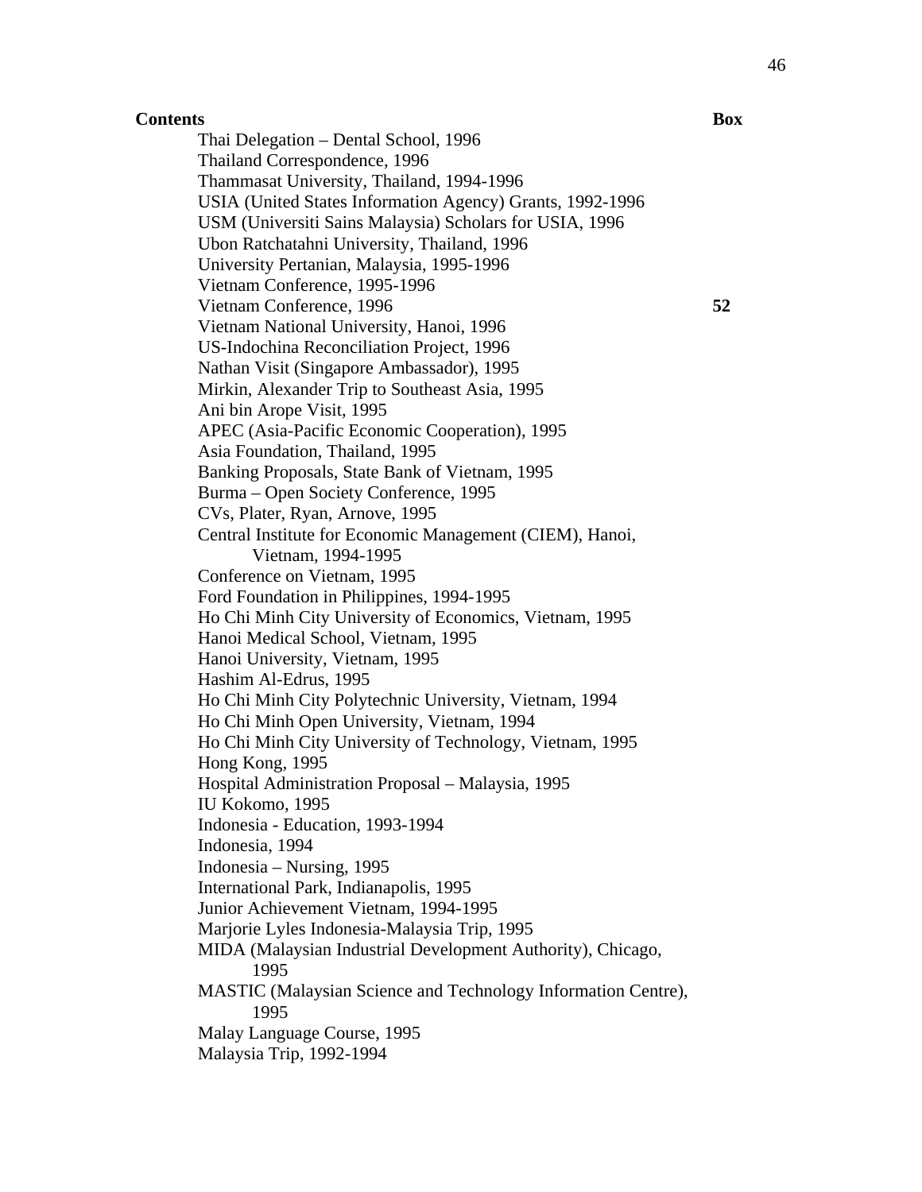| Contents | Box |
|---|---|
| Thai Delegation – Dental School, 1996 | |
| Thailand Correspondence, 1996 | |
| Thammasat University, Thailand, 1994-1996 | |
| USIA (United States Information Agency) Grants, 1992-1996 | |
| USM (Universiti Sains Malaysia) Scholars for USIA, 1996 | |
| Ubon Ratchatahni University, Thailand, 1996 | |
| University Pertanian, Malaysia, 1995-1996 | |
| Vietnam Conference, 1995-1996 | |
| Vietnam Conference, 1996 | **52** |
| Vietnam National University, Hanoi, 1996 | |
| US-Indochina Reconciliation Project, 1996 | |
| Nathan Visit (Singapore Ambassador), 1995 | |
| Mirkin, Alexander Trip to Southeast Asia, 1995 | |
| Ani bin Arope Visit, 1995 | |
| APEC (Asia-Pacific Economic Cooperation), 1995 | |
| Asia Foundation, Thailand, 1995 | |
| Banking Proposals, State Bank of Vietnam, 1995 | |
| Burma – Open Society Conference, 1995 | |
| CVs, Plater, Ryan, Arnove, 1995 | |
| Central Institute for Economic Management (CIEM), Hanoi, Vietnam, 1994-1995 | |
| Conference on Vietnam, 1995 | |
| Ford Foundation in Philippines, 1994-1995 | |
| Ho Chi Minh City University of Economics, Vietnam, 1995 | |
| Hanoi Medical School, Vietnam, 1995 | |
| Hanoi University, Vietnam, 1995 | |
| Hashim Al-Edrus, 1995 | |
| Ho Chi Minh City Polytechnic University, Vietnam, 1994 | |
| Ho Chi Minh Open University, Vietnam, 1994 | |
| Ho Chi Minh City University of Technology, Vietnam, 1995 | |
| Hong Kong, 1995 | |
| Hospital Administration Proposal – Malaysia, 1995 | |
| IU Kokomo, 1995 | |
| Indonesia - Education, 1993-1994 | |
| Indonesia, 1994 | |
| Indonesia – Nursing, 1995 | |
| International Park, Indianapolis, 1995 | |
| Junior Achievement Vietnam, 1994-1995 | |
| Marjorie Lyles Indonesia-Malaysia Trip, 1995 | |
| MIDA (Malaysian Industrial Development Authority), Chicago, 1995 | |
| MASTIC (Malaysian Science and Technology Information Centre), 1995 | |
| Malay Language Course, 1995 | |
| Malaysia Trip, 1992-1994 | |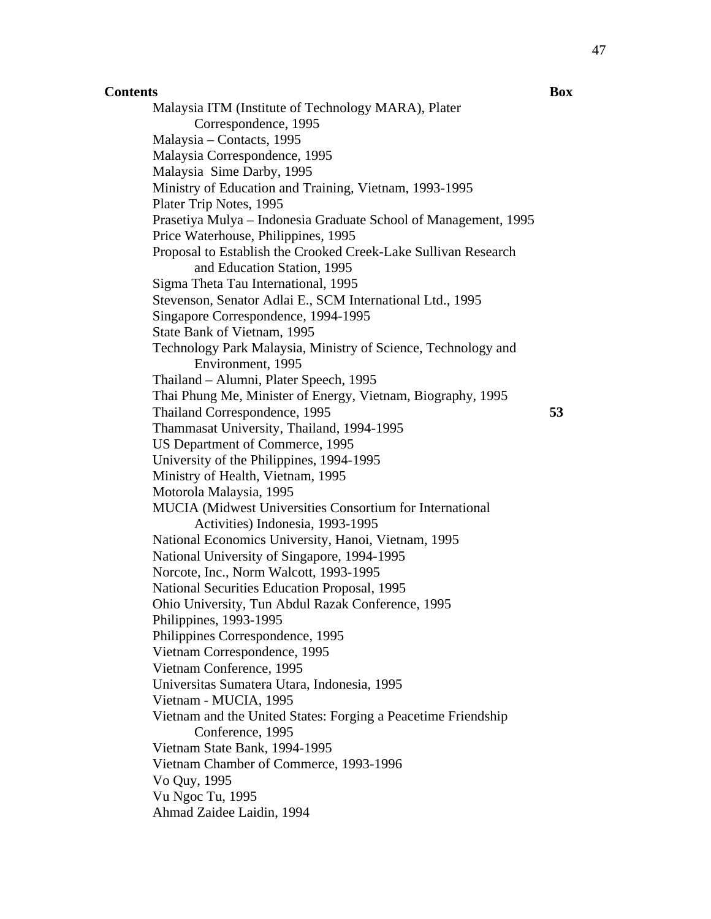| Contents | Box |
| --- | --- |
| Malaysia ITM (Institute of Technology MARA), Plater Correspondence, 1995 | |
| Malaysia – Contacts, 1995 | |
| Malaysia Correspondence, 1995 | |
| Malaysia  Sime Darby, 1995 | |
| Ministry of Education and Training, Vietnam, 1993-1995 | |
| Plater Trip Notes, 1995 | |
| Prasetiya Mulya – Indonesia Graduate School of Management, 1995 | |
| Price Waterhouse, Philippines, 1995 | |
| Proposal to Establish the Crooked Creek-Lake Sullivan Research and Education Station, 1995 | |
| Sigma Theta Tau International, 1995 | |
| Stevenson, Senator Adlai E., SCM International Ltd., 1995 | |
| Singapore Correspondence, 1994-1995 | |
| State Bank of Vietnam, 1995 | |
| Technology Park Malaysia, Ministry of Science, Technology and Environment, 1995 | |
| Thailand – Alumni, Plater Speech, 1995 | |
| Thai Phung Me, Minister of Energy, Vietnam, Biography, 1995 | |
| Thailand Correspondence, 1995 | **53** |
| Thammasat University, Thailand, 1994-1995 | |
| US Department of Commerce, 1995 | |
| University of the Philippines, 1994-1995 | |
| Ministry of Health, Vietnam, 1995 | |
| Motorola Malaysia, 1995 | |
| MUCIA (Midwest Universities Consortium for International Activities) Indonesia, 1993-1995 | |
| National Economics University, Hanoi, Vietnam, 1995 | |
| National University of Singapore, 1994-1995 | |
| Norcote, Inc., Norm Walcott, 1993-1995 | |
| National Securities Education Proposal, 1995 | |
| Ohio University, Tun Abdul Razak Conference, 1995 | |
| Philippines, 1993-1995 | |
| Philippines Correspondence, 1995 | |
| Vietnam Correspondence, 1995 | |
| Vietnam Conference, 1995 | |
| Universitas Sumatera Utara, Indonesia, 1995 | |
| Vietnam - MUCIA, 1995 | |
| Vietnam and the United States: Forging a Peacetime Friendship Conference, 1995 | |
| Vietnam State Bank, 1994-1995 | |
| Vietnam Chamber of Commerce, 1993-1996 | |
| Vo Quy, 1995 | |
| Vu Ngoc Tu, 1995 | |
| Ahmad Zaidee Laidin, 1994 | |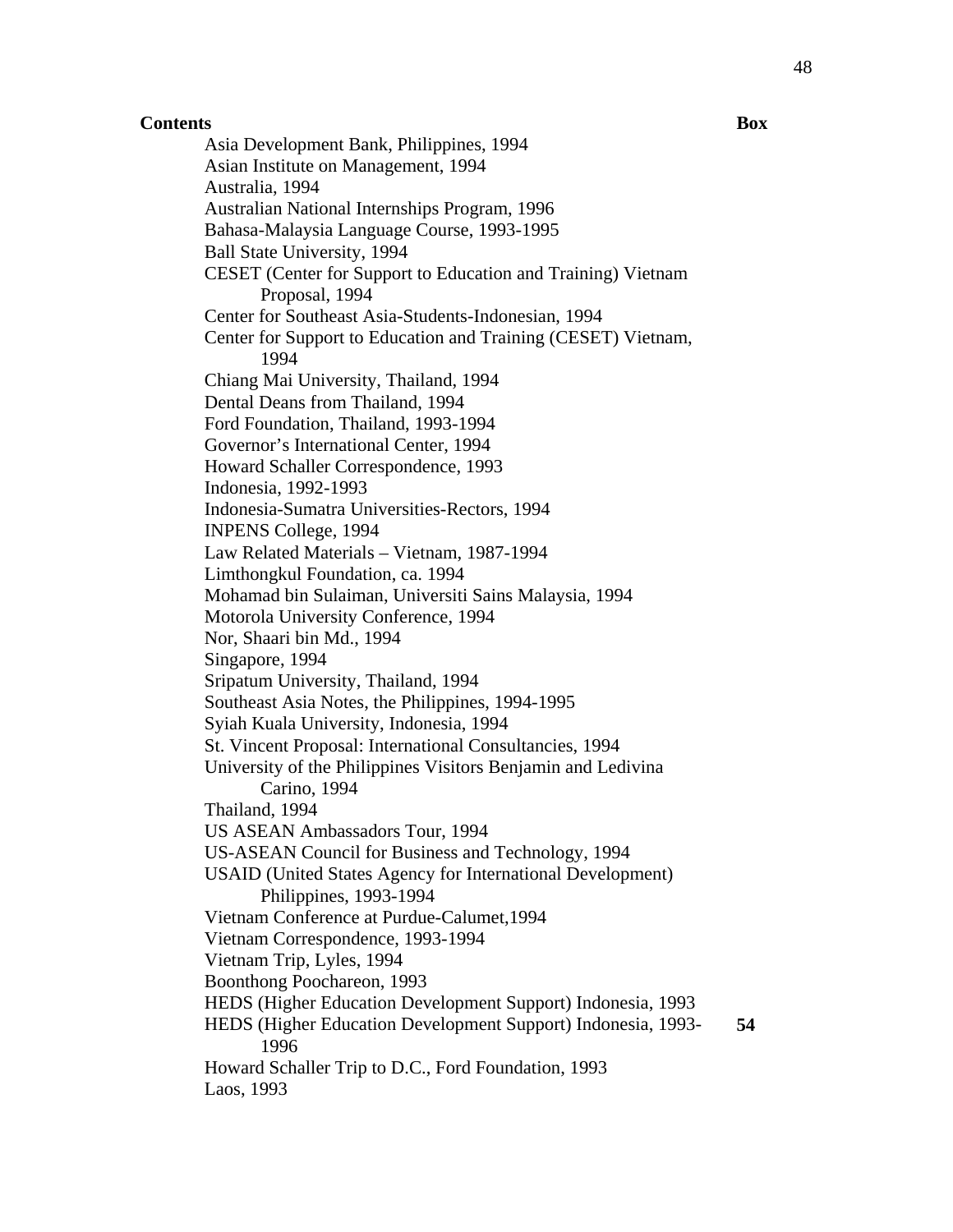| Contents | Box |
| --- | --- |
| Asia Development Bank, Philippines, 1994 | |
| Asian Institute on Management, 1994 | |
| Australia, 1994 | |
| Australian National Internships Program, 1996 | |
| Bahasa-Malaysia Language Course, 1993-1995 | |
| Ball State University, 1994 | |
| CESET (Center for Support to Education and Training) Vietnam Proposal, 1994 | |
| Center for Southeast Asia-Students-Indonesian, 1994 | |
| Center for Support to Education and Training (CESET) Vietnam, 1994 | |
| Chiang Mai University, Thailand, 1994 | |
| Dental Deans from Thailand, 1994 | |
| Ford Foundation, Thailand, 1993-1994 | |
| Governor's International Center, 1994 | |
| Howard Schaller Correspondence, 1993 | |
| Indonesia, 1992-1993 | |
| Indonesia-Sumatra Universities-Rectors, 1994 | |
| INPENS College, 1994 | |
| Law Related Materials – Vietnam, 1987-1994 | |
| Limthongkul Foundation, ca. 1994 | |
| Mohamad bin Sulaiman, Universiti Sains Malaysia, 1994 | |
| Motorola University Conference, 1994 | |
| Nor, Shaari bin Md., 1994 | |
| Singapore, 1994 | |
| Sripatum University, Thailand, 1994 | |
| Southeast Asia Notes, the Philippines, 1994-1995 | |
| Syiah Kuala University, Indonesia, 1994 | |
| St. Vincent Proposal: International Consultancies, 1994 | |
| University of the Philippines Visitors Benjamin and Ledivina Carino, 1994 | |
| Thailand, 1994 | |
| US ASEAN Ambassadors Tour, 1994 | |
| US-ASEAN Council for Business and Technology, 1994 | |
| USAID (United States Agency for International Development) Philippines, 1993-1994 | |
| Vietnam Conference at Purdue-Calumet,1994 | |
| Vietnam Correspondence, 1993-1994 | |
| Vietnam Trip, Lyles, 1994 | |
| Boonthong Poochareon, 1993 | |
| HEDS (Higher Education Development Support) Indonesia, 1993 | |
| HEDS (Higher Education Development Support) Indonesia, 1993-1996 | **54** |
| Howard Schaller Trip to D.C., Ford Foundation, 1993 | |
| Laos, 1993 | |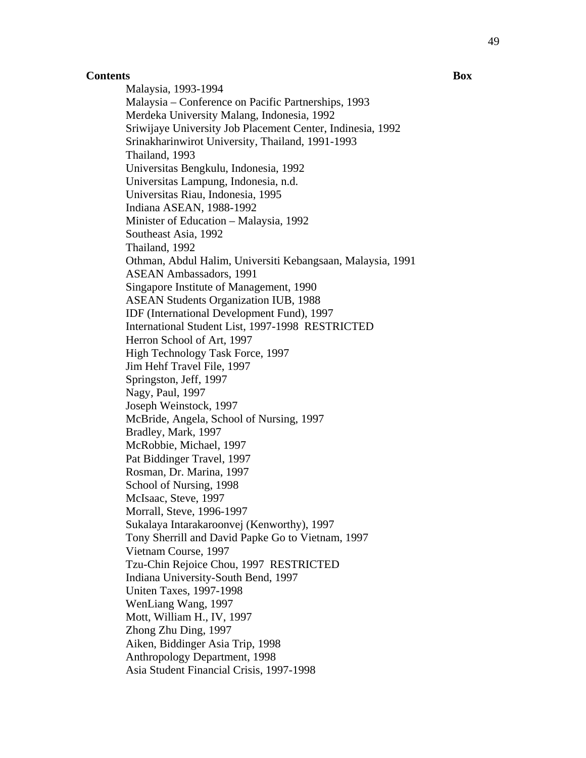**Contents** **Box**

Malaysia, 1993-1994
Malaysia – Conference on Pacific Partnerships, 1993
Merdeka University Malang, Indonesia, 1992
Sriwijaye University Job Placement Center, Indinesia, 1992
Srinakharinwirot University, Thailand, 1991-1993
Thailand, 1993
Universitas Bengkulu, Indonesia, 1992
Universitas Lampung, Indonesia, n.d.
Universitas Riau, Indonesia, 1995
Indiana ASEAN, 1988-1992
Minister of Education – Malaysia, 1992
Southeast Asia, 1992
Thailand, 1992
Othman, Abdul Halim, Universiti Kebangsaan, Malaysia, 1991
ASEAN Ambassadors, 1991
Singapore Institute of Management, 1990
ASEAN Students Organization IUB, 1988
IDF (International Development Fund), 1997
International Student List, 1997-1998 RESTRICTED
Herron School of Art, 1997
High Technology Task Force, 1997
Jim Hehf Travel File, 1997
Springston, Jeff, 1997
Nagy, Paul, 1997
Joseph Weinstock, 1997
McBride, Angela, School of Nursing, 1997
Bradley, Mark, 1997
McRobbie, Michael, 1997
Pat Biddinger Travel, 1997
Rosman, Dr. Marina, 1997
School of Nursing, 1998
McIsaac, Steve, 1997
Morrall, Steve, 1996-1997
Sukalaya Intarakaroonvej (Kenworthy), 1997
Tony Sherrill and David Papke Go to Vietnam, 1997
Vietnam Course, 1997
Tzu-Chin Rejoice Chou, 1997 RESTRICTED
Indiana University-South Bend, 1997
Uniten Taxes, 1997-1998
WenLiang Wang, 1997
Mott, William H., IV, 1997
Zhong Zhu Ding, 1997
Aiken, Biddinger Asia Trip, 1998
Anthropology Department, 1998
Asia Student Financial Crisis, 1997-1998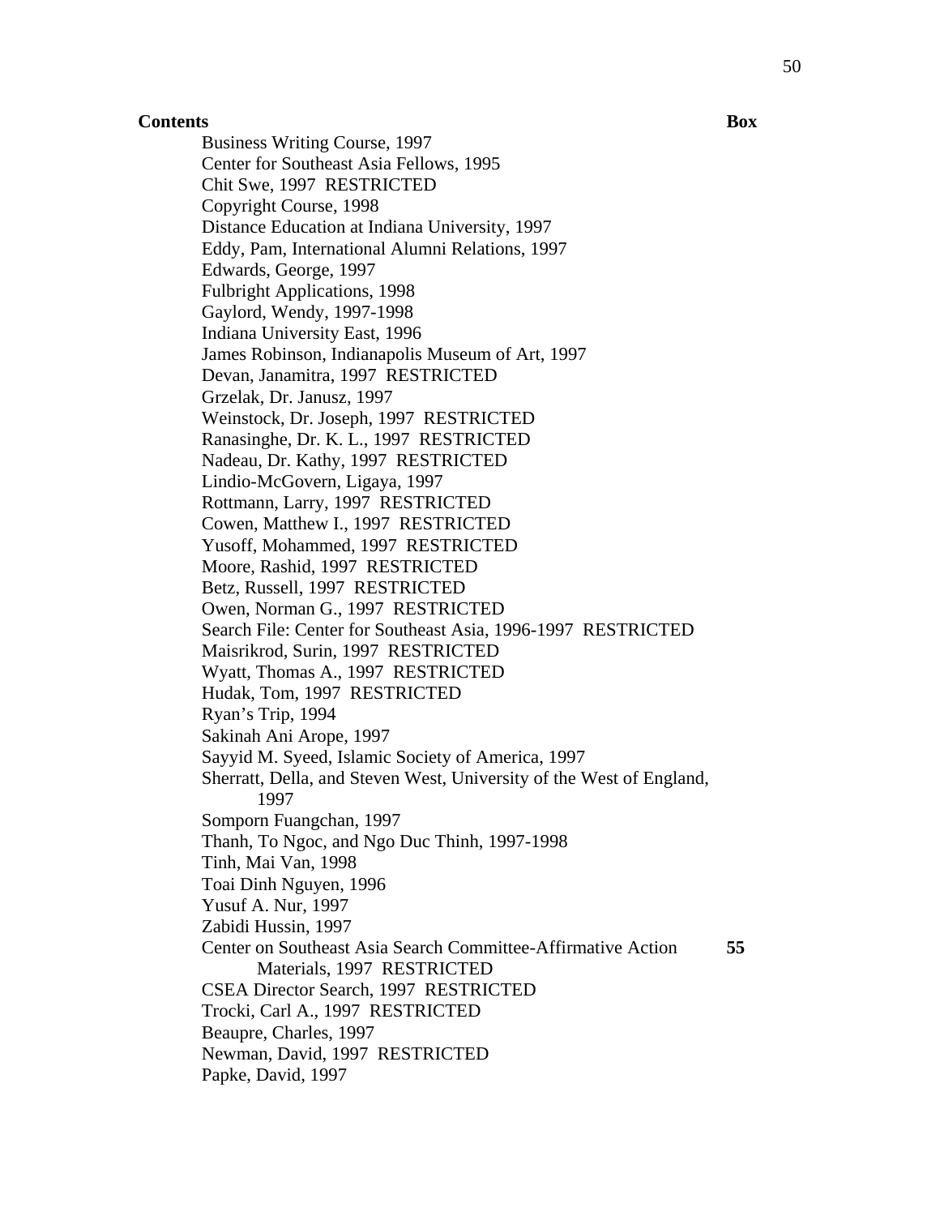| Contents | Box |
|---|---|
| Business Writing Course, 1997 | |
| Center for Southeast Asia Fellows, 1995 | |
| Chit Swe, 1997 RESTRICTED | |
| Copyright Course, 1998 | |
| Distance Education at Indiana University, 1997 | |
| Eddy, Pam, International Alumni Relations, 1997 | |
| Edwards, George, 1997 | |
| Fulbright Applications, 1998 | |
| Gaylord, Wendy, 1997-1998 | |
| Indiana University East, 1996 | |
| James Robinson, Indianapolis Museum of Art, 1997 | |
| Devan, Janamitra, 1997 RESTRICTED | |
| Grzelak, Dr. Janusz, 1997 | |
| Weinstock, Dr. Joseph, 1997 RESTRICTED | |
| Ranasinghe, Dr. K. L., 1997 RESTRICTED | |
| Nadeau, Dr. Kathy, 1997 RESTRICTED | |
| Lindio-McGovern, Ligaya, 1997 | |
| Rottmann, Larry, 1997 RESTRICTED | |
| Cowen, Matthew I., 1997 RESTRICTED | |
| Yusoff, Mohammed, 1997 RESTRICTED | |
| Moore, Rashid, 1997 RESTRICTED | |
| Betz, Russell, 1997 RESTRICTED | |
| Owen, Norman G., 1997 RESTRICTED | |
| Search File: Center for Southeast Asia, 1996-1997 RESTRICTED | |
| Maisrikrod, Surin, 1997 RESTRICTED | |
| Wyatt, Thomas A., 1997 RESTRICTED | |
| Hudak, Tom, 1997 RESTRICTED | |
| Ryan's Trip, 1994 | |
| Sakinah Ani Arope, 1997 | |
| Sayyid M. Syeed, Islamic Society of America, 1997 | |
| Sherratt, Della, and Steven West, University of the West of England, 1997 | |
| Somporn Fuangchan, 1997 | |
| Thanh, To Ngoc, and Ngo Duc Thinh, 1997-1998 | |
| Tinh, Mai Van, 1998 | |
| Toai Dinh Nguyen, 1996 | |
| Yusuf A. Nur, 1997 | |
| Zabidi Hussin, 1997 | |
| Center on Southeast Asia Search Committee-Affirmative Action Materials, 1997 RESTRICTED | **55** |
| CSEA Director Search, 1997 RESTRICTED | |
| Trocki, Carl A., 1997 RESTRICTED | |
| Beaupre, Charles, 1997 | |
| Newman, David, 1997 RESTRICTED | |
| Papke, David, 1997 | |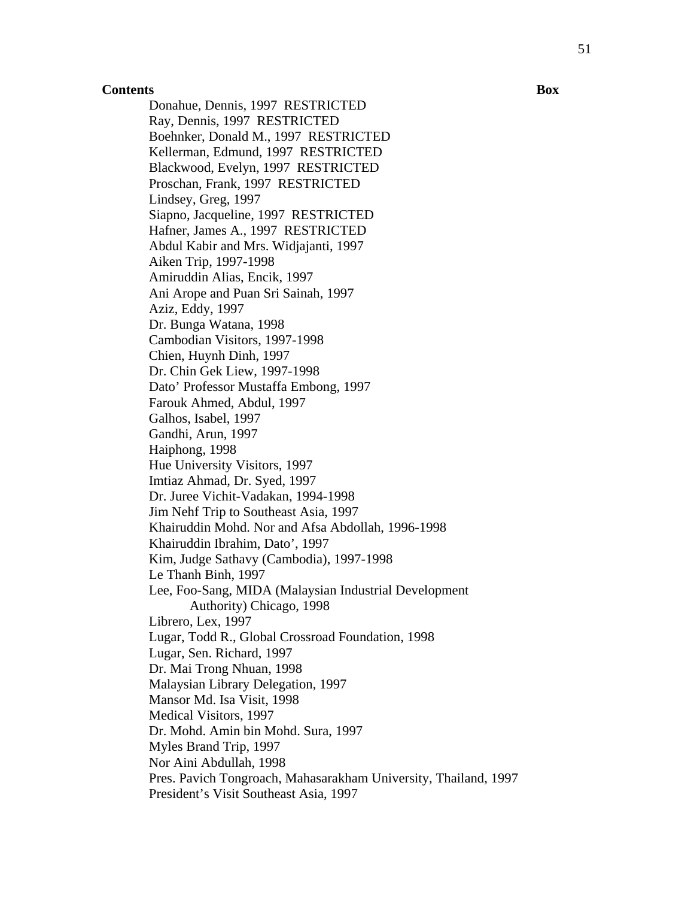**Contents** **Box**

Donahue, Dennis, 1997 RESTRICTED
Ray, Dennis, 1997 RESTRICTED
Boehnker, Donald M., 1997 RESTRICTED
Kellerman, Edmund, 1997 RESTRICTED
Blackwood, Evelyn, 1997 RESTRICTED
Proschan, Frank, 1997 RESTRICTED
Lindsey, Greg, 1997
Siapno, Jacqueline, 1997 RESTRICTED
Hafner, James A., 1997 RESTRICTED
Abdul Kabir and Mrs. Widjajanti, 1997
Aiken Trip, 1997-1998
Amiruddin Alias, Encik, 1997
Ani Arope and Puan Sri Sainah, 1997
Aziz, Eddy, 1997
Dr. Bunga Watana, 1998
Cambodian Visitors, 1997-1998
Chien, Huynh Dinh, 1997
Dr. Chin Gek Liew, 1997-1998
Dato' Professor Mustaffa Embong, 1997
Farouk Ahmed, Abdul, 1997
Galhos, Isabel, 1997
Gandhi, Arun, 1997
Haiphong, 1998
Hue University Visitors, 1997
Imtiaz Ahmad, Dr. Syed, 1997
Dr. Juree Vichit-Vadakan, 1994-1998
Jim Nehf Trip to Southeast Asia, 1997
Khairuddin Mohd. Nor and Afsa Abdollah, 1996-1998
Khairuddin Ibrahim, Dato', 1997
Kim, Judge Sathavy (Cambodia), 1997-1998
Le Thanh Binh, 1997
Lee, Foo-Sang, MIDA (Malaysian Industrial Development Authority) Chicago, 1998
Librero, Lex, 1997
Lugar, Todd R., Global Crossroad Foundation, 1998
Lugar, Sen. Richard, 1997
Dr. Mai Trong Nhuan, 1998
Malaysian Library Delegation, 1997
Mansor Md. Isa Visit, 1998
Medical Visitors, 1997
Dr. Mohd. Amin bin Mohd. Sura, 1997
Myles Brand Trip, 1997
Nor Aini Abdullah, 1998
Pres. Pavich Tongroach, Mahasarakham University, Thailand, 1997
President's Visit Southeast Asia, 1997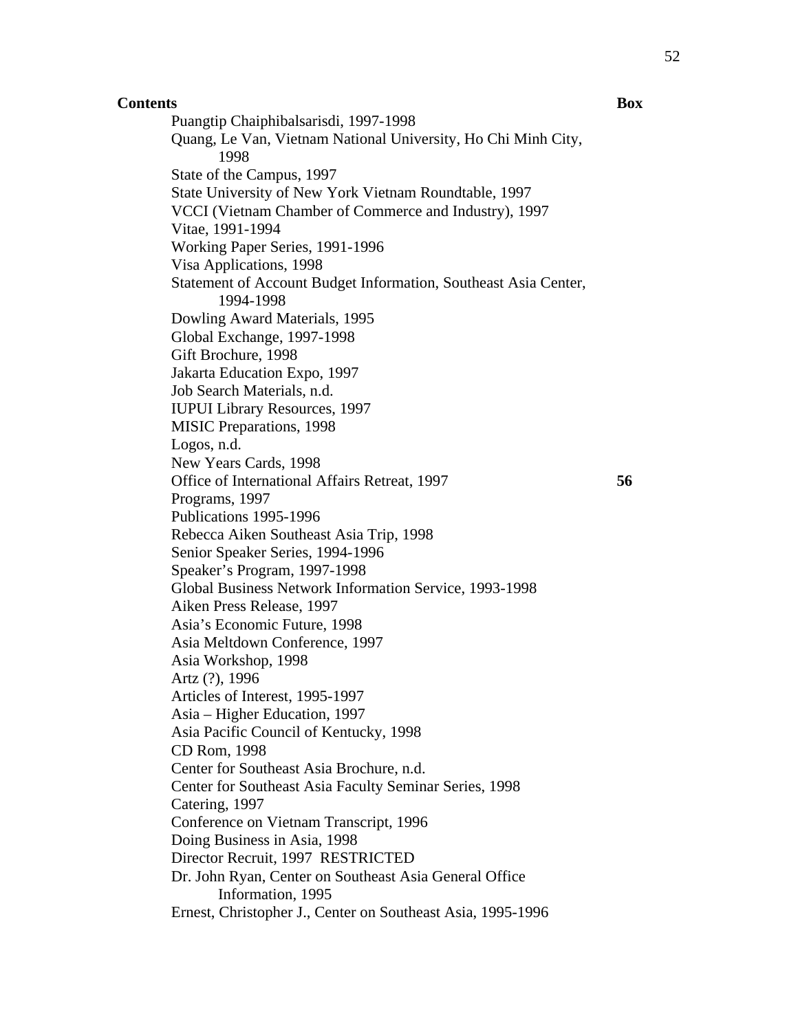| Contents | Box |
|---|---|
| Puangtip Chaiphibalsarisdi, 1997-1998 | |
| Quang, Le Van, Vietnam National University, Ho Chi Minh City, 1998 | |
| State of the Campus, 1997 | |
| State University of New York Vietnam Roundtable, 1997 | |
| VCCI (Vietnam Chamber of Commerce and Industry), 1997 | |
| Vitae, 1991-1994 | |
| Working Paper Series, 1991-1996 | |
| Visa Applications, 1998 | |
| Statement of Account Budget Information, Southeast Asia Center, 1994-1998 | |
| Dowling Award Materials, 1995 | |
| Global Exchange, 1997-1998 | |
| Gift Brochure, 1998 | |
| Jakarta Education Expo, 1997 | |
| Job Search Materials, n.d. | |
| IUPUI Library Resources, 1997 | |
| MISIC Preparations, 1998 | |
| Logos, n.d. | |
| New Years Cards, 1998 | |
| Office of International Affairs Retreat, 1997 | **56** |
| Programs, 1997 | |
| Publications 1995-1996 | |
| Rebecca Aiken Southeast Asia Trip, 1998 | |
| Senior Speaker Series, 1994-1996 | |
| Speaker's Program, 1997-1998 | |
| Global Business Network Information Service, 1993-1998 | |
| Aiken Press Release, 1997 | |
| Asia's Economic Future, 1998 | |
| Asia Meltdown Conference, 1997 | |
| Asia Workshop, 1998 | |
| Artz (?), 1996 | |
| Articles of Interest, 1995-1997 | |
| Asia – Higher Education, 1997 | |
| Asia Pacific Council of Kentucky, 1998 | |
| CD Rom, 1998 | |
| Center for Southeast Asia Brochure, n.d. | |
| Center for Southeast Asia Faculty Seminar Series, 1998 | |
| Catering, 1997 | |
| Conference on Vietnam Transcript, 1996 | |
| Doing Business in Asia, 1998 | |
| Director Recruit, 1997 RESTRICTED | |
| Dr. John Ryan, Center on Southeast Asia General Office Information, 1995 | |
| Ernest, Christopher J., Center on Southeast Asia, 1995-1996 | |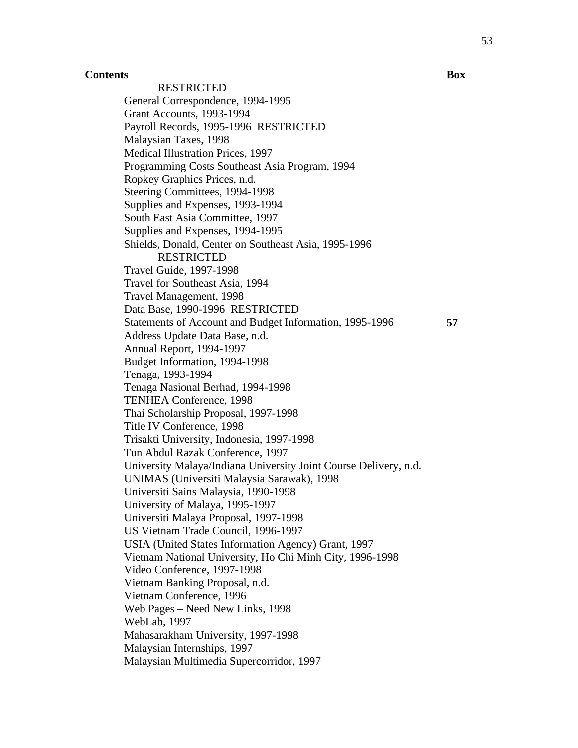| Contents | Box |
|---|---|
| RESTRICTED | |
| General Correspondence, 1994-1995 | |
| Grant Accounts, 1993-1994 | |
| Payroll Records, 1995-1996 RESTRICTED | |
| Malaysian Taxes, 1998 | |
| Medical Illustration Prices, 1997 | |
| Programming Costs Southeast Asia Program, 1994 | |
| Ropkey Graphics Prices, n.d. | |
| Steering Committees, 1994-1998 | |
| Supplies and Expenses, 1993-1994 | |
| South East Asia Committee, 1997 | |
| Supplies and Expenses, 1994-1995 | |
| Shields, Donald, Center on Southeast Asia, 1995-1996 RESTRICTED | |
| Travel Guide, 1997-1998 | |
| Travel for Southeast Asia, 1994 | |
| Travel Management, 1998 | |
| Data Base, 1990-1996 RESTRICTED | |
| Statements of Account and Budget Information, 1995-1996 | **57** |
| Address Update Data Base, n.d. | |
| Annual Report, 1994-1997 | |
| Budget Information, 1994-1998 | |
| Tenaga, 1993-1994 | |
| Tenaga Nasional Berhad, 1994-1998 | |
| TENHEA Conference, 1998 | |
| Thai Scholarship Proposal, 1997-1998 | |
| Title IV Conference, 1998 | |
| Trisakti University, Indonesia, 1997-1998 | |
| Tun Abdul Razak Conference, 1997 | |
| University Malaya/Indiana University Joint Course Delivery, n.d. | |
| UNIMAS (Universiti Malaysia Sarawak), 1998 | |
| Universiti Sains Malaysia, 1990-1998 | |
| University of Malaya, 1995-1997 | |
| Universiti Malaya Proposal, 1997-1998 | |
| US Vietnam Trade Council, 1996-1997 | |
| USIA (United States Information Agency) Grant, 1997 | |
| Vietnam National University, Ho Chi Minh City, 1996-1998 | |
| Video Conference, 1997-1998 | |
| Vietnam Banking Proposal, n.d. | |
| Vietnam Conference, 1996 | |
| Web Pages – Need New Links, 1998 | |
| WebLab, 1997 | |
| Mahasarakham University, 1997-1998 | |
| Malaysian Internships, 1997 | |
| Malaysian Multimedia Supercorridor, 1997 | |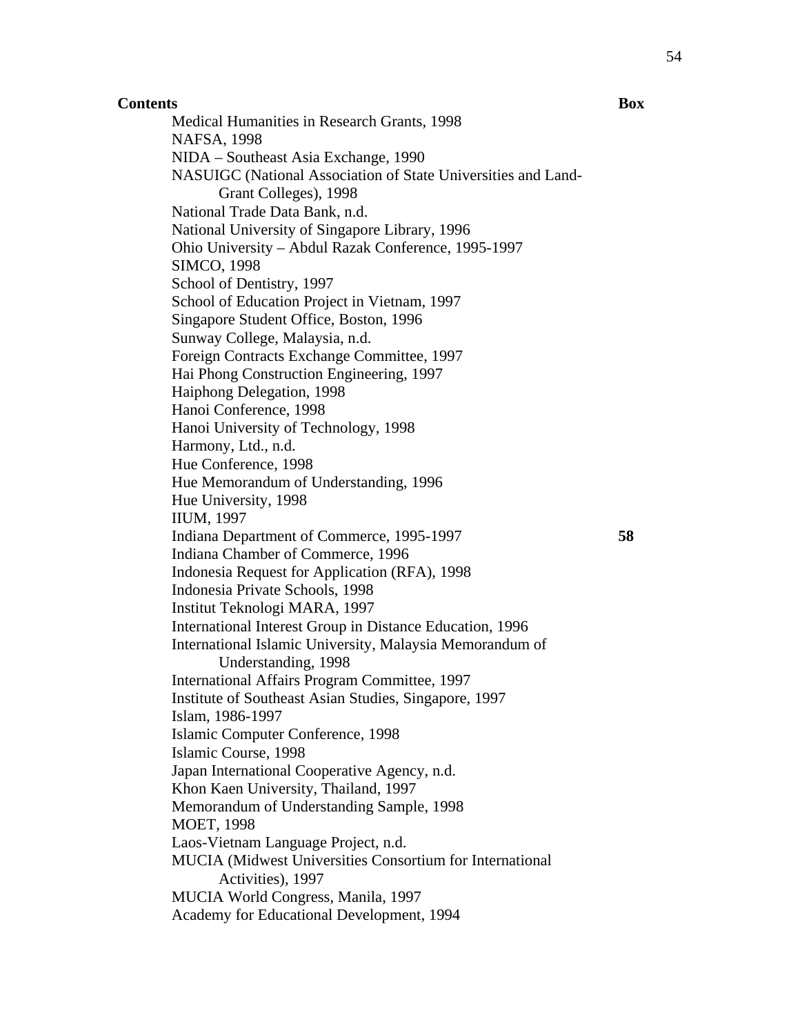| Contents | Box |
|---|---|
| Medical Humanities in Research Grants, 1998 | |
| NAFSA, 1998 | |
| NIDA – Southeast Asia Exchange, 1990 | |
| NASUIGC (National Association of State Universities and Land-Grant Colleges), 1998 | |
| National Trade Data Bank, n.d. | |
| National University of Singapore Library, 1996 | |
| Ohio University – Abdul Razak Conference, 1995-1997 | |
| SIMCO, 1998 | |
| School of Dentistry, 1997 | |
| School of Education Project in Vietnam, 1997 | |
| Singapore Student Office, Boston, 1996 | |
| Sunway College, Malaysia, n.d. | |
| Foreign Contracts Exchange Committee, 1997 | |
| Hai Phong Construction Engineering, 1997 | |
| Haiphong Delegation, 1998 | |
| Hanoi Conference, 1998 | |
| Hanoi University of Technology, 1998 | |
| Harmony, Ltd., n.d. | |
| Hue Conference, 1998 | |
| Hue Memorandum of Understanding, 1996 | |
| Hue University, 1998 | |
| IIUM, 1997 | |
| Indiana Department of Commerce, 1995-1997 | **58** |
| Indiana Chamber of Commerce, 1996 | |
| Indonesia Request for Application (RFA), 1998 | |
| Indonesia Private Schools, 1998 | |
| Institut Teknologi MARA, 1997 | |
| International Interest Group in Distance Education, 1996 | |
| International Islamic University, Malaysia Memorandum of Understanding, 1998 | |
| International Affairs Program Committee, 1997 | |
| Institute of Southeast Asian Studies, Singapore, 1997 | |
| Islam, 1986-1997 | |
| Islamic Computer Conference, 1998 | |
| Islamic Course, 1998 | |
| Japan International Cooperative Agency, n.d. | |
| Khon Kaen University, Thailand, 1997 | |
| Memorandum of Understanding Sample, 1998 | |
| MOET, 1998 | |
| Laos-Vietnam Language Project, n.d. | |
| MUCIA (Midwest Universities Consortium for International Activities), 1997 | |
| MUCIA World Congress, Manila, 1997 | |
| Academy for Educational Development, 1994 | |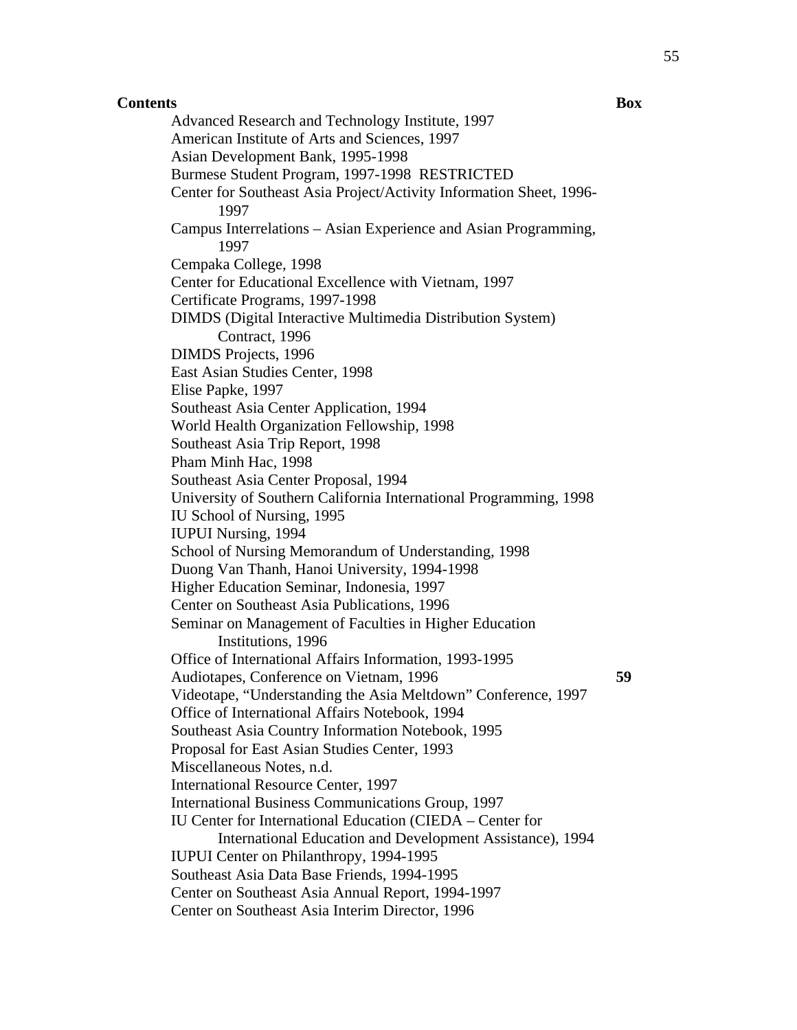| Contents | Box |
| --- | --- |
| Advanced Research and Technology Institute, 1997 | |
| American Institute of Arts and Sciences, 1997 | |
| Asian Development Bank, 1995-1998 | |
| Burmese Student Program, 1997-1998 RESTRICTED | |
| Center for Southeast Asia Project/Activity Information Sheet, 1996-1997 | |
| Campus Interrelations – Asian Experience and Asian Programming, 1997 | |
| Cempaka College, 1998 | |
| Center for Educational Excellence with Vietnam, 1997 | |
| Certificate Programs, 1997-1998 | |
| DIMDS (Digital Interactive Multimedia Distribution System) Contract, 1996 | |
| DIMDS Projects, 1996 | |
| East Asian Studies Center, 1998 | |
| Elise Papke, 1997 | |
| Southeast Asia Center Application, 1994 | |
| World Health Organization Fellowship, 1998 | |
| Southeast Asia Trip Report, 1998 | |
| Pham Minh Hac, 1998 | |
| Southeast Asia Center Proposal, 1994 | |
| University of Southern California International Programming, 1998 | |
| IU School of Nursing, 1995 | |
| IUPUI Nursing, 1994 | |
| School of Nursing Memorandum of Understanding, 1998 | |
| Duong Van Thanh, Hanoi University, 1994-1998 | |
| Higher Education Seminar, Indonesia, 1997 | |
| Center on Southeast Asia Publications, 1996 | |
| Seminar on Management of Faculties in Higher Education Institutions, 1996 | |
| Office of International Affairs Information, 1993-1995 | |
| Audiotapes, Conference on Vietnam, 1996 | **59** |
| Videotape, "Understanding the Asia Meltdown" Conference, 1997 | |
| Office of International Affairs Notebook, 1994 | |
| Southeast Asia Country Information Notebook, 1995 | |
| Proposal for East Asian Studies Center, 1993 | |
| Miscellaneous Notes, n.d. | |
| International Resource Center, 1997 | |
| International Business Communications Group, 1997 | |
| IU Center for International Education (CIEDA – Center for International Education and Development Assistance), 1994 | |
| IUPUI Center on Philanthropy, 1994-1995 | |
| Southeast Asia Data Base Friends, 1994-1995 | |
| Center on Southeast Asia Annual Report, 1994-1997 | |
| Center on Southeast Asia Interim Director, 1996 | |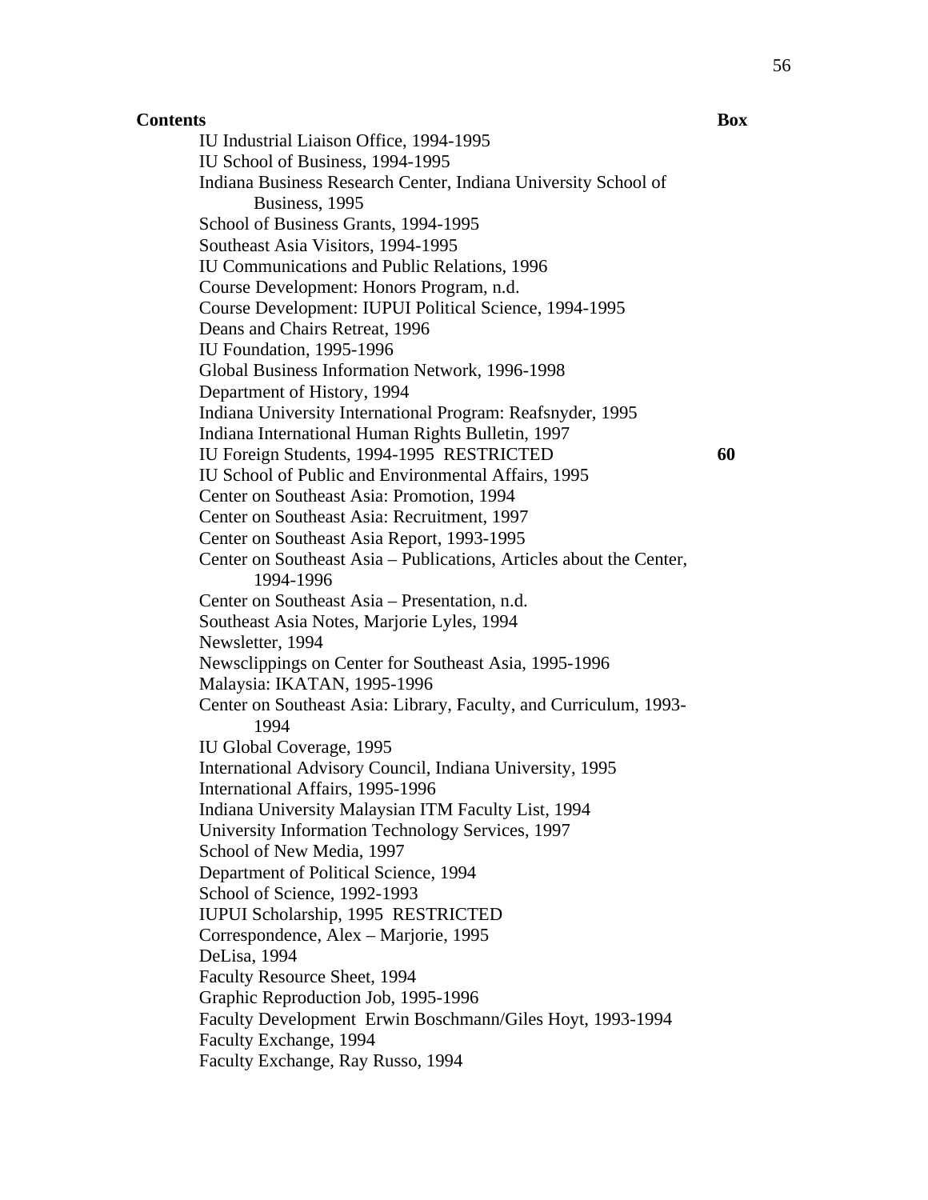| **Contents** | **Box** |
| --- | --- |
| IU Industrial Liaison Office, 1994-1995 | |
| IU School of Business, 1994-1995 | |
| Indiana Business Research Center, Indiana University School of Business, 1995 | |
| School of Business Grants, 1994-1995 | |
| Southeast Asia Visitors, 1994-1995 | |
| IU Communications and Public Relations, 1996 | |
| Course Development: Honors Program, n.d. | |
| Course Development: IUPUI Political Science, 1994-1995 | |
| Deans and Chairs Retreat, 1996 | |
| IU Foundation, 1995-1996 | |
| Global Business Information Network, 1996-1998 | |
| Department of History, 1994 | |
| Indiana University International Program: Reafsnyder, 1995 | |
| Indiana International Human Rights Bulletin, 1997 | |
| IU Foreign Students, 1994-1995 RESTRICTED | **60** |
| IU School of Public and Environmental Affairs, 1995 | |
| Center on Southeast Asia: Promotion, 1994 | |
| Center on Southeast Asia: Recruitment, 1997 | |
| Center on Southeast Asia Report, 1993-1995 | |
| Center on Southeast Asia – Publications, Articles about the Center, 1994-1996 | |
| Center on Southeast Asia – Presentation, n.d. | |
| Southeast Asia Notes, Marjorie Lyles, 1994 | |
| Newsletter, 1994 | |
| Newsclippings on Center for Southeast Asia, 1995-1996 | |
| Malaysia: IKATAN, 1995-1996 | |
| Center on Southeast Asia: Library, Faculty, and Curriculum, 1993-1994 | |
| IU Global Coverage, 1995 | |
| International Advisory Council, Indiana University, 1995 | |
| International Affairs, 1995-1996 | |
| Indiana University Malaysian ITM Faculty List, 1994 | |
| University Information Technology Services, 1997 | |
| School of New Media, 1997 | |
| Department of Political Science, 1994 | |
| School of Science, 1992-1993 | |
| IUPUI Scholarship, 1995 RESTRICTED | |
| Correspondence, Alex – Marjorie, 1995 | |
| DeLisa, 1994 | |
| Faculty Resource Sheet, 1994 | |
| Graphic Reproduction Job, 1995-1996 | |
| Faculty Development Erwin Boschmann/Giles Hoyt, 1993-1994 | |
| Faculty Exchange, 1994 | |
| Faculty Exchange, Ray Russo, 1994 | |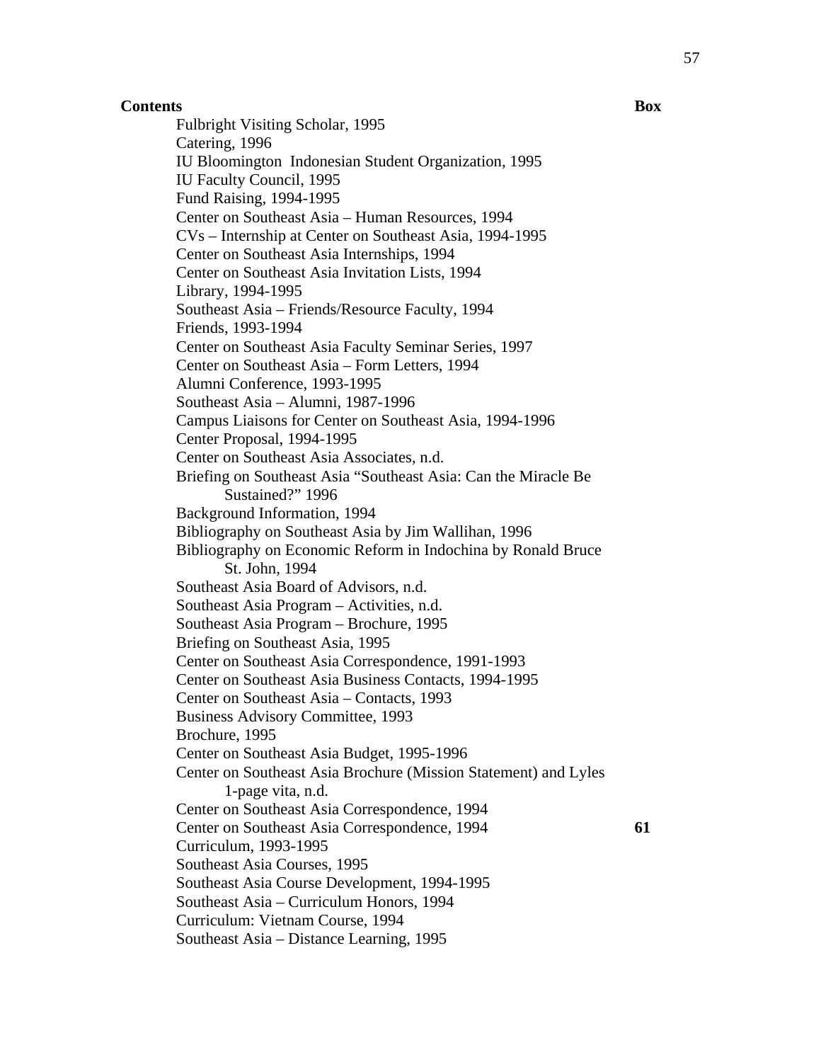| **Contents** | **Box** |
| --- | --- |
| Fulbright Visiting Scholar, 1995 | |
| Catering, 1996 | |
| IU Bloomington Indonesian Student Organization, 1995 | |
| IU Faculty Council, 1995 | |
| Fund Raising, 1994-1995 | |
| Center on Southeast Asia – Human Resources, 1994 | |
| CVs – Internship at Center on Southeast Asia, 1994-1995 | |
| Center on Southeast Asia Internships, 1994 | |
| Center on Southeast Asia Invitation Lists, 1994 | |
| Library, 1994-1995 | |
| Southeast Asia – Friends/Resource Faculty, 1994 | |
| Friends, 1993-1994 | |
| Center on Southeast Asia Faculty Seminar Series, 1997 | |
| Center on Southeast Asia – Form Letters, 1994 | |
| Alumni Conference, 1993-1995 | |
| Southeast Asia – Alumni, 1987-1996 | |
| Campus Liaisons for Center on Southeast Asia, 1994-1996 | |
| Center Proposal, 1994-1995 | |
| Center on Southeast Asia Associates, n.d. | |
| Briefing on Southeast Asia "Southeast Asia: Can the Miracle Be Sustained?" 1996 | |
| Background Information, 1994 | |
| Bibliography on Southeast Asia by Jim Wallihan, 1996 | |
| Bibliography on Economic Reform in Indochina by Ronald Bruce St. John, 1994 | |
| Southeast Asia Board of Advisors, n.d. | |
| Southeast Asia Program – Activities, n.d. | |
| Southeast Asia Program – Brochure, 1995 | |
| Briefing on Southeast Asia, 1995 | |
| Center on Southeast Asia Correspondence, 1991-1993 | |
| Center on Southeast Asia Business Contacts, 1994-1995 | |
| Center on Southeast Asia – Contacts, 1993 | |
| Business Advisory Committee, 1993 | |
| Brochure, 1995 | |
| Center on Southeast Asia Budget, 1995-1996 | |
| Center on Southeast Asia Brochure (Mission Statement) and Lyles 1-page vita, n.d. | |
| Center on Southeast Asia Correspondence, 1994 | |
| Center on Southeast Asia Correspondence, 1994 | **61** |
| Curriculum, 1993-1995 | |
| Southeast Asia Courses, 1995 | |
| Southeast Asia Course Development, 1994-1995 | |
| Southeast Asia – Curriculum Honors, 1994 | |
| Curriculum: Vietnam Course, 1994 | |
| Southeast Asia – Distance Learning, 1995 | |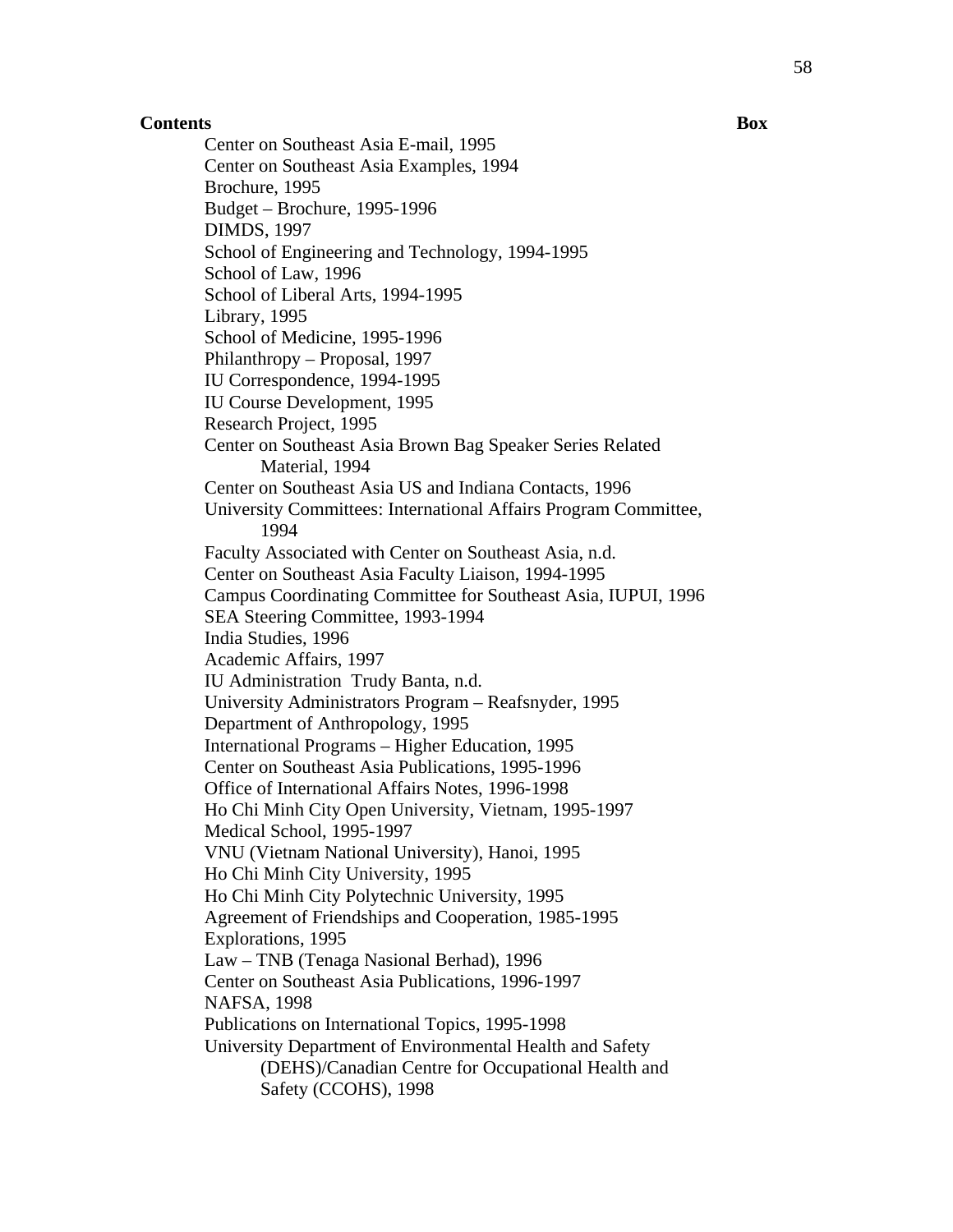**Contents** **Box**

Center on Southeast Asia E-mail, 1995
Center on Southeast Asia Examples, 1994
Brochure, 1995
Budget – Brochure, 1995-1996
DIMDS, 1997
School of Engineering and Technology, 1994-1995
School of Law, 1996
School of Liberal Arts, 1994-1995
Library, 1995
School of Medicine, 1995-1996
Philanthropy – Proposal, 1997
IU Correspondence, 1994-1995
IU Course Development, 1995
Research Project, 1995
Center on Southeast Asia Brown Bag Speaker Series Related Material, 1994
Center on Southeast Asia US and Indiana Contacts, 1996
University Committees: International Affairs Program Committee, 1994
Faculty Associated with Center on Southeast Asia, n.d.
Center on Southeast Asia Faculty Liaison, 1994-1995
Campus Coordinating Committee for Southeast Asia, IUPUI, 1996
SEA Steering Committee, 1993-1994
India Studies, 1996
Academic Affairs, 1997
IU Administration Trudy Banta, n.d.
University Administrators Program – Reafsnyder, 1995
Department of Anthropology, 1995
International Programs – Higher Education, 1995
Center on Southeast Asia Publications, 1995-1996
Office of International Affairs Notes, 1996-1998
Ho Chi Minh City Open University, Vietnam, 1995-1997
Medical School, 1995-1997
VNU (Vietnam National University), Hanoi, 1995
Ho Chi Minh City University, 1995
Ho Chi Minh City Polytechnic University, 1995
Agreement of Friendships and Cooperation, 1985-1995
Explorations, 1995
Law – TNB (Tenaga Nasional Berhad), 1996
Center on Southeast Asia Publications, 1996-1997
NAFSA, 1998
Publications on International Topics, 1995-1998
University Department of Environmental Health and Safety (DEHS)/Canadian Centre for Occupational Health and Safety (CCOHS), 1998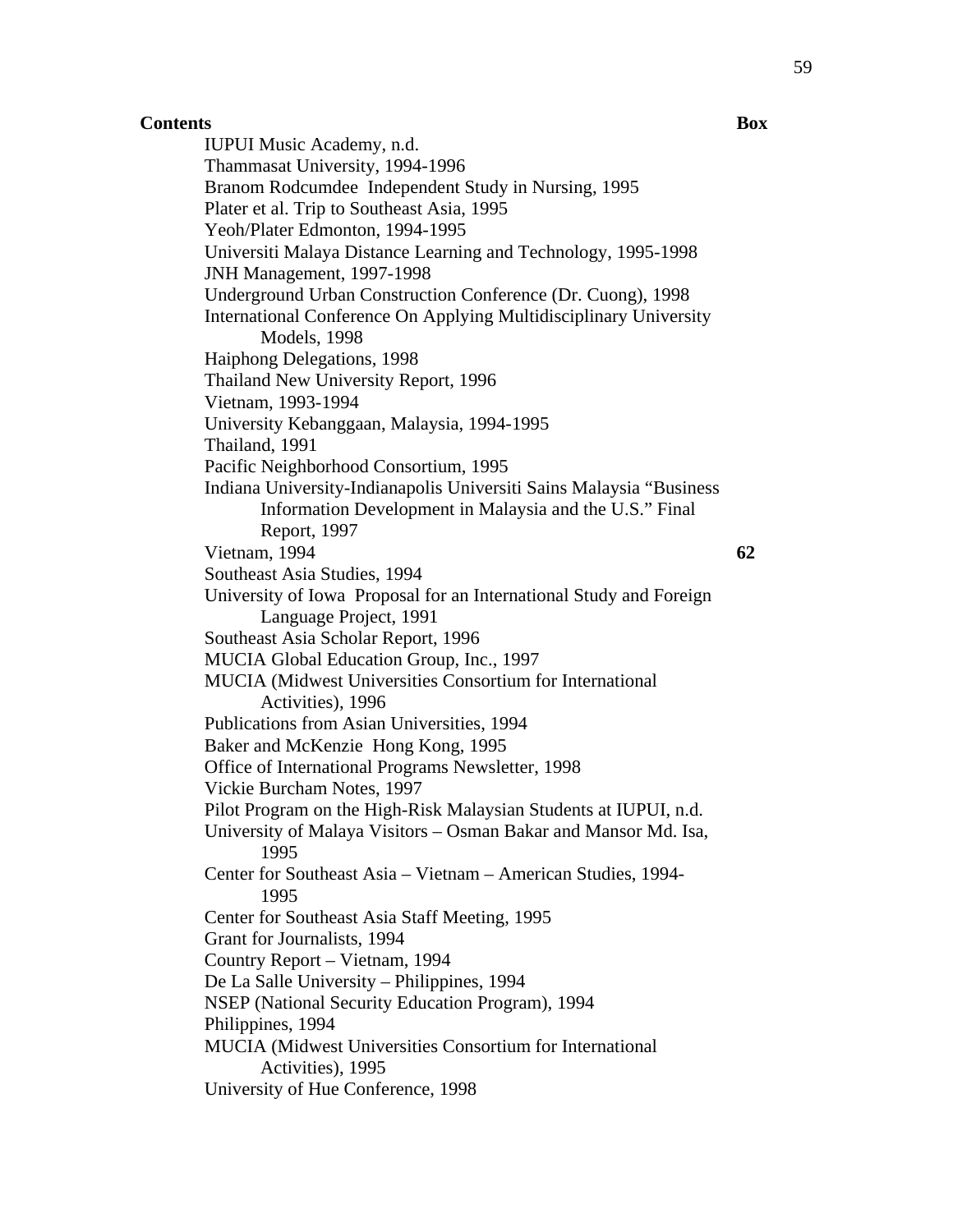| **Contents** | **Box** |
|---|---|
| IUPUI Music Academy, n.d. | |
| Thammasat University, 1994-1996 | |
| Branom Rodcumdee  Independent Study in Nursing, 1995 | |
| Plater et al. Trip to Southeast Asia, 1995 | |
| Yeoh/Plater Edmonton, 1994-1995 | |
| Universiti Malaya Distance Learning and Technology, 1995-1998 | |
| JNH Management, 1997-1998 | |
| Underground Urban Construction Conference (Dr. Cuong), 1998 | |
| International Conference On Applying Multidisciplinary University Models, 1998 | |
| Haiphong Delegations, 1998 | |
| Thailand New University Report, 1996 | |
| Vietnam, 1993-1994 | |
| University Kebanggaan, Malaysia, 1994-1995 | |
| Thailand, 1991 | |
| Pacific Neighborhood Consortium, 1995 | |
| Indiana University-Indianapolis Universiti Sains Malaysia “Business Information Development in Malaysia and the U.S.” Final Report, 1997 | |
| Vietnam, 1994 | **62** |
| Southeast Asia Studies, 1994 | |
| University of Iowa  Proposal for an International Study and Foreign Language Project, 1991 | |
| Southeast Asia Scholar Report, 1996 | |
| MUCIA Global Education Group, Inc., 1997 | |
| MUCIA (Midwest Universities Consortium for International Activities), 1996 | |
| Publications from Asian Universities, 1994 | |
| Baker and McKenzie  Hong Kong, 1995 | |
| Office of International Programs Newsletter, 1998 | |
| Vickie Burcham Notes, 1997 | |
| Pilot Program on the High-Risk Malaysian Students at IUPUI, n.d. | |
| University of Malaya Visitors – Osman Bakar and Mansor Md. Isa, 1995 | |
| Center for Southeast Asia – Vietnam – American Studies, 1994-1995 | |
| Center for Southeast Asia Staff Meeting, 1995 | |
| Grant for Journalists, 1994 | |
| Country Report – Vietnam, 1994 | |
| De La Salle University – Philippines, 1994 | |
| NSEP (National Security Education Program), 1994 | |
| Philippines, 1994 | |
| MUCIA (Midwest Universities Consortium for International Activities), 1995 | |
| University of Hue Conference, 1998 | |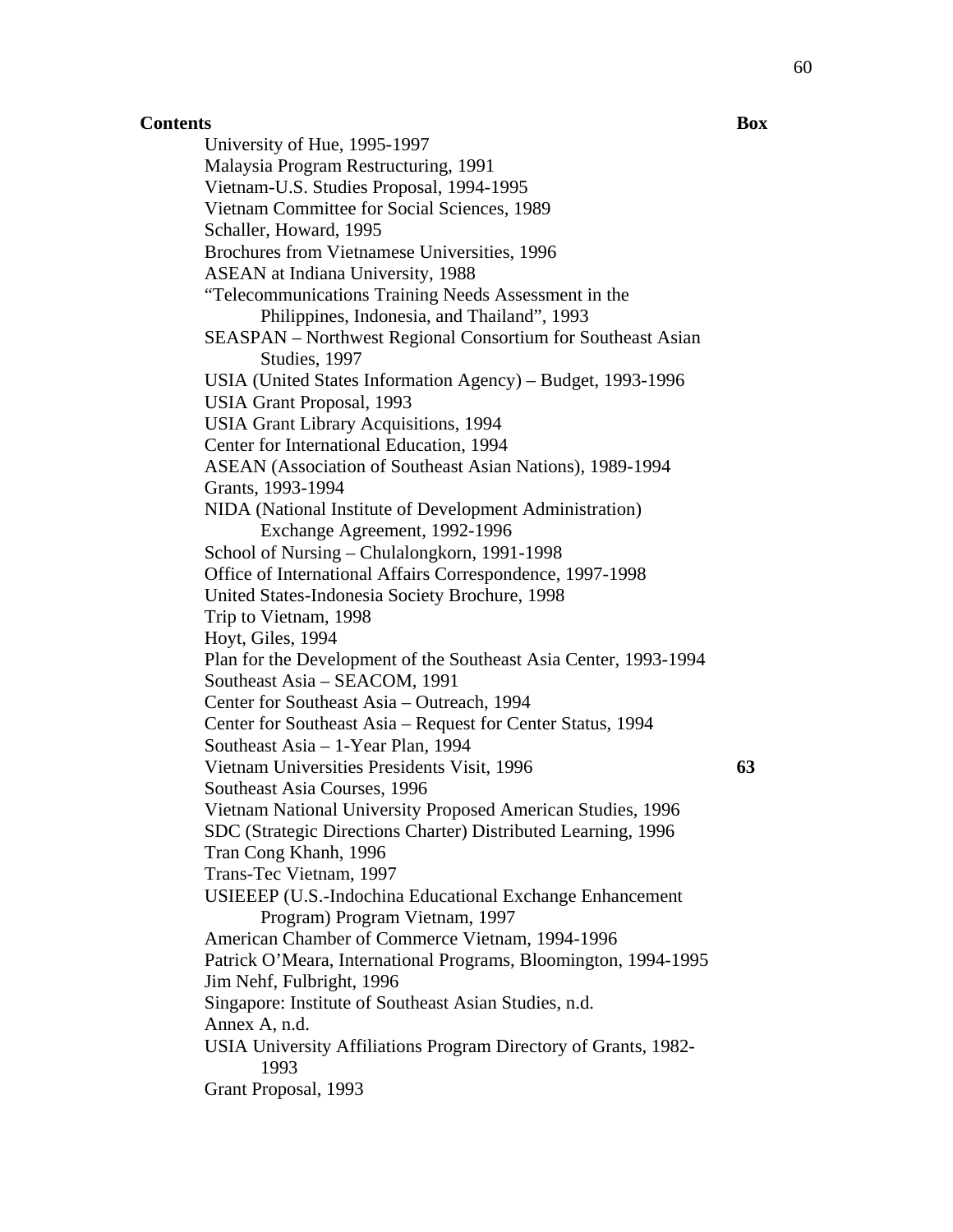| Contents | Box |
|---|---|
| University of Hue, 1995-1997 | |
| Malaysia Program Restructuring, 1991 | |
| Vietnam-U.S. Studies Proposal, 1994-1995 | |
| Vietnam Committee for Social Sciences, 1989 | |
| Schaller, Howard, 1995 | |
| Brochures from Vietnamese Universities, 1996 | |
| ASEAN at Indiana University, 1988 | |
| "Telecommunications Training Needs Assessment in the Philippines, Indonesia, and Thailand", 1993 | |
| SEASPAN – Northwest Regional Consortium for Southeast Asian Studies, 1997 | |
| USIA (United States Information Agency) – Budget, 1993-1996 | |
| USIA Grant Proposal, 1993 | |
| USIA Grant Library Acquisitions, 1994 | |
| Center for International Education, 1994 | |
| ASEAN (Association of Southeast Asian Nations), 1989-1994 | |
| Grants, 1993-1994 | |
| NIDA (National Institute of Development Administration) Exchange Agreement, 1992-1996 | |
| School of Nursing – Chulalongkorn, 1991-1998 | |
| Office of International Affairs Correspondence, 1997-1998 | |
| United States-Indonesia Society Brochure, 1998 | |
| Trip to Vietnam, 1998 | |
| Hoyt, Giles, 1994 | |
| Plan for the Development of the Southeast Asia Center, 1993-1994 | |
| Southeast Asia – SEACOM, 1991 | |
| Center for Southeast Asia – Outreach, 1994 | |
| Center for Southeast Asia – Request for Center Status, 1994 | |
| Southeast Asia – 1-Year Plan, 1994 | |
| Vietnam Universities Presidents Visit, 1996 | **63** |
| Southeast Asia Courses, 1996 | |
| Vietnam National University Proposed American Studies, 1996 | |
| SDC (Strategic Directions Charter) Distributed Learning, 1996 | |
| Tran Cong Khanh, 1996 | |
| Trans-Tec Vietnam, 1997 | |
| USIEEEP (U.S.-Indochina Educational Exchange Enhancement Program) Program Vietnam, 1997 | |
| American Chamber of Commerce Vietnam, 1994-1996 | |
| Patrick O'Meara, International Programs, Bloomington, 1994-1995 | |
| Jim Nehf, Fulbright, 1996 | |
| Singapore: Institute of Southeast Asian Studies, n.d. | |
| Annex A, n.d. | |
| USIA University Affiliations Program Directory of Grants, 1982-1993 | |
| Grant Proposal, 1993 | |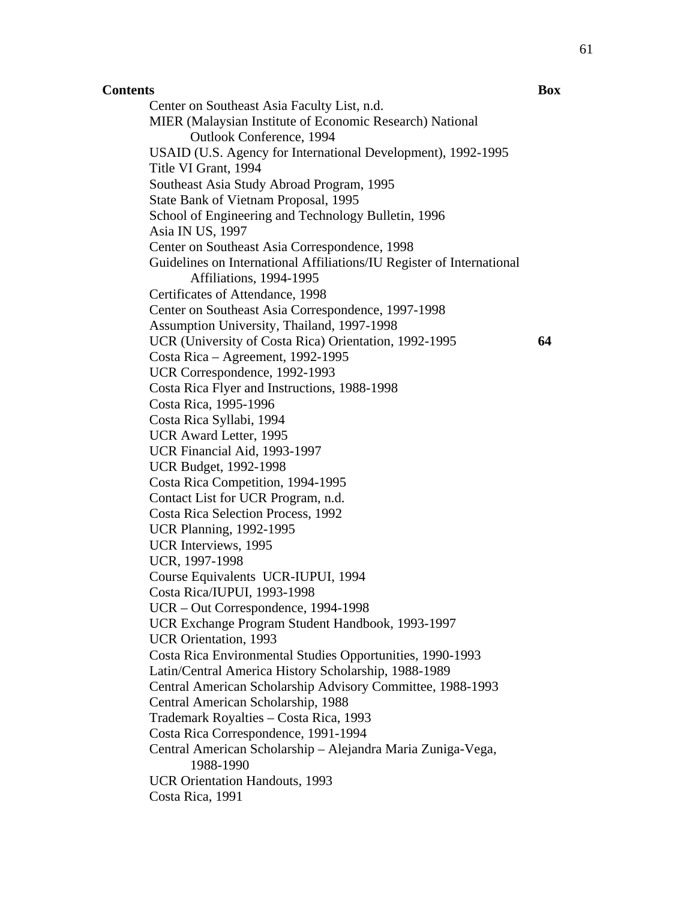| **Contents** | **Box** |
| --- | --- |
| Center on Southeast Asia Faculty List, n.d. | |
| MIER (Malaysian Institute of Economic Research) National Outlook Conference, 1994 | |
| USAID (U.S. Agency for International Development), 1992-1995 | |
| Title VI Grant, 1994 | |
| Southeast Asia Study Abroad Program, 1995 | |
| State Bank of Vietnam Proposal, 1995 | |
| School of Engineering and Technology Bulletin, 1996 | |
| Asia IN US, 1997 | |
| Center on Southeast Asia Correspondence, 1998 | |
| Guidelines on International Affiliations/IU Register of International Affiliations, 1994-1995 | |
| Certificates of Attendance, 1998 | |
| Center on Southeast Asia Correspondence, 1997-1998 | |
| Assumption University, Thailand, 1997-1998 | |
| UCR (University of Costa Rica) Orientation, 1992-1995 | **64** |
| Costa Rica – Agreement, 1992-1995 | |
| UCR Correspondence, 1992-1993 | |
| Costa Rica Flyer and Instructions, 1988-1998 | |
| Costa Rica, 1995-1996 | |
| Costa Rica Syllabi, 1994 | |
| UCR Award Letter, 1995 | |
| UCR Financial Aid, 1993-1997 | |
| UCR Budget, 1992-1998 | |
| Costa Rica Competition, 1994-1995 | |
| Contact List for UCR Program, n.d. | |
| Costa Rica Selection Process, 1992 | |
| UCR Planning, 1992-1995 | |
| UCR Interviews, 1995 | |
| UCR, 1997-1998 | |
| Course Equivalents UCR-IUPUI, 1994 | |
| Costa Rica/IUPUI, 1993-1998 | |
| UCR – Out Correspondence, 1994-1998 | |
| UCR Exchange Program Student Handbook, 1993-1997 | |
| UCR Orientation, 1993 | |
| Costa Rica Environmental Studies Opportunities, 1990-1993 | |
| Latin/Central America History Scholarship, 1988-1989 | |
| Central American Scholarship Advisory Committee, 1988-1993 | |
| Central American Scholarship, 1988 | |
| Trademark Royalties – Costa Rica, 1993 | |
| Costa Rica Correspondence, 1991-1994 | |
| Central American Scholarship – Alejandra Maria Zuniga-Vega, 1988-1990 | |
| UCR Orientation Handouts, 1993 | |
| Costa Rica, 1991 | |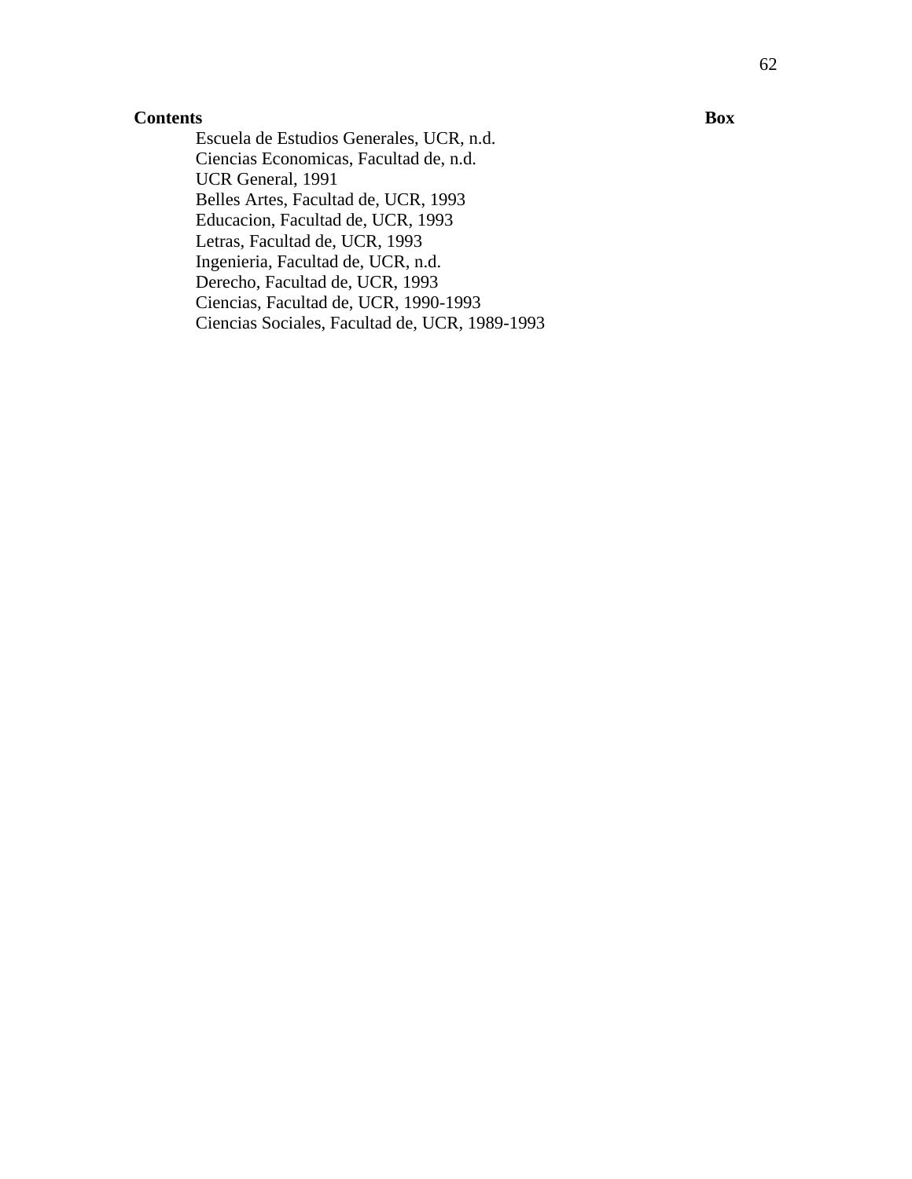| **Contents** | **Box** |
|---|---|
| Escuela de Estudios Generales, UCR, n.d. | |
| Ciencias Economicas, Facultad de, n.d. | |
| UCR General, 1991 | |
| Belles Artes, Facultad de, UCR, 1993 | |
| Educacion, Facultad de, UCR, 1993 | |
| Letras, Facultad de, UCR, 1993 | |
| Ingenieria, Facultad de, UCR, n.d. | |
| Derecho, Facultad de, UCR, 1993 | |
| Ciencias, Facultad de, UCR, 1990-1993 | |
| Ciencias Sociales, Facultad de, UCR, 1989-1993 | |